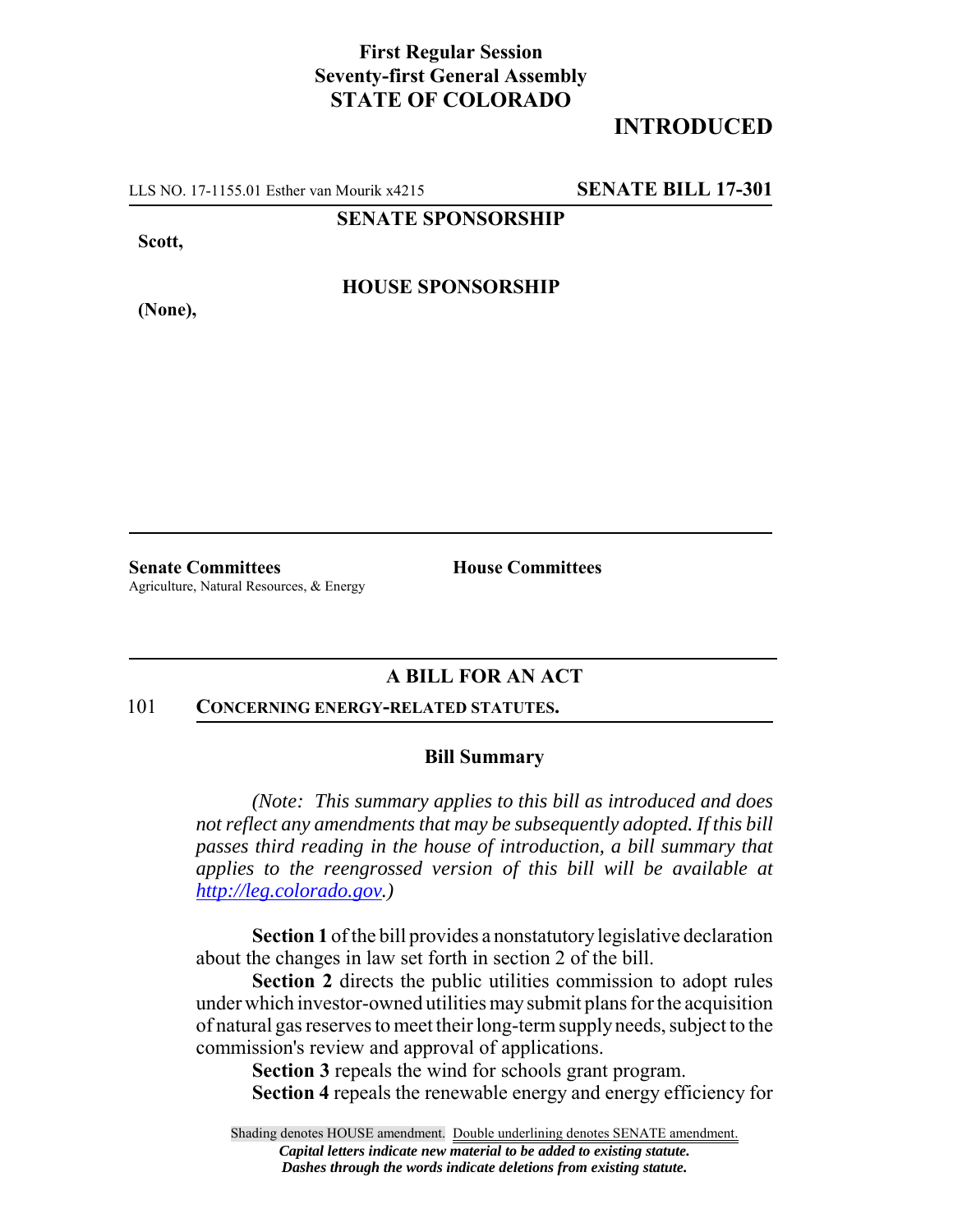**First Regular Session**
**Seventy-first General Assembly**
**STATE OF COLORADO**

# INTRODUCED

LLS NO. 17-1155.01 Esther van Mourik x4215 **SENATE BILL 17-301**

**SENATE SPONSORSHIP**

**Scott,**

**HOUSE SPONSORSHIP**

**(None),**

---

**Senate Committees**
Agriculture, Natural Resources, & Energy

**House Committees**

---

## A BILL FOR AN ACT

101 **CONCERNING ENERGY-RELATED STATUTES.**

### Bill Summary

*(Note: This summary applies to this bill as introduced and does not reflect any amendments that may be subsequently adopted. If this bill passes third reading in the house of introduction, a bill summary that applies to the reengrossed version of this bill will be available at http://leg.colorado.gov.)*

**Section 1** of the bill provides a nonstatutory legislative declaration about the changes in law set forth in section 2 of the bill.

**Section 2** directs the public utilities commission to adopt rules under which investor-owned utilities may submit plans for the acquisition of natural gas reserves to meet their long-term supply needs, subject to the commission's review and approval of applications.

**Section 3** repeals the wind for schools grant program.

**Section 4** repeals the renewable energy and energy efficiency for

Shading denotes HOUSE amendment. Double underlining denotes SENATE amendment.
*Capital letters indicate new material to be added to existing statute.*
*Dashes through the words indicate deletions from existing statute.*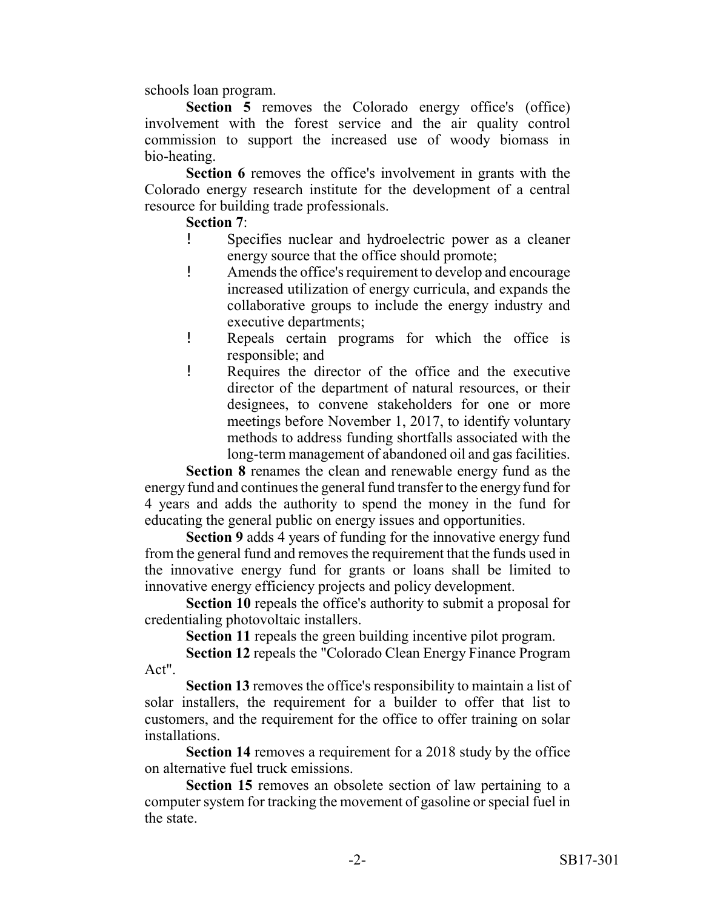schools loan program.

**Section 5** removes the Colorado energy office's (office) involvement with the forest service and the air quality control commission to support the increased use of woody biomass in bio-heating.

**Section 6** removes the office's involvement in grants with the Colorado energy research institute for the development of a central resource for building trade professionals.

**Section 7**:

- Specifies nuclear and hydroelectric power as a cleaner energy source that the office should promote;
- Amends the office's requirement to develop and encourage increased utilization of energy curricula, and expands the collaborative groups to include the energy industry and executive departments;
- Repeals certain programs for which the office is responsible; and
- Requires the director of the office and the executive director of the department of natural resources, or their designees, to convene stakeholders for one or more meetings before November 1, 2017, to identify voluntary methods to address funding shortfalls associated with the long-term management of abandoned oil and gas facilities.

**Section 8** renames the clean and renewable energy fund as the energy fund and continues the general fund transfer to the energy fund for 4 years and adds the authority to spend the money in the fund for educating the general public on energy issues and opportunities.

**Section 9** adds 4 years of funding for the innovative energy fund from the general fund and removes the requirement that the funds used in the innovative energy fund for grants or loans shall be limited to innovative energy efficiency projects and policy development.

**Section 10** repeals the office's authority to submit a proposal for credentialing photovoltaic installers.

**Section 11** repeals the green building incentive pilot program.

**Section 12** repeals the "Colorado Clean Energy Finance Program Act".

**Section 13** removes the office's responsibility to maintain a list of solar installers, the requirement for a builder to offer that list to customers, and the requirement for the office to offer training on solar installations.

**Section 14** removes a requirement for a 2018 study by the office on alternative fuel truck emissions.

**Section 15** removes an obsolete section of law pertaining to a computer system for tracking the movement of gasoline or special fuel in the state.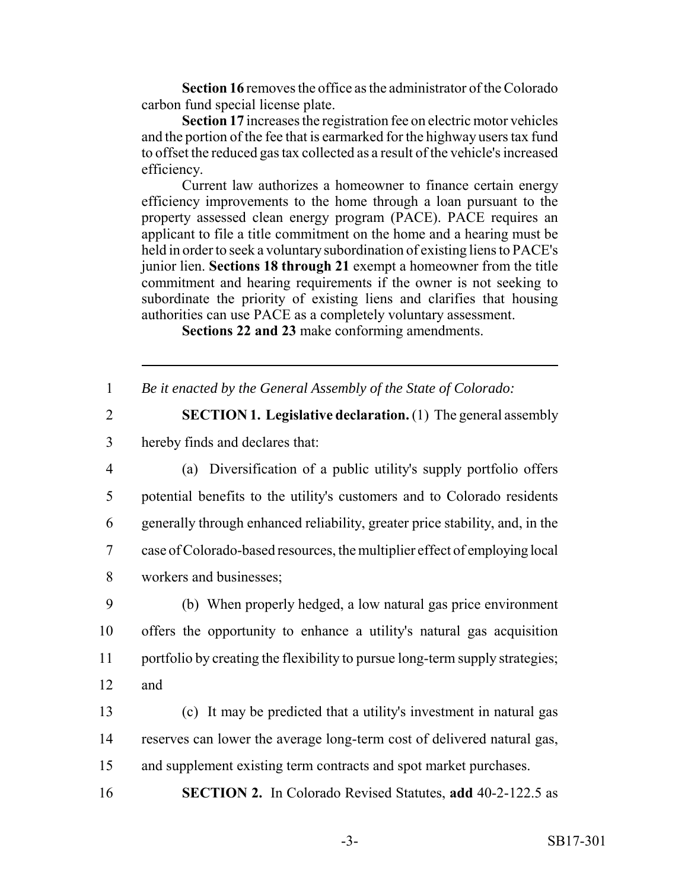**Section 16** removes the office as the administrator of the Colorado carbon fund special license plate.

**Section 17** increases the registration fee on electric motor vehicles and the portion of the fee that is earmarked for the highway users tax fund to offset the reduced gas tax collected as a result of the vehicle's increased efficiency.

Current law authorizes a homeowner to finance certain energy efficiency improvements to the home through a loan pursuant to the property assessed clean energy program (PACE). PACE requires an applicant to file a title commitment on the home and a hearing must be held in order to seek a voluntary subordination of existing liens to PACE's junior lien. **Sections 18 through 21** exempt a homeowner from the title commitment and hearing requirements if the owner is not seeking to subordinate the priority of existing liens and clarifies that housing authorities can use PACE as a completely voluntary assessment.

**Sections 22 and 23** make conforming amendments.

---

1 *Be it enacted by the General Assembly of the State of Colorado:*

2 **SECTION 1. Legislative declaration.** (1) The general assembly
3 hereby finds and declares that:

4 (a) Diversification of a public utility's supply portfolio offers
5 potential benefits to the utility's customers and to Colorado residents
6 generally through enhanced reliability, greater price stability, and, in the
7 case of Colorado-based resources, the multiplier effect of employing local
8 workers and businesses;

9 (b) When properly hedged, a low natural gas price environment
10 offers the opportunity to enhance a utility's natural gas acquisition
11 portfolio by creating the flexibility to pursue long-term supply strategies;
12 and

13 (c) It may be predicted that a utility's investment in natural gas
14 reserves can lower the average long-term cost of delivered natural gas,
15 and supplement existing term contracts and spot market purchases.

16 **SECTION 2.** In Colorado Revised Statutes, **add** 40-2-122.5 as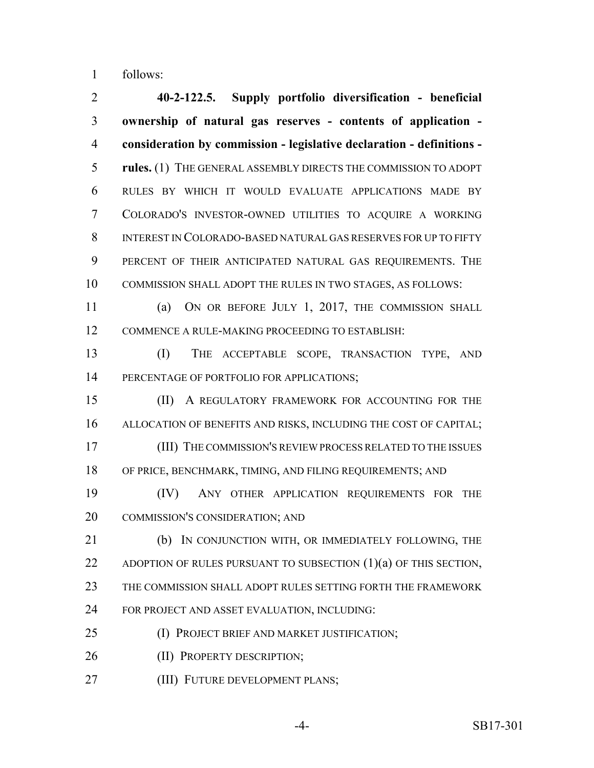follows:

**40-2-122.5. Supply portfolio diversification - beneficial ownership of natural gas reserves - contents of application - consideration by commission - legislative declaration - definitions - rules.** (1) THE GENERAL ASSEMBLY DIRECTS THE COMMISSION TO ADOPT RULES BY WHICH IT WOULD EVALUATE APPLICATIONS MADE BY COLORADO'S INVESTOR-OWNED UTILITIES TO ACQUIRE A WORKING INTEREST IN COLORADO-BASED NATURAL GAS RESERVES FOR UP TO FIFTY PERCENT OF THEIR ANTICIPATED NATURAL GAS REQUIREMENTS. THE COMMISSION SHALL ADOPT THE RULES IN TWO STAGES, AS FOLLOWS:

(a) ON OR BEFORE JULY 1, 2017, THE COMMISSION SHALL COMMENCE A RULE-MAKING PROCEEDING TO ESTABLISH:

(I) THE ACCEPTABLE SCOPE, TRANSACTION TYPE, AND PERCENTAGE OF PORTFOLIO FOR APPLICATIONS;

(II) A REGULATORY FRAMEWORK FOR ACCOUNTING FOR THE ALLOCATION OF BENEFITS AND RISKS, INCLUDING THE COST OF CAPITAL;

(III) THE COMMISSION'S REVIEW PROCESS RELATED TO THE ISSUES OF PRICE, BENCHMARK, TIMING, AND FILING REQUIREMENTS; AND

(IV) ANY OTHER APPLICATION REQUIREMENTS FOR THE COMMISSION'S CONSIDERATION; AND

(b) IN CONJUNCTION WITH, OR IMMEDIATELY FOLLOWING, THE ADOPTION OF RULES PURSUANT TO SUBSECTION (1)(a) OF THIS SECTION, THE COMMISSION SHALL ADOPT RULES SETTING FORTH THE FRAMEWORK FOR PROJECT AND ASSET EVALUATION, INCLUDING:

(I) PROJECT BRIEF AND MARKET JUSTIFICATION;

(II) PROPERTY DESCRIPTION;

(III) FUTURE DEVELOPMENT PLANS;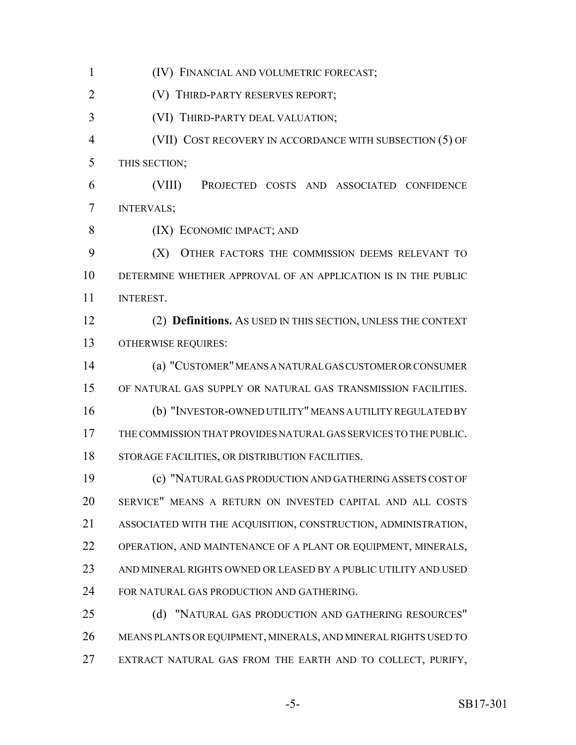(IV) FINANCIAL AND VOLUMETRIC FORECAST;

(V) THIRD-PARTY RESERVES REPORT;

(VI) THIRD-PARTY DEAL VALUATION;

(VII) COST RECOVERY IN ACCORDANCE WITH SUBSECTION (5) OF THIS SECTION;

(VIII) PROJECTED COSTS AND ASSOCIATED CONFIDENCE INTERVALS;

(IX) ECONOMIC IMPACT; AND

(X) OTHER FACTORS THE COMMISSION DEEMS RELEVANT TO DETERMINE WHETHER APPROVAL OF AN APPLICATION IS IN THE PUBLIC INTEREST.

(2) **Definitions.** AS USED IN THIS SECTION, UNLESS THE CONTEXT OTHERWISE REQUIRES:

(a) "CUSTOMER" MEANS A NATURAL GAS CUSTOMER OR CONSUMER OF NATURAL GAS SUPPLY OR NATURAL GAS TRANSMISSION FACILITIES.

(b) "INVESTOR-OWNED UTILITY" MEANS A UTILITY REGULATED BY THE COMMISSION THAT PROVIDES NATURAL GAS SERVICES TO THE PUBLIC. STORAGE FACILITIES, OR DISTRIBUTION FACILITIES.

(c) "NATURAL GAS PRODUCTION AND GATHERING ASSETS COST OF SERVICE" MEANS A RETURN ON INVESTED CAPITAL AND ALL COSTS ASSOCIATED WITH THE ACQUISITION, CONSTRUCTION, ADMINISTRATION, OPERATION, AND MAINTENANCE OF A PLANT OR EQUIPMENT, MINERALS, AND MINERAL RIGHTS OWNED OR LEASED BY A PUBLIC UTILITY AND USED FOR NATURAL GAS PRODUCTION AND GATHERING.

(d) "NATURAL GAS PRODUCTION AND GATHERING RESOURCES" MEANS PLANTS OR EQUIPMENT, MINERALS, AND MINERAL RIGHTS USED TO EXTRACT NATURAL GAS FROM THE EARTH AND TO COLLECT, PURIFY,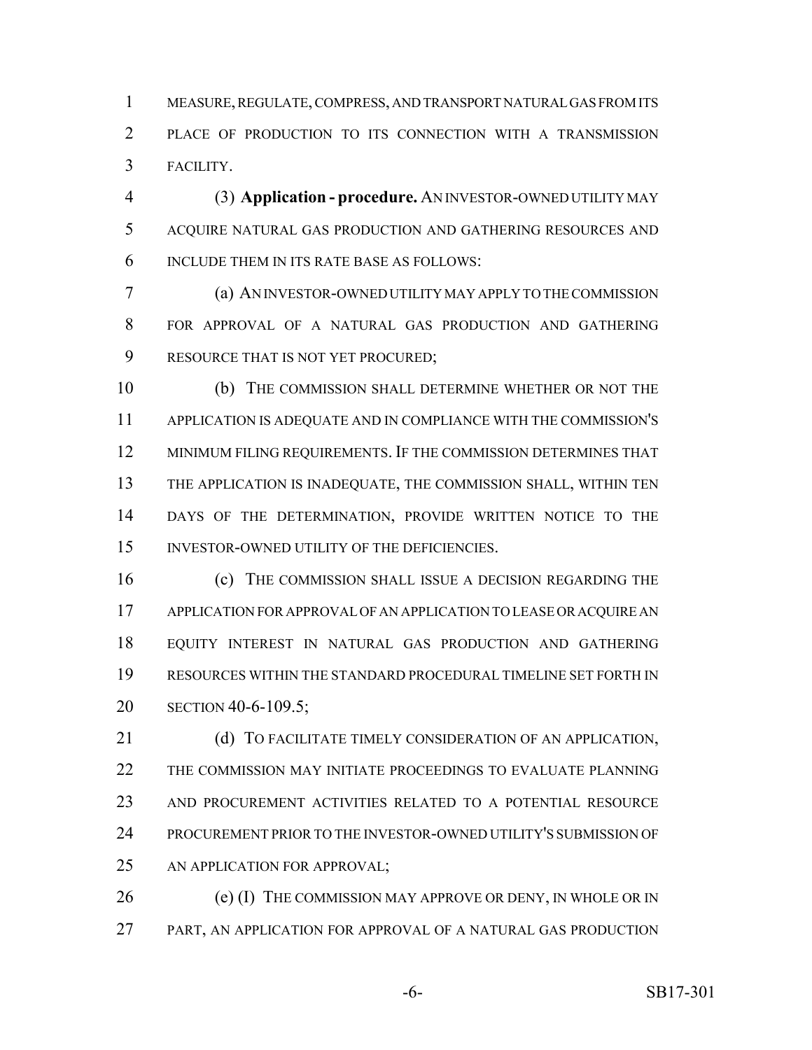MEASURE, REGULATE, COMPRESS, AND TRANSPORT NATURAL GAS FROM ITS PLACE OF PRODUCTION TO ITS CONNECTION WITH A TRANSMISSION FACILITY.

(3) **Application - procedure.** AN INVESTOR-OWNED UTILITY MAY ACQUIRE NATURAL GAS PRODUCTION AND GATHERING RESOURCES AND INCLUDE THEM IN ITS RATE BASE AS FOLLOWS:

(a) AN INVESTOR-OWNED UTILITY MAY APPLY TO THE COMMISSION FOR APPROVAL OF A NATURAL GAS PRODUCTION AND GATHERING RESOURCE THAT IS NOT YET PROCURED;

(b) THE COMMISSION SHALL DETERMINE WHETHER OR NOT THE APPLICATION IS ADEQUATE AND IN COMPLIANCE WITH THE COMMISSION'S MINIMUM FILING REQUIREMENTS. IF THE COMMISSION DETERMINES THAT THE APPLICATION IS INADEQUATE, THE COMMISSION SHALL, WITHIN TEN DAYS OF THE DETERMINATION, PROVIDE WRITTEN NOTICE TO THE INVESTOR-OWNED UTILITY OF THE DEFICIENCIES.

(c) THE COMMISSION SHALL ISSUE A DECISION REGARDING THE APPLICATION FOR APPROVAL OF AN APPLICATION TO LEASE OR ACQUIRE AN EQUITY INTEREST IN NATURAL GAS PRODUCTION AND GATHERING RESOURCES WITHIN THE STANDARD PROCEDURAL TIMELINE SET FORTH IN SECTION 40-6-109.5;

(d) TO FACILITATE TIMELY CONSIDERATION OF AN APPLICATION, THE COMMISSION MAY INITIATE PROCEEDINGS TO EVALUATE PLANNING AND PROCUREMENT ACTIVITIES RELATED TO A POTENTIAL RESOURCE PROCUREMENT PRIOR TO THE INVESTOR-OWNED UTILITY'S SUBMISSION OF AN APPLICATION FOR APPROVAL;

(e) (I) THE COMMISSION MAY APPROVE OR DENY, IN WHOLE OR IN PART, AN APPLICATION FOR APPROVAL OF A NATURAL GAS PRODUCTION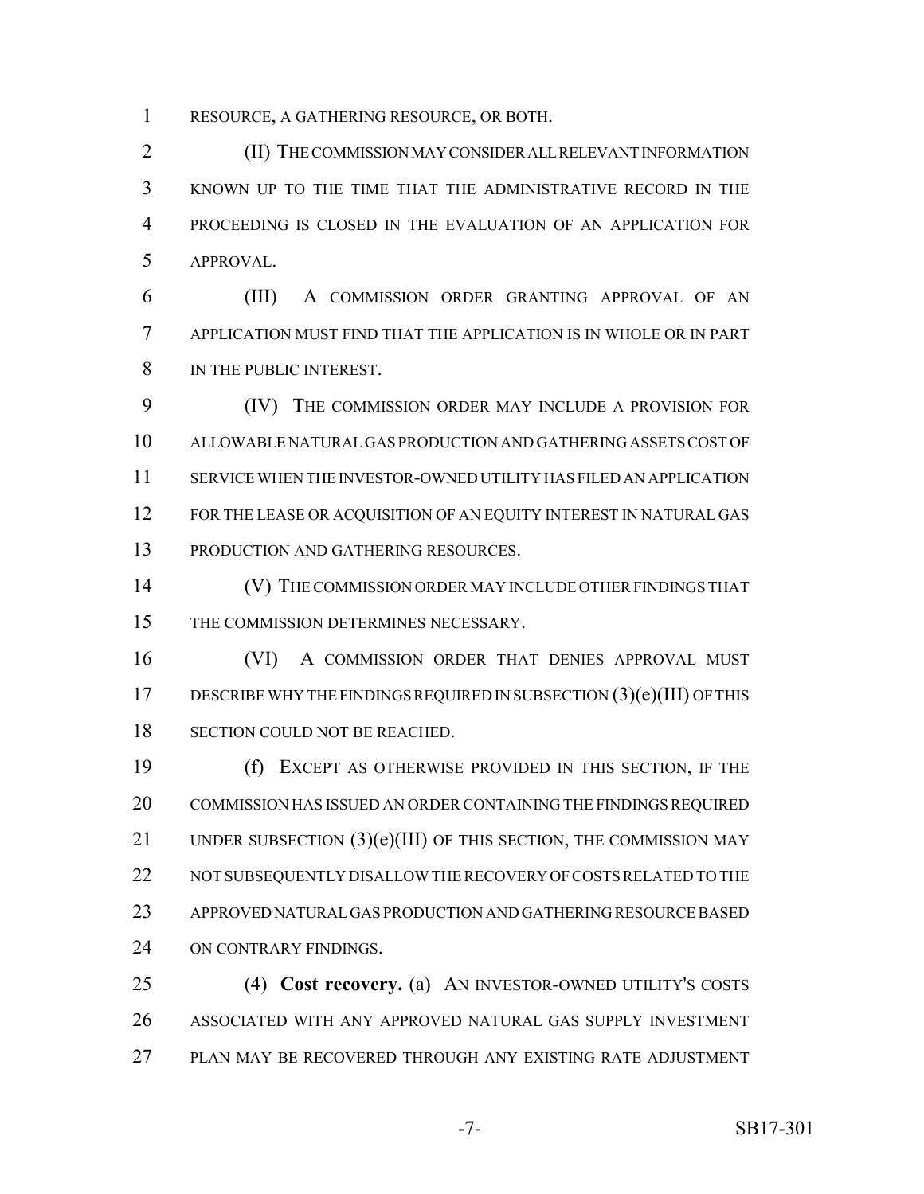RESOURCE, A GATHERING RESOURCE, OR BOTH.

(II) THE COMMISSION MAY CONSIDER ALL RELEVANT INFORMATION KNOWN UP TO THE TIME THAT THE ADMINISTRATIVE RECORD IN THE PROCEEDING IS CLOSED IN THE EVALUATION OF AN APPLICATION FOR APPROVAL.

(III) A COMMISSION ORDER GRANTING APPROVAL OF AN APPLICATION MUST FIND THAT THE APPLICATION IS IN WHOLE OR IN PART IN THE PUBLIC INTEREST.

(IV) THE COMMISSION ORDER MAY INCLUDE A PROVISION FOR ALLOWABLE NATURAL GAS PRODUCTION AND GATHERING ASSETS COST OF SERVICE WHEN THE INVESTOR-OWNED UTILITY HAS FILED AN APPLICATION FOR THE LEASE OR ACQUISITION OF AN EQUITY INTEREST IN NATURAL GAS PRODUCTION AND GATHERING RESOURCES.

(V) THE COMMISSION ORDER MAY INCLUDE OTHER FINDINGS THAT THE COMMISSION DETERMINES NECESSARY.

(VI) A COMMISSION ORDER THAT DENIES APPROVAL MUST DESCRIBE WHY THE FINDINGS REQUIRED IN SUBSECTION (3)(e)(III) OF THIS SECTION COULD NOT BE REACHED.

(f) EXCEPT AS OTHERWISE PROVIDED IN THIS SECTION, IF THE COMMISSION HAS ISSUED AN ORDER CONTAINING THE FINDINGS REQUIRED UNDER SUBSECTION (3)(e)(III) OF THIS SECTION, THE COMMISSION MAY NOT SUBSEQUENTLY DISALLOW THE RECOVERY OF COSTS RELATED TO THE APPROVED NATURAL GAS PRODUCTION AND GATHERING RESOURCE BASED ON CONTRARY FINDINGS.

(4) **Cost recovery.** (a) AN INVESTOR-OWNED UTILITY'S COSTS ASSOCIATED WITH ANY APPROVED NATURAL GAS SUPPLY INVESTMENT PLAN MAY BE RECOVERED THROUGH ANY EXISTING RATE ADJUSTMENT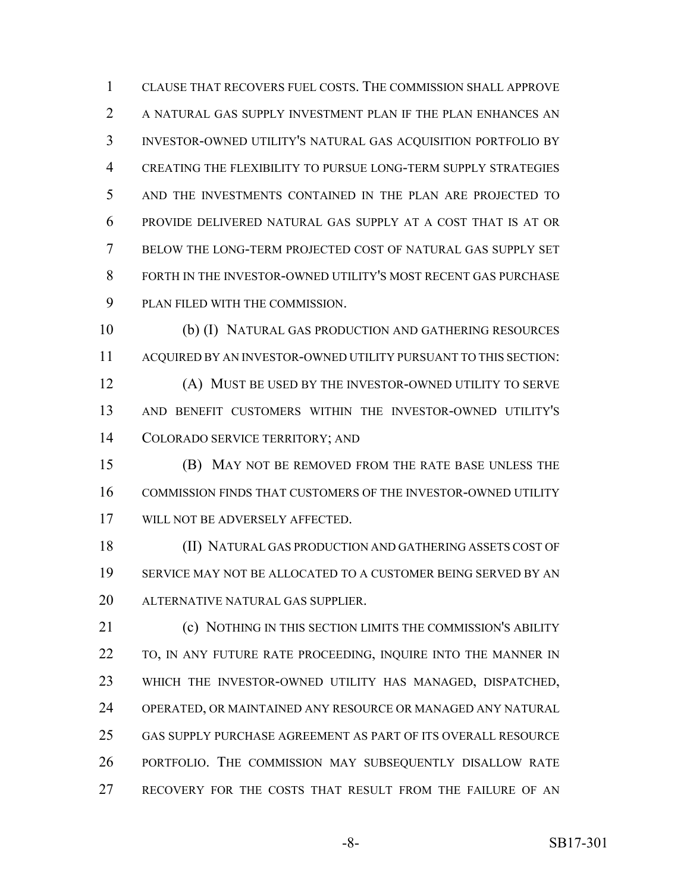CLAUSE THAT RECOVERS FUEL COSTS. THE COMMISSION SHALL APPROVE A NATURAL GAS SUPPLY INVESTMENT PLAN IF THE PLAN ENHANCES AN INVESTOR-OWNED UTILITY'S NATURAL GAS ACQUISITION PORTFOLIO BY CREATING THE FLEXIBILITY TO PURSUE LONG-TERM SUPPLY STRATEGIES AND THE INVESTMENTS CONTAINED IN THE PLAN ARE PROJECTED TO PROVIDE DELIVERED NATURAL GAS SUPPLY AT A COST THAT IS AT OR BELOW THE LONG-TERM PROJECTED COST OF NATURAL GAS SUPPLY SET FORTH IN THE INVESTOR-OWNED UTILITY'S MOST RECENT GAS PURCHASE PLAN FILED WITH THE COMMISSION.

(b) (I) NATURAL GAS PRODUCTION AND GATHERING RESOURCES ACQUIRED BY AN INVESTOR-OWNED UTILITY PURSUANT TO THIS SECTION:

(A) MUST BE USED BY THE INVESTOR-OWNED UTILITY TO SERVE AND BENEFIT CUSTOMERS WITHIN THE INVESTOR-OWNED UTILITY'S COLORADO SERVICE TERRITORY; AND

(B) MAY NOT BE REMOVED FROM THE RATE BASE UNLESS THE COMMISSION FINDS THAT CUSTOMERS OF THE INVESTOR-OWNED UTILITY WILL NOT BE ADVERSELY AFFECTED.

(II) NATURAL GAS PRODUCTION AND GATHERING ASSETS COST OF SERVICE MAY NOT BE ALLOCATED TO A CUSTOMER BEING SERVED BY AN ALTERNATIVE NATURAL GAS SUPPLIER.

(c) NOTHING IN THIS SECTION LIMITS THE COMMISSION'S ABILITY TO, IN ANY FUTURE RATE PROCEEDING, INQUIRE INTO THE MANNER IN WHICH THE INVESTOR-OWNED UTILITY HAS MANAGED, DISPATCHED, OPERATED, OR MAINTAINED ANY RESOURCE OR MANAGED ANY NATURAL GAS SUPPLY PURCHASE AGREEMENT AS PART OF ITS OVERALL RESOURCE PORTFOLIO. THE COMMISSION MAY SUBSEQUENTLY DISALLOW RATE RECOVERY FOR THE COSTS THAT RESULT FROM THE FAILURE OF AN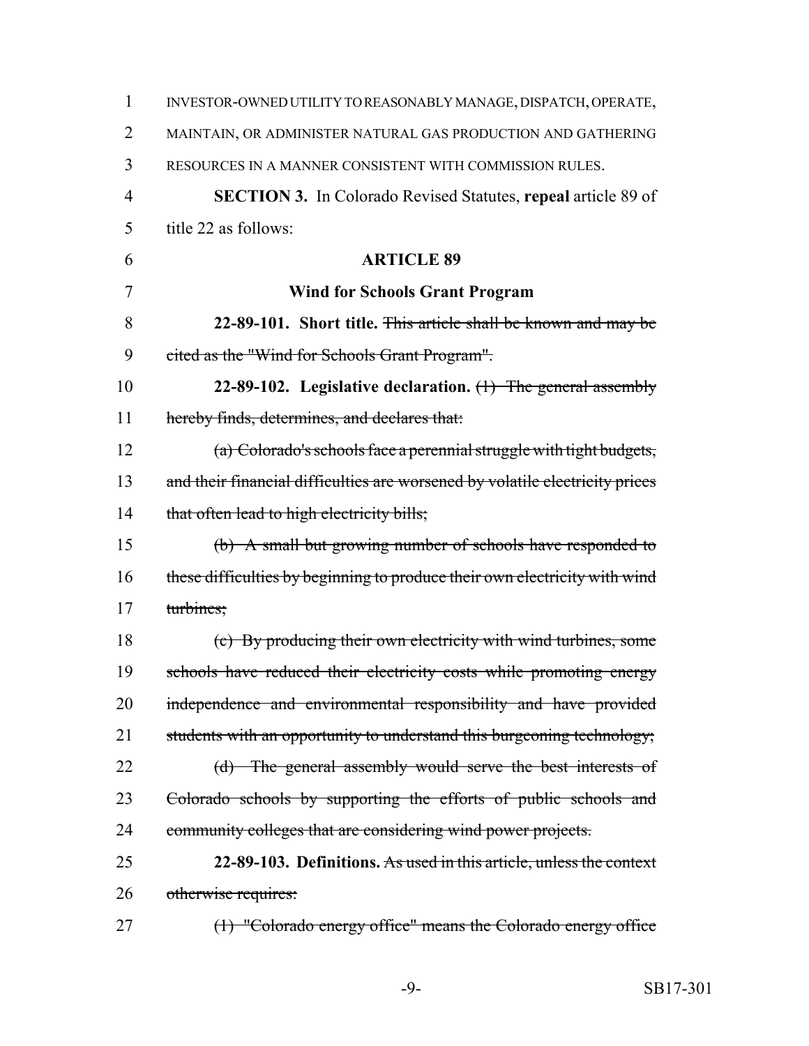INVESTOR-OWNED UTILITY TO REASONABLY MANAGE, DISPATCH, OPERATE, MAINTAIN, OR ADMINISTER NATURAL GAS PRODUCTION AND GATHERING RESOURCES IN A MANNER CONSISTENT WITH COMMISSION RULES.

**SECTION 3.** In Colorado Revised Statutes, **repeal** article 89 of title 22 as follows:

**ARTICLE 89**

**Wind for Schools Grant Program**

**22-89-101. Short title.** ~~This article shall be known and may be cited as the "Wind for Schools Grant Program".~~

**22-89-102. Legislative declaration.** ~~(1) The general assembly hereby finds, determines, and declares that:~~

~~(a) Colorado's schools face a perennial struggle with tight budgets, and their financial difficulties are worsened by volatile electricity prices that often lead to high electricity bills;~~

~~(b) A small but growing number of schools have responded to these difficulties by beginning to produce their own electricity with wind turbines;~~

~~(c) By producing their own electricity with wind turbines, some schools have reduced their electricity costs while promoting energy independence and environmental responsibility and have provided students with an opportunity to understand this burgeoning technology;~~

~~(d) The general assembly would serve the best interests of Colorado schools by supporting the efforts of public schools and community colleges that are considering wind power projects.~~

**22-89-103. Definitions.** ~~As used in this article, unless the context otherwise requires:~~

~~(1) "Colorado energy office" means the Colorado energy office~~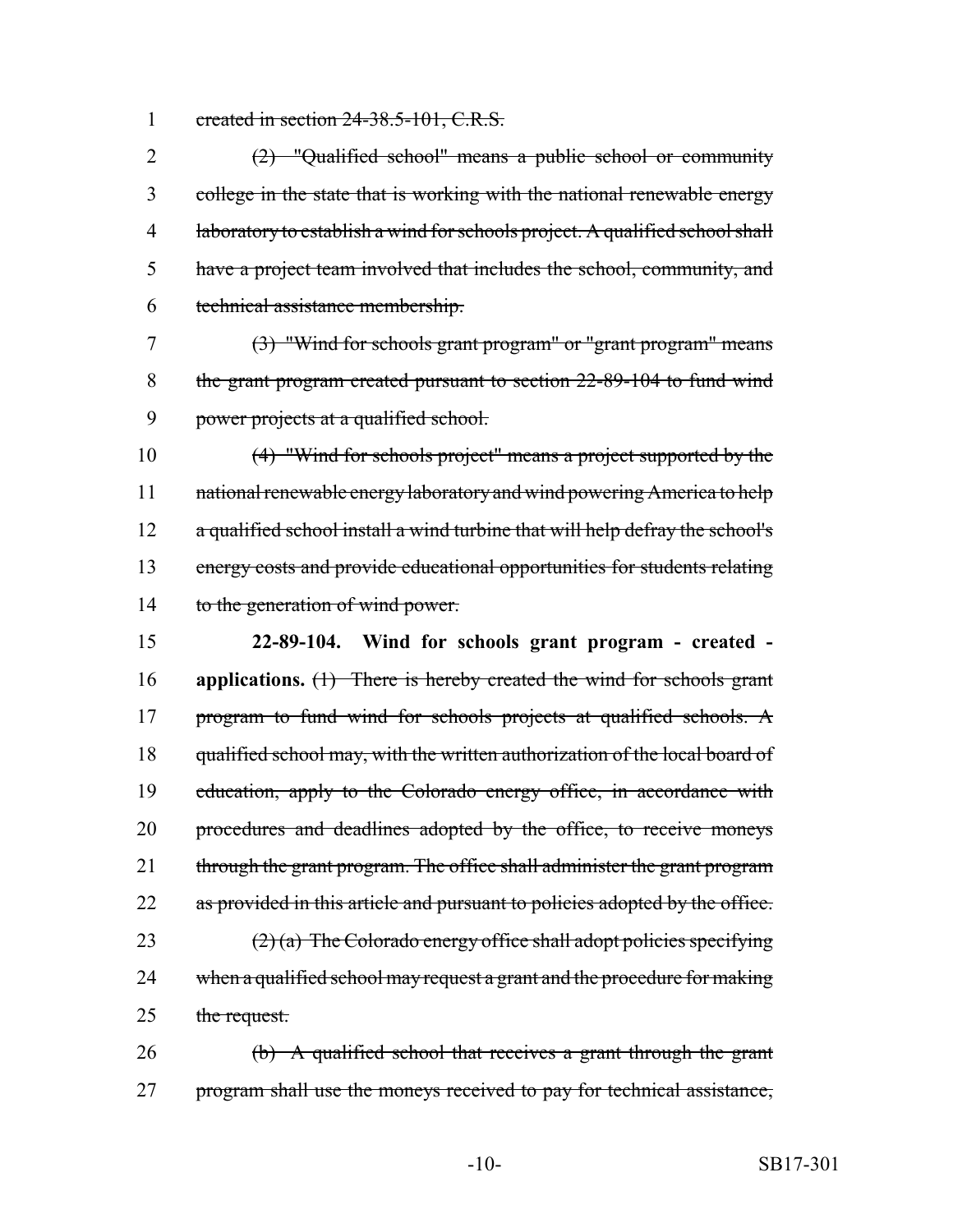created in section 24-38.5-101, C.R.S.

(2) "Qualified school" means a public school or community college in the state that is working with the national renewable energy laboratory to establish a wind for schools project. A qualified school shall have a project team involved that includes the school, community, and technical assistance membership.

(3) "Wind for schools grant program" or "grant program" means the grant program created pursuant to section 22-89-104 to fund wind power projects at a qualified school.

(4) "Wind for schools project" means a project supported by the national renewable energy laboratory and wind powering America to help a qualified school install a wind turbine that will help defray the school's energy costs and provide educational opportunities for students relating to the generation of wind power.

**22-89-104. Wind for schools grant program - created - applications.** (1) There is hereby created the wind for schools grant program to fund wind for schools projects at qualified schools. A qualified school may, with the written authorization of the local board of education, apply to the Colorado energy office, in accordance with procedures and deadlines adopted by the office, to receive moneys through the grant program. The office shall administer the grant program as provided in this article and pursuant to policies adopted by the office.

(2) (a) The Colorado energy office shall adopt policies specifying when a qualified school may request a grant and the procedure for making the request.

(b) A qualified school that receives a grant through the grant program shall use the moneys received to pay for technical assistance,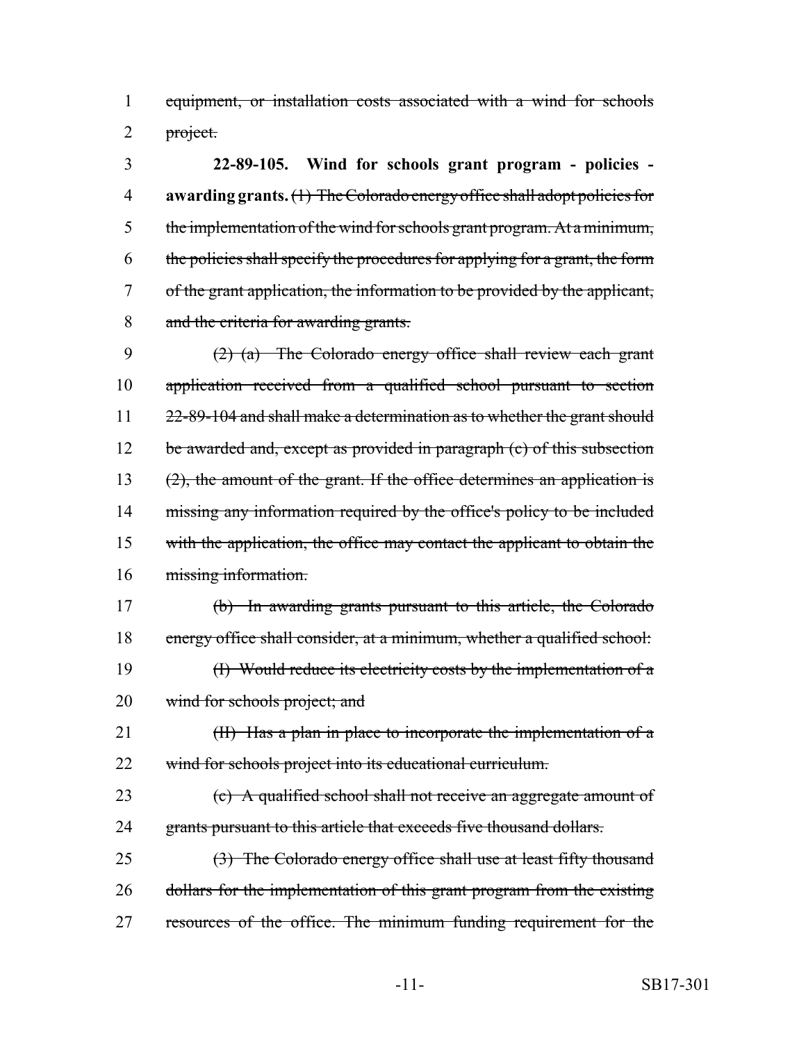~~equipment, or installation costs associated with a wind for schools project.~~

**22-89-105. Wind for schools grant program - policies - awarding grants.** ~~(1) The Colorado energy office shall adopt policies for the implementation of the wind for schools grant program. At a minimum, the policies shall specify the procedures for applying for a grant, the form of the grant application, the information to be provided by the applicant, and the criteria for awarding grants.~~

~~(2) (a) The Colorado energy office shall review each grant application received from a qualified school pursuant to section 22-89-104 and shall make a determination as to whether the grant should be awarded and, except as provided in paragraph (c) of this subsection (2), the amount of the grant. If the office determines an application is missing any information required by the office's policy to be included with the application, the office may contact the applicant to obtain the missing information.~~

~~(b) In awarding grants pursuant to this article, the Colorado energy office shall consider, at a minimum, whether a qualified school:~~

~~(I) Would reduce its electricity costs by the implementation of a wind for schools project; and~~

~~(II) Has a plan in place to incorporate the implementation of a wind for schools project into its educational curriculum.~~

~~(c) A qualified school shall not receive an aggregate amount of grants pursuant to this article that exceeds five thousand dollars.~~

~~(3) The Colorado energy office shall use at least fifty thousand dollars for the implementation of this grant program from the existing resources of the office. The minimum funding requirement for the~~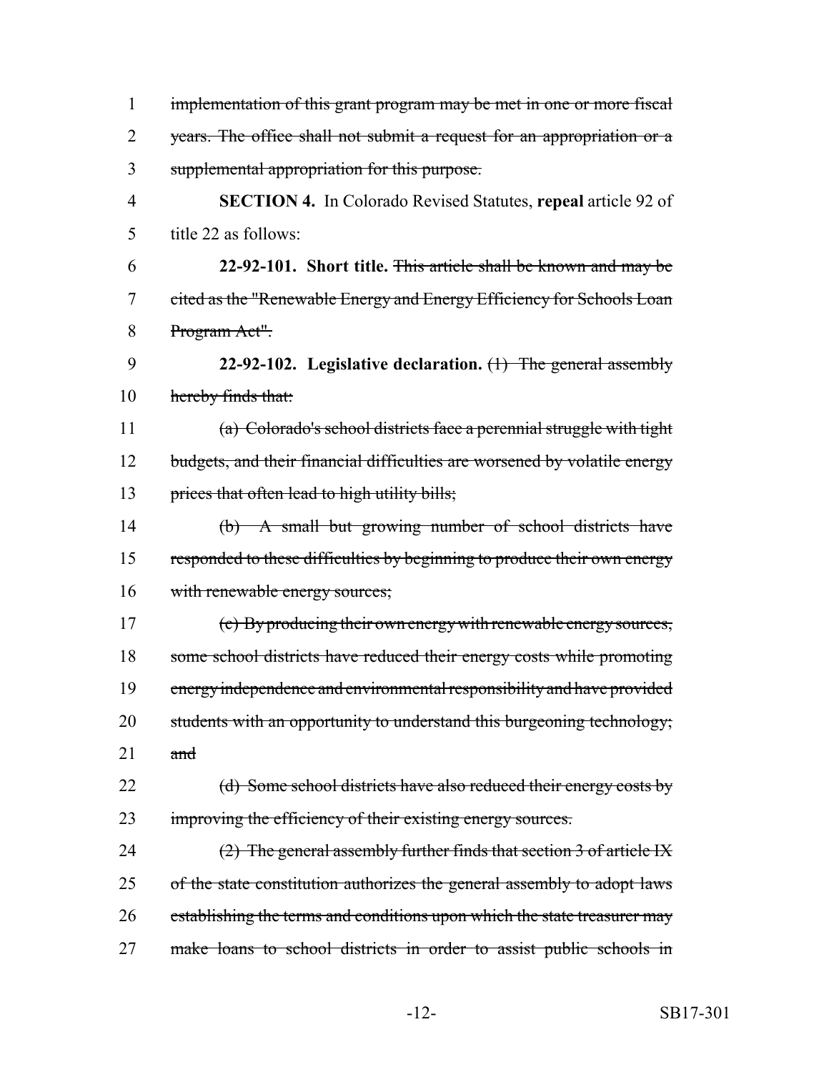~~implementation of this grant program may be met in one or more fiscal years. The office shall not submit a request for an appropriation or a supplemental appropriation for this purpose.~~

**SECTION 4.** In Colorado Revised Statutes, **repeal** article 92 of title 22 as follows:

**22-92-101. Short title.** ~~This article shall be known and may be cited as the "Renewable Energy and Energy Efficiency for Schools Loan Program Act".~~

**22-92-102. Legislative declaration.** ~~(1) The general assembly hereby finds that:~~

~~(a) Colorado's school districts face a perennial struggle with tight budgets, and their financial difficulties are worsened by volatile energy prices that often lead to high utility bills;~~

~~(b) A small but growing number of school districts have responded to these difficulties by beginning to produce their own energy with renewable energy sources;~~

~~(c) By producing their own energy with renewable energy sources, some school districts have reduced their energy costs while promoting energy independence and environmental responsibility and have provided students with an opportunity to understand this burgeoning technology; and~~

~~(d) Some school districts have also reduced their energy costs by improving the efficiency of their existing energy sources.~~

~~(2) The general assembly further finds that section 3 of article IX of the state constitution authorizes the general assembly to adopt laws establishing the terms and conditions upon which the state treasurer may make loans to school districts in order to assist public schools in~~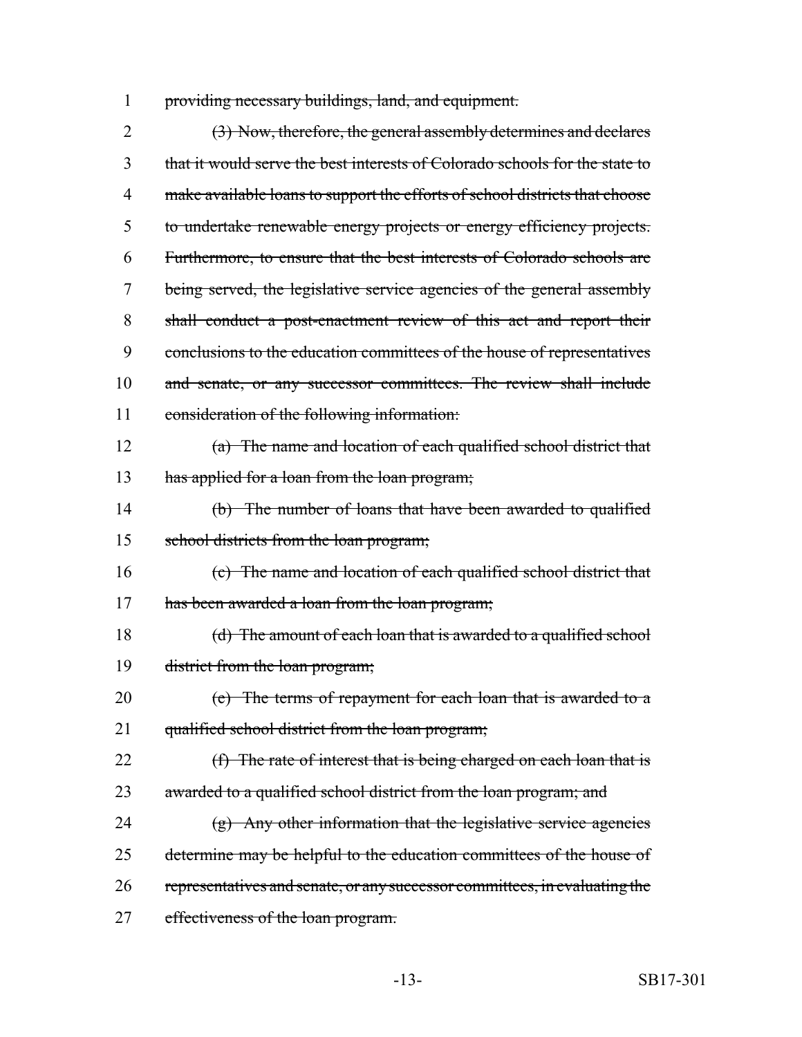~~providing necessary buildings, land, and equipment.~~

~~(3) Now, therefore, the general assembly determines and declares that it would serve the best interests of Colorado schools for the state to make available loans to support the efforts of school districts that choose to undertake renewable energy projects or energy efficiency projects. Furthermore, to ensure that the best interests of Colorado schools are being served, the legislative service agencies of the general assembly shall conduct a post-enactment review of this act and report their conclusions to the education committees of the house of representatives and senate, or any successor committees. The review shall include consideration of the following information:~~

~~(a) The name and location of each qualified school district that has applied for a loan from the loan program;~~

~~(b) The number of loans that have been awarded to qualified school districts from the loan program;~~

~~(c) The name and location of each qualified school district that has been awarded a loan from the loan program;~~

~~(d) The amount of each loan that is awarded to a qualified school district from the loan program;~~

~~(e) The terms of repayment for each loan that is awarded to a qualified school district from the loan program;~~

~~(f) The rate of interest that is being charged on each loan that is awarded to a qualified school district from the loan program; and~~

~~(g) Any other information that the legislative service agencies determine may be helpful to the education committees of the house of representatives and senate, or any successor committees, in evaluating the effectiveness of the loan program.~~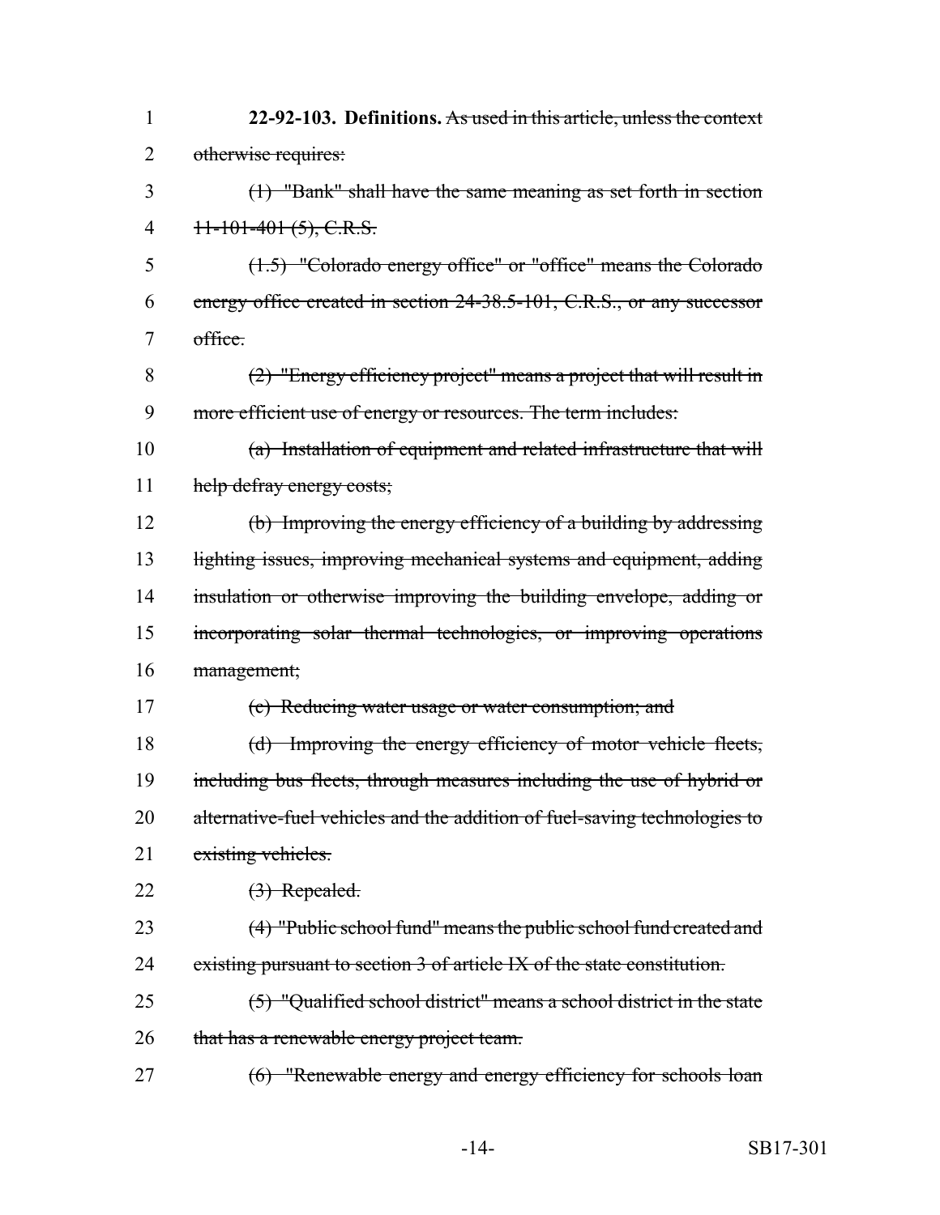**22-92-103. Definitions.** ~~As used in this article, unless the context otherwise requires:~~

~~(1) "Bank" shall have the same meaning as set forth in section 11-101-401 (5), C.R.S.~~

~~(1.5) "Colorado energy office" or "office" means the Colorado energy office created in section 24-38.5-101, C.R.S., or any successor office.~~

~~(2) "Energy efficiency project" means a project that will result in more efficient use of energy or resources. The term includes:~~

~~(a) Installation of equipment and related infrastructure that will help defray energy costs;~~

~~(b) Improving the energy efficiency of a building by addressing lighting issues, improving mechanical systems and equipment, adding insulation or otherwise improving the building envelope, adding or incorporating solar thermal technologies, or improving operations management;~~

~~(c) Reducing water usage or water consumption; and~~

~~(d) Improving the energy efficiency of motor vehicle fleets, including bus fleets, through measures including the use of hybrid or alternative-fuel vehicles and the addition of fuel-saving technologies to existing vehicles.~~

~~(3) Repealed.~~

~~(4) "Public school fund" means the public school fund created and existing pursuant to section 3 of article IX of the state constitution.~~

~~(5) "Qualified school district" means a school district in the state that has a renewable energy project team.~~

~~(6) "Renewable energy and energy efficiency for schools loan~~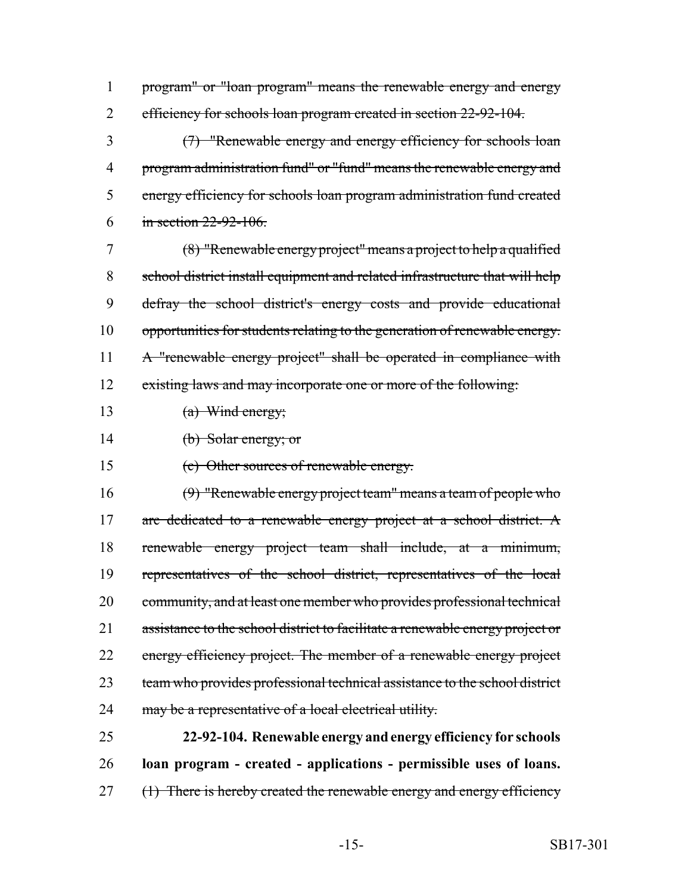1 program" or "loan program" means the renewable energy and energy
2 efficiency for schools loan program created in section 22-92-104.

3 (7) "Renewable energy and energy efficiency for schools loan
4 program administration fund" or "fund" means the renewable energy and
5 energy efficiency for schools loan program administration fund created
6 in section 22-92-106.

7 (8) "Renewable energy project" means a project to help a qualified
8 school district install equipment and related infrastructure that will help
9 defray the school district's energy costs and provide educational
10 opportunities for students relating to the generation of renewable energy.
11 A "renewable energy project" shall be operated in compliance with
12 existing laws and may incorporate one or more of the following:

13 (a) Wind energy;

14 (b) Solar energy; or

15 (c) Other sources of renewable energy.

16 (9) "Renewable energy project team" means a team of people who
17 are dedicated to a renewable energy project at a school district. A
18 renewable energy project team shall include, at a minimum,
19 representatives of the school district, representatives of the local
20 community, and at least one member who provides professional technical
21 assistance to the school district to facilitate a renewable energy project or
22 energy efficiency project. The member of a renewable energy project
23 team who provides professional technical assistance to the school district
24 may be a representative of a local electrical utility.

25 **22-92-104. Renewable energy and energy efficiency for schools**
26 **loan program - created - applications - permissible uses of loans.**
27 (1) There is hereby created the renewable energy and energy efficiency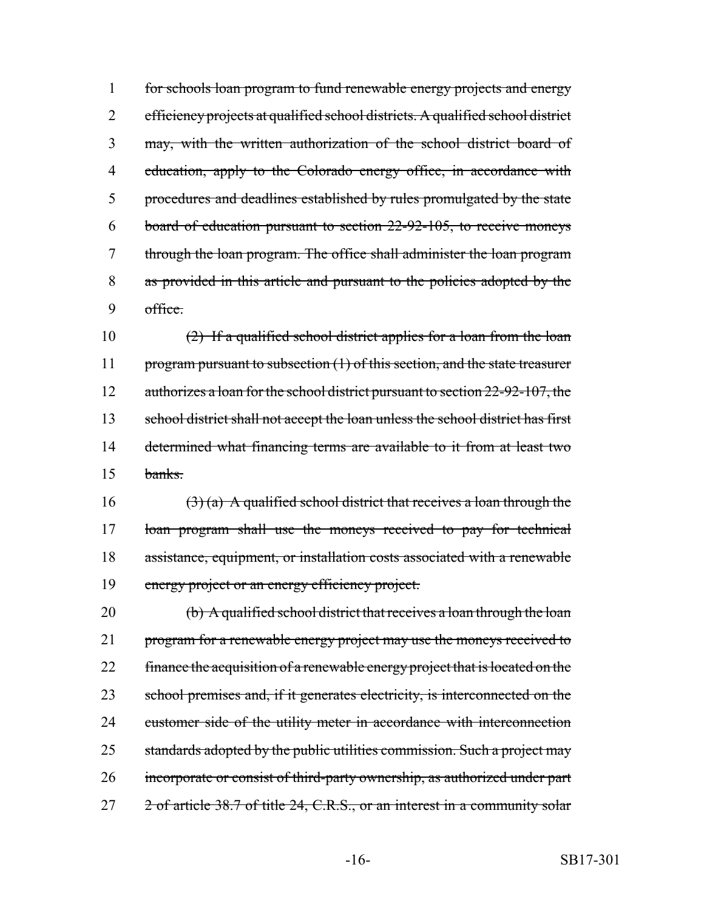for schools loan program to fund renewable energy projects and energy efficiency projects at qualified school districts. A qualified school district may, with the written authorization of the school district board of education, apply to the Colorado energy office, in accordance with procedures and deadlines established by rules promulgated by the state board of education pursuant to section 22-92-105, to receive moneys through the loan program. The office shall administer the loan program as provided in this article and pursuant to the policies adopted by the office.

(2) If a qualified school district applies for a loan from the loan program pursuant to subsection (1) of this section, and the state treasurer authorizes a loan for the school district pursuant to section 22-92-107, the school district shall not accept the loan unless the school district has first determined what financing terms are available to it from at least two banks.

(3) (a) A qualified school district that receives a loan through the loan program shall use the moneys received to pay for technical assistance, equipment, or installation costs associated with a renewable energy project or an energy efficiency project.

(b) A qualified school district that receives a loan through the loan program for a renewable energy project may use the moneys received to finance the acquisition of a renewable energy project that is located on the school premises and, if it generates electricity, is interconnected on the customer side of the utility meter in accordance with interconnection standards adopted by the public utilities commission. Such a project may incorporate or consist of third-party ownership, as authorized under part 2 of article 38.7 of title 24, C.R.S., or an interest in a community solar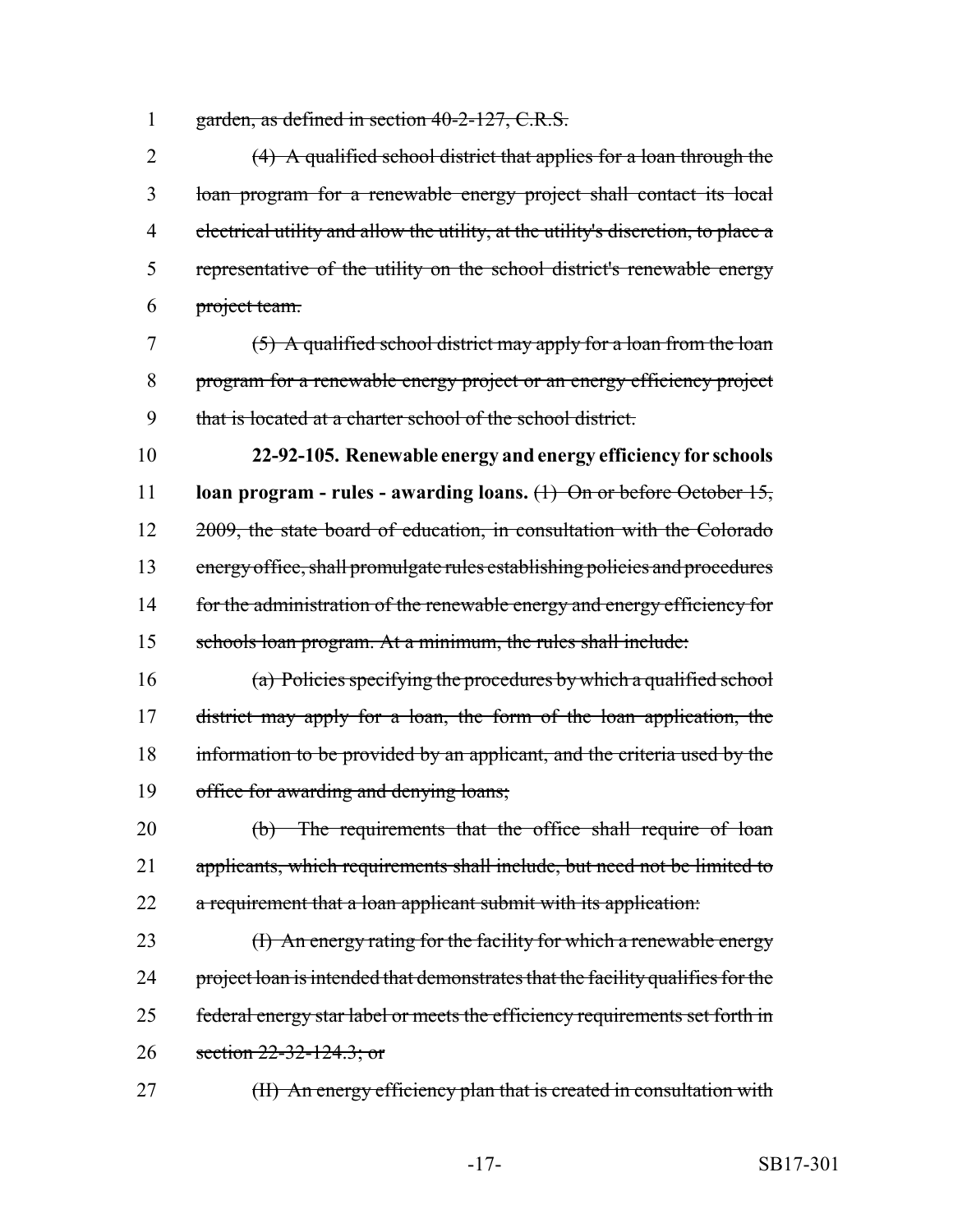1 garden, as defined in section 40-2-127, C.R.S.

2 (4) A qualified school district that applies for a loan through the
3 loan program for a renewable energy project shall contact its local
4 electrical utility and allow the utility, at the utility's discretion, to place a
5 representative of the utility on the school district's renewable energy
6 project team.

7 (5) A qualified school district may apply for a loan from the loan
8 program for a renewable energy project or an energy efficiency project
9 that is located at a charter school of the school district.

10 **22-92-105. Renewable energy and energy efficiency for schools**
11 **loan program - rules - awarding loans.** (1) On or before October 15,
12 2009, the state board of education, in consultation with the Colorado
13 energy office, shall promulgate rules establishing policies and procedures
14 for the administration of the renewable energy and energy efficiency for
15 schools loan program. At a minimum, the rules shall include:

16 (a) Policies specifying the procedures by which a qualified school
17 district may apply for a loan, the form of the loan application, the
18 information to be provided by an applicant, and the criteria used by the
19 office for awarding and denying loans;

20 (b) The requirements that the office shall require of loan
21 applicants, which requirements shall include, but need not be limited to
22 a requirement that a loan applicant submit with its application:

23 (I) An energy rating for the facility for which a renewable energy
24 project loan is intended that demonstrates that the facility qualifies for the
25 federal energy star label or meets the efficiency requirements set forth in
26 section 22-32-124.3; or

27 (II) An energy efficiency plan that is created in consultation with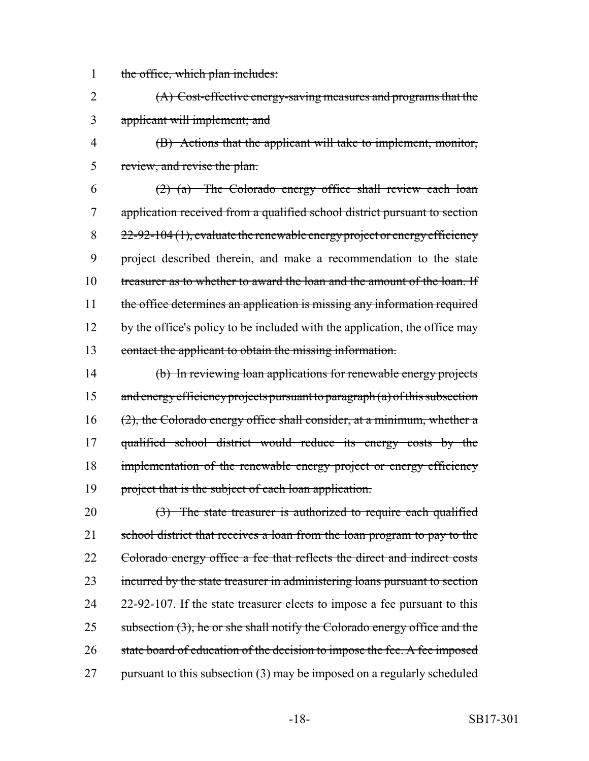the office, which plan includes:

(A) Cost-effective energy-saving measures and programs that the applicant will implement; and

(B) Actions that the applicant will take to implement, monitor, review, and revise the plan.

(2) (a) The Colorado energy office shall review each loan application received from a qualified school district pursuant to section 22-92-104 (1), evaluate the renewable energy project or energy efficiency project described therein, and make a recommendation to the state treasurer as to whether to award the loan and the amount of the loan. If the office determines an application is missing any information required by the office's policy to be included with the application, the office may contact the applicant to obtain the missing information.

(b) In reviewing loan applications for renewable energy projects and energy efficiency projects pursuant to paragraph (a) of this subsection (2), the Colorado energy office shall consider, at a minimum, whether a qualified school district would reduce its energy costs by the implementation of the renewable energy project or energy efficiency project that is the subject of each loan application.

(3) The state treasurer is authorized to require each qualified school district that receives a loan from the loan program to pay to the Colorado energy office a fee that reflects the direct and indirect costs incurred by the state treasurer in administering loans pursuant to section 22-92-107. If the state treasurer elects to impose a fee pursuant to this subsection (3), he or she shall notify the Colorado energy office and the state board of education of the decision to impose the fee. A fee imposed pursuant to this subsection (3) may be imposed on a regularly scheduled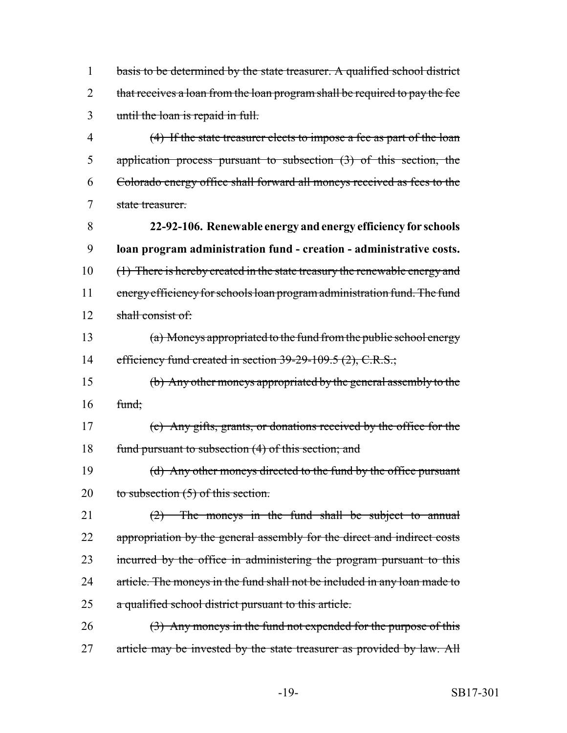basis to be determined by the state treasurer. A qualified school district that receives a loan from the loan program shall be required to pay the fee until the loan is repaid in full.

(4) If the state treasurer elects to impose a fee as part of the loan application process pursuant to subsection (3) of this section, the Colorado energy office shall forward all moneys received as fees to the state treasurer.

**22-92-106. Renewable energy and energy efficiency for schools loan program administration fund - creation - administrative costs.** (1) There is hereby created in the state treasury the renewable energy and energy efficiency for schools loan program administration fund. The fund shall consist of:

(a) Moneys appropriated to the fund from the public school energy efficiency fund created in section 39-29-109.5 (2), C.R.S.;

(b) Any other moneys appropriated by the general assembly to the fund;

(c) Any gifts, grants, or donations received by the office for the fund pursuant to subsection (4) of this section; and

(d) Any other moneys directed to the fund by the office pursuant to subsection (5) of this section.

(2) The moneys in the fund shall be subject to annual appropriation by the general assembly for the direct and indirect costs incurred by the office in administering the program pursuant to this article. The moneys in the fund shall not be included in any loan made to a qualified school district pursuant to this article.

(3) Any moneys in the fund not expended for the purpose of this article may be invested by the state treasurer as provided by law. All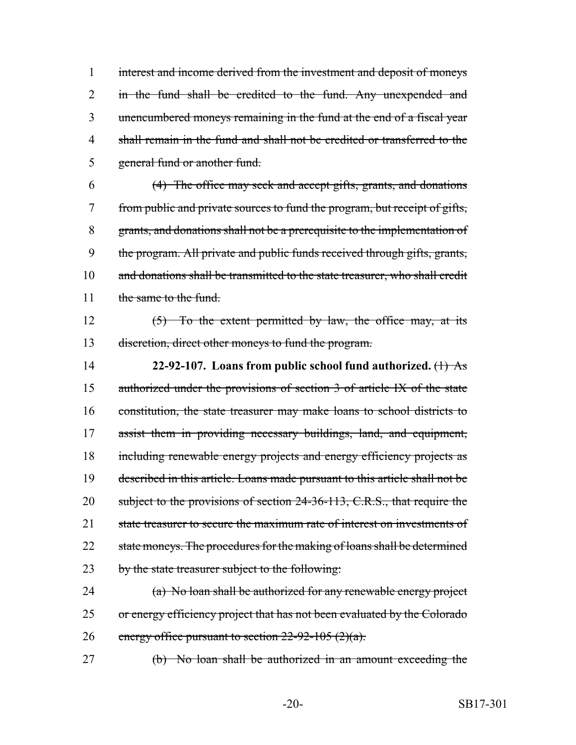interest and income derived from the investment and deposit of moneys in the fund shall be credited to the fund. Any unexpended and unencumbered moneys remaining in the fund at the end of a fiscal year shall remain in the fund and shall not be credited or transferred to the general fund or another fund.

(4) The office may seek and accept gifts, grants, and donations from public and private sources to fund the program, but receipt of gifts, grants, and donations shall not be a prerequisite to the implementation of the program. All private and public funds received through gifts, grants, and donations shall be transmitted to the state treasurer, who shall credit the same to the fund.

(5) To the extent permitted by law, the office may, at its discretion, direct other moneys to fund the program.

**22-92-107. Loans from public school fund authorized.** (1) As authorized under the provisions of section 3 of article IX of the state constitution, the state treasurer may make loans to school districts to assist them in providing necessary buildings, land, and equipment, including renewable energy projects and energy efficiency projects as described in this article. Loans made pursuant to this article shall not be subject to the provisions of section 24-36-113, C.R.S., that require the state treasurer to secure the maximum rate of interest on investments of state moneys. The procedures for the making of loans shall be determined by the state treasurer subject to the following:

(a) No loan shall be authorized for any renewable energy project or energy efficiency project that has not been evaluated by the Colorado energy office pursuant to section 22-92-105 (2)(a).

(b) No loan shall be authorized in an amount exceeding the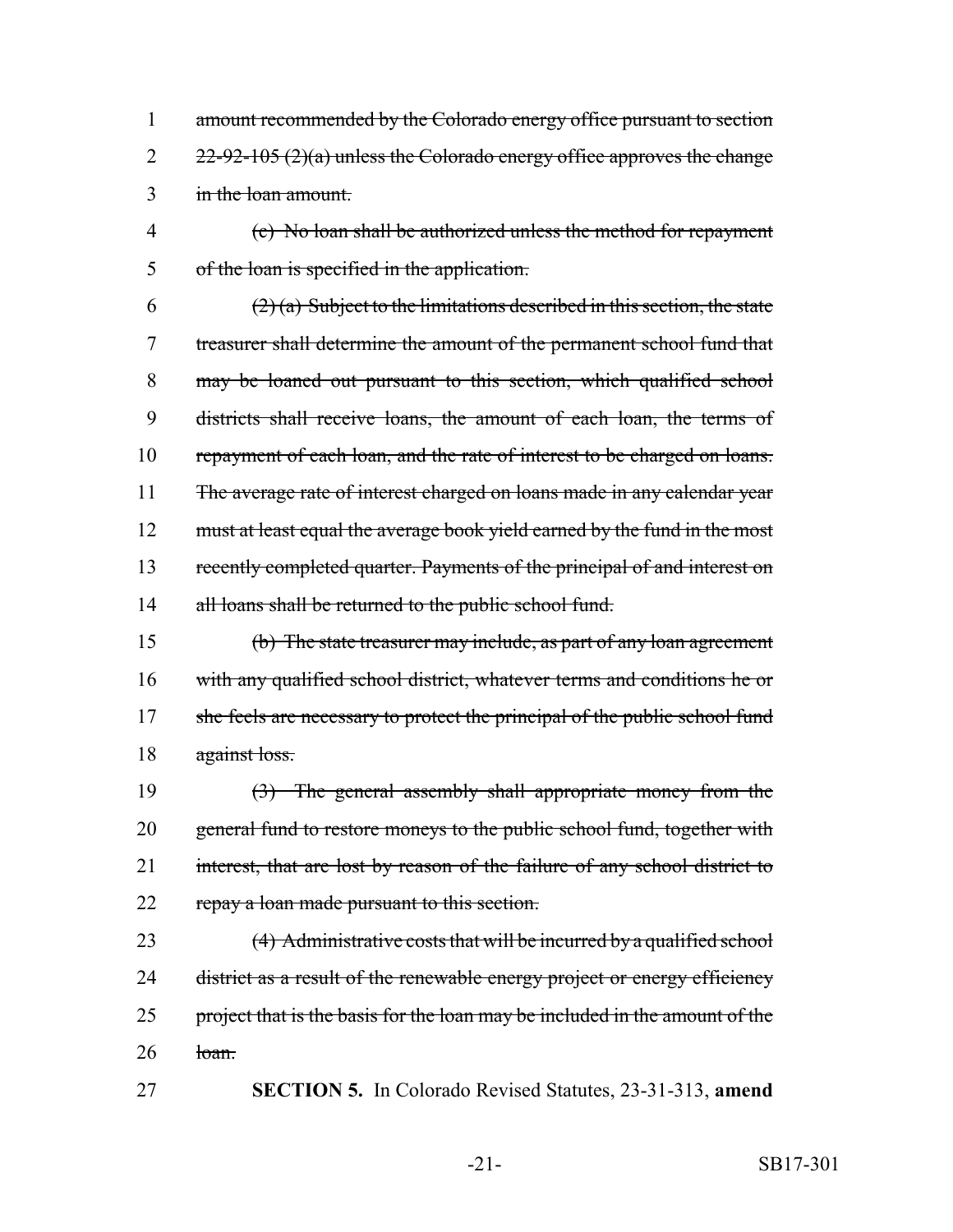~~amount recommended by the Colorado energy office pursuant to section 22-92-105 (2)(a) unless the Colorado energy office approves the change in the loan amount.~~

~~(c) No loan shall be authorized unless the method for repayment of the loan is specified in the application.~~

~~(2) (a) Subject to the limitations described in this section, the state treasurer shall determine the amount of the permanent school fund that may be loaned out pursuant to this section, which qualified school districts shall receive loans, the amount of each loan, the terms of repayment of each loan, and the rate of interest to be charged on loans. The average rate of interest charged on loans made in any calendar year must at least equal the average book yield earned by the fund in the most recently completed quarter. Payments of the principal of and interest on all loans shall be returned to the public school fund.~~

~~(b) The state treasurer may include, as part of any loan agreement with any qualified school district, whatever terms and conditions he or she feels are necessary to protect the principal of the public school fund against loss.~~

~~(3) The general assembly shall appropriate money from the general fund to restore moneys to the public school fund, together with interest, that are lost by reason of the failure of any school district to repay a loan made pursuant to this section.~~

~~(4) Administrative costs that will be incurred by a qualified school district as a result of the renewable energy project or energy efficiency project that is the basis for the loan may be included in the amount of the loan.~~

**SECTION 5.** In Colorado Revised Statutes, 23-31-313, **amend**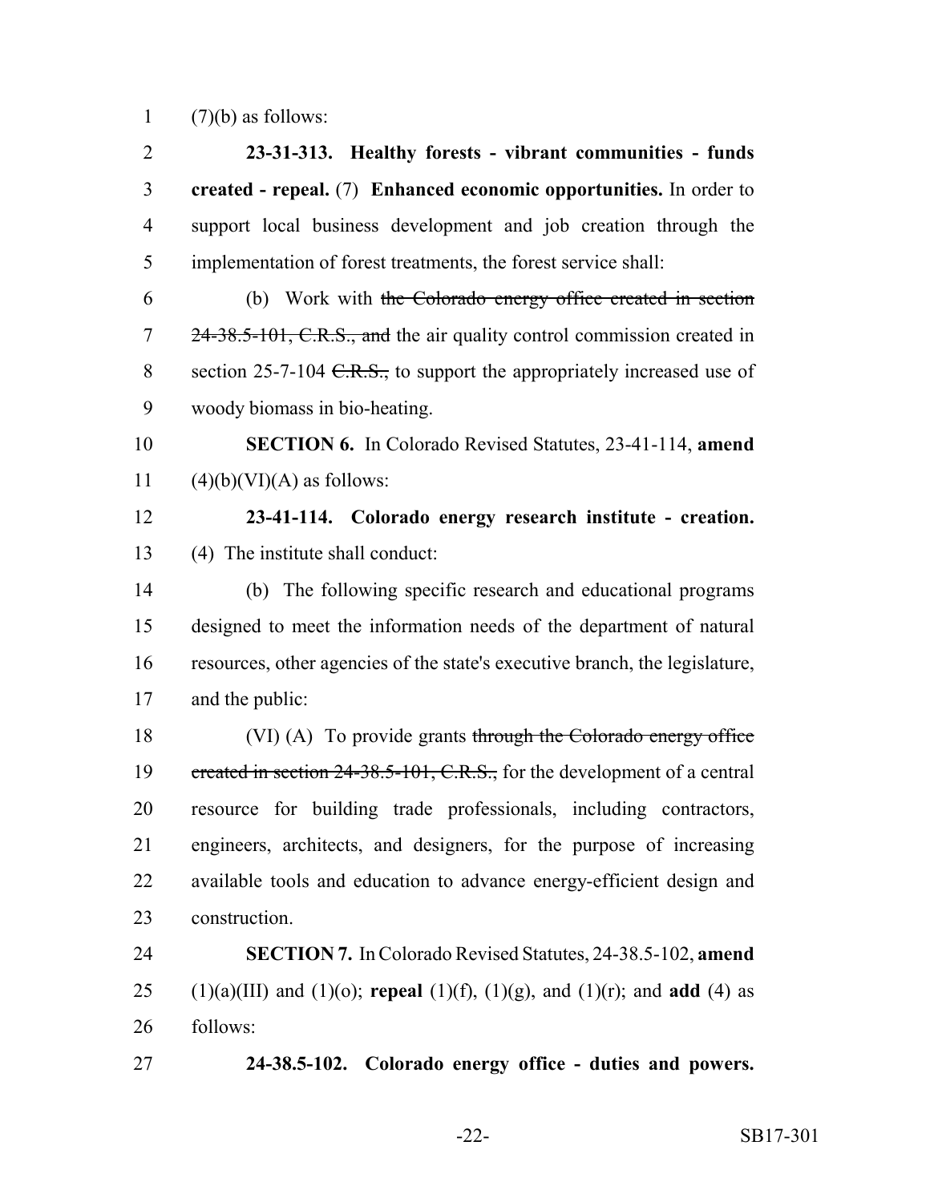(7)(b) as follows:

**23-31-313. Healthy forests - vibrant communities - funds created - repeal.** (7) **Enhanced economic opportunities.** In order to support local business development and job creation through the implementation of forest treatments, the forest service shall:

(b) Work with ~~the Colorado energy office created in section 24-38.5-101, C.R.S., and~~ the air quality control commission created in section 25-7-104 ~~C.R.S.,~~ to support the appropriately increased use of woody biomass in bio-heating.

**SECTION 6.** In Colorado Revised Statutes, 23-41-114, **amend** (4)(b)(VI)(A) as follows:

**23-41-114. Colorado energy research institute - creation.** (4) The institute shall conduct:

(b) The following specific research and educational programs designed to meet the information needs of the department of natural resources, other agencies of the state's executive branch, the legislature, and the public:

(VI) (A) To provide grants ~~through the Colorado energy office created in section 24-38.5-101, C.R.S.,~~ for the development of a central resource for building trade professionals, including contractors, engineers, architects, and designers, for the purpose of increasing available tools and education to advance energy-efficient design and construction.

**SECTION 7.** In Colorado Revised Statutes, 24-38.5-102, **amend** (1)(a)(III) and (1)(o); **repeal** (1)(f), (1)(g), and (1)(r); and **add** (4) as follows:

**24-38.5-102. Colorado energy office - duties and powers.**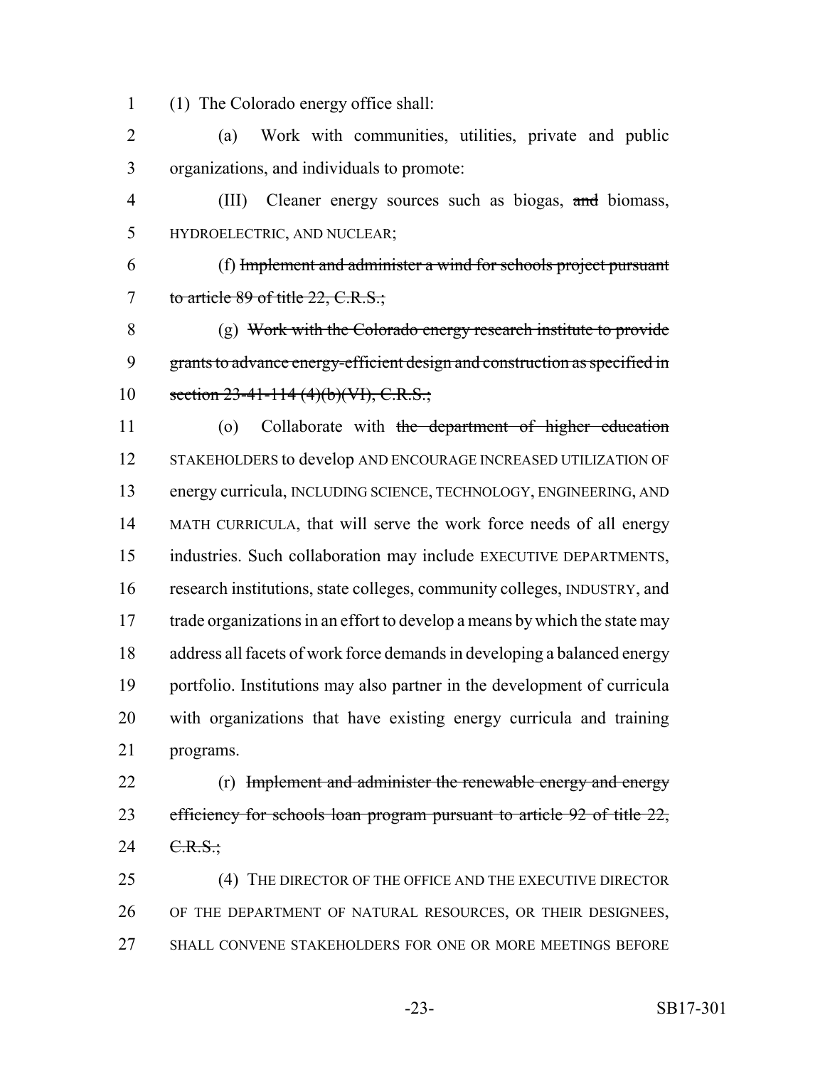(1) The Colorado energy office shall:

(a) Work with communities, utilities, private and public organizations, and individuals to promote:

(III) Cleaner energy sources such as biogas, ~~and~~ biomass, HYDROELECTRIC, AND NUCLEAR;

(f) ~~Implement and administer a wind for schools project pursuant to article 89 of title 22, C.R.S.;~~

(g) ~~Work with the Colorado energy research institute to provide grants to advance energy-efficient design and construction as specified in section 23-41-114 (4)(b)(VI), C.R.S.;~~

(o) Collaborate with ~~the department of higher education~~ STAKEHOLDERS to develop AND ENCOURAGE INCREASED UTILIZATION OF energy curricula, INCLUDING SCIENCE, TECHNOLOGY, ENGINEERING, AND MATH CURRICULA, that will serve the work force needs of all energy industries. Such collaboration may include EXECUTIVE DEPARTMENTS, research institutions, state colleges, community colleges, INDUSTRY, and trade organizations in an effort to develop a means by which the state may address all facets of work force demands in developing a balanced energy portfolio. Institutions may also partner in the development of curricula with organizations that have existing energy curricula and training programs.

(r) ~~Implement and administer the renewable energy and energy efficiency for schools loan program pursuant to article 92 of title 22, C.R.S.;~~

(4) THE DIRECTOR OF THE OFFICE AND THE EXECUTIVE DIRECTOR OF THE DEPARTMENT OF NATURAL RESOURCES, OR THEIR DESIGNEES, SHALL CONVENE STAKEHOLDERS FOR ONE OR MORE MEETINGS BEFORE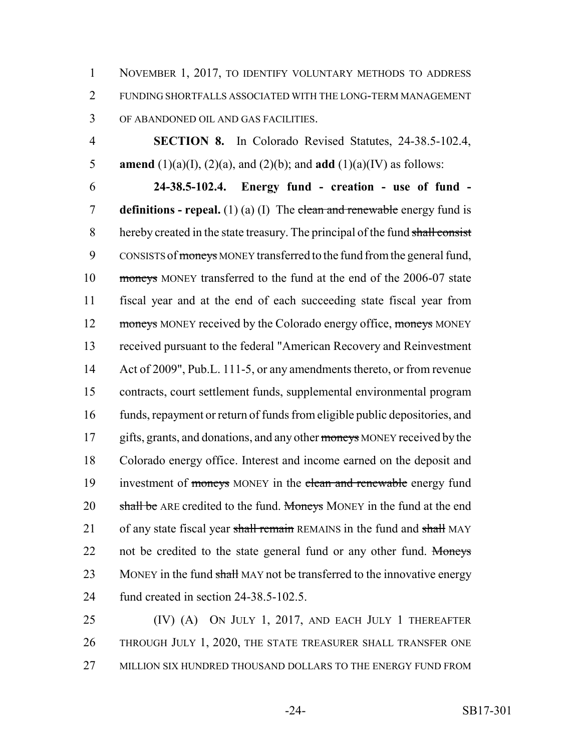NOVEMBER 1, 2017, TO IDENTIFY VOLUNTARY METHODS TO ADDRESS FUNDING SHORTFALLS ASSOCIATED WITH THE LONG-TERM MANAGEMENT OF ABANDONED OIL AND GAS FACILITIES.

**SECTION 8.** In Colorado Revised Statutes, 24-38.5-102.4, **amend** (1)(a)(I), (2)(a), and (2)(b); and **add** (1)(a)(IV) as follows:

**24-38.5-102.4. Energy fund - creation - use of fund - definitions - repeal.** (1) (a) (I) The ~~clean and renewable~~ energy fund is hereby created in the state treasury. The principal of the fund ~~shall consist~~ CONSISTS of ~~moneys~~ MONEY transferred to the fund from the general fund, ~~moneys~~ MONEY transferred to the fund at the end of the 2006-07 state fiscal year and at the end of each succeeding state fiscal year from ~~moneys~~ MONEY received by the Colorado energy office, ~~moneys~~ MONEY received pursuant to the federal "American Recovery and Reinvestment Act of 2009", Pub.L. 111-5, or any amendments thereto, or from revenue contracts, court settlement funds, supplemental environmental program funds, repayment or return of funds from eligible public depositories, and gifts, grants, and donations, and any other ~~moneys~~ MONEY received by the Colorado energy office. Interest and income earned on the deposit and investment of ~~moneys~~ MONEY in the ~~clean and renewable~~ energy fund ~~shall be~~ ARE credited to the fund. ~~Moneys~~ MONEY in the fund at the end of any state fiscal year ~~shall remain~~ REMAINS in the fund and ~~shall~~ MAY not be credited to the state general fund or any other fund. ~~Moneys~~ MONEY in the fund ~~shall~~ MAY not be transferred to the innovative energy fund created in section 24-38.5-102.5.

(IV) (A) ON JULY 1, 2017, AND EACH JULY 1 THEREAFTER THROUGH JULY 1, 2020, THE STATE TREASURER SHALL TRANSFER ONE MILLION SIX HUNDRED THOUSAND DOLLARS TO THE ENERGY FUND FROM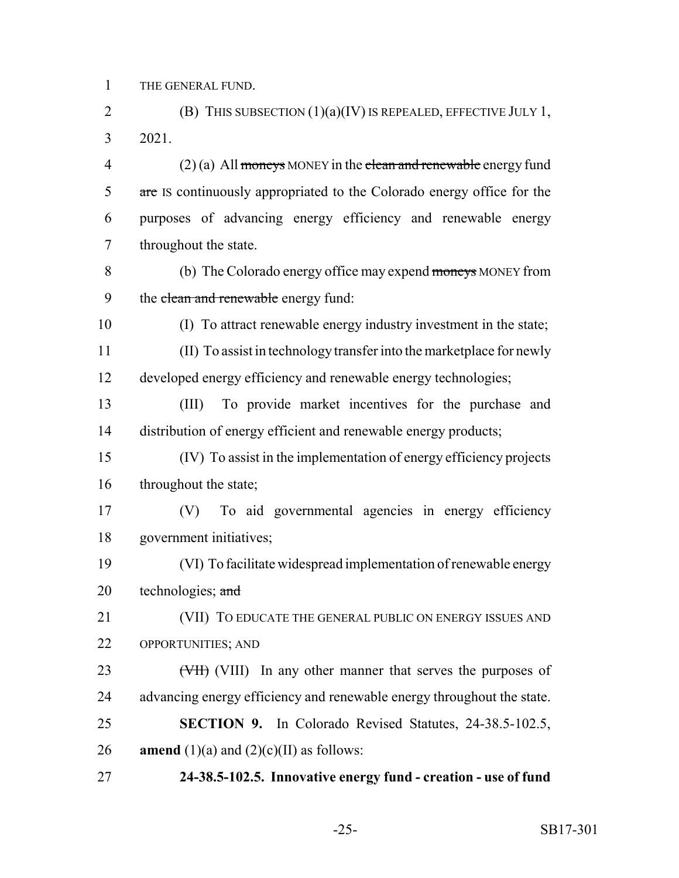THE GENERAL FUND.

(B) THIS SUBSECTION (1)(a)(IV) IS REPEALED, EFFECTIVE JULY 1, 2021.

(2) (a) All ~~moneys~~ MONEY in the ~~clean and renewable~~ energy fund ~~are~~ IS continuously appropriated to the Colorado energy office for the purposes of advancing energy efficiency and renewable energy throughout the state.

(b) The Colorado energy office may expend ~~moneys~~ MONEY from the ~~clean and renewable~~ energy fund:

(I) To attract renewable energy industry investment in the state;

(II) To assist in technology transfer into the marketplace for newly developed energy efficiency and renewable energy technologies;

(III) To provide market incentives for the purchase and distribution of energy efficient and renewable energy products;

(IV) To assist in the implementation of energy efficiency projects throughout the state;

(V) To aid governmental agencies in energy efficiency government initiatives;

(VI) To facilitate widespread implementation of renewable energy technologies; ~~and~~

(VII) TO EDUCATE THE GENERAL PUBLIC ON ENERGY ISSUES AND OPPORTUNITIES; AND

~~(VII)~~ (VIII) In any other manner that serves the purposes of advancing energy efficiency and renewable energy throughout the state.

**SECTION 9.** In Colorado Revised Statutes, 24-38.5-102.5, **amend** (1)(a) and (2)(c)(II) as follows:

**24-38.5-102.5. Innovative energy fund - creation - use of fund**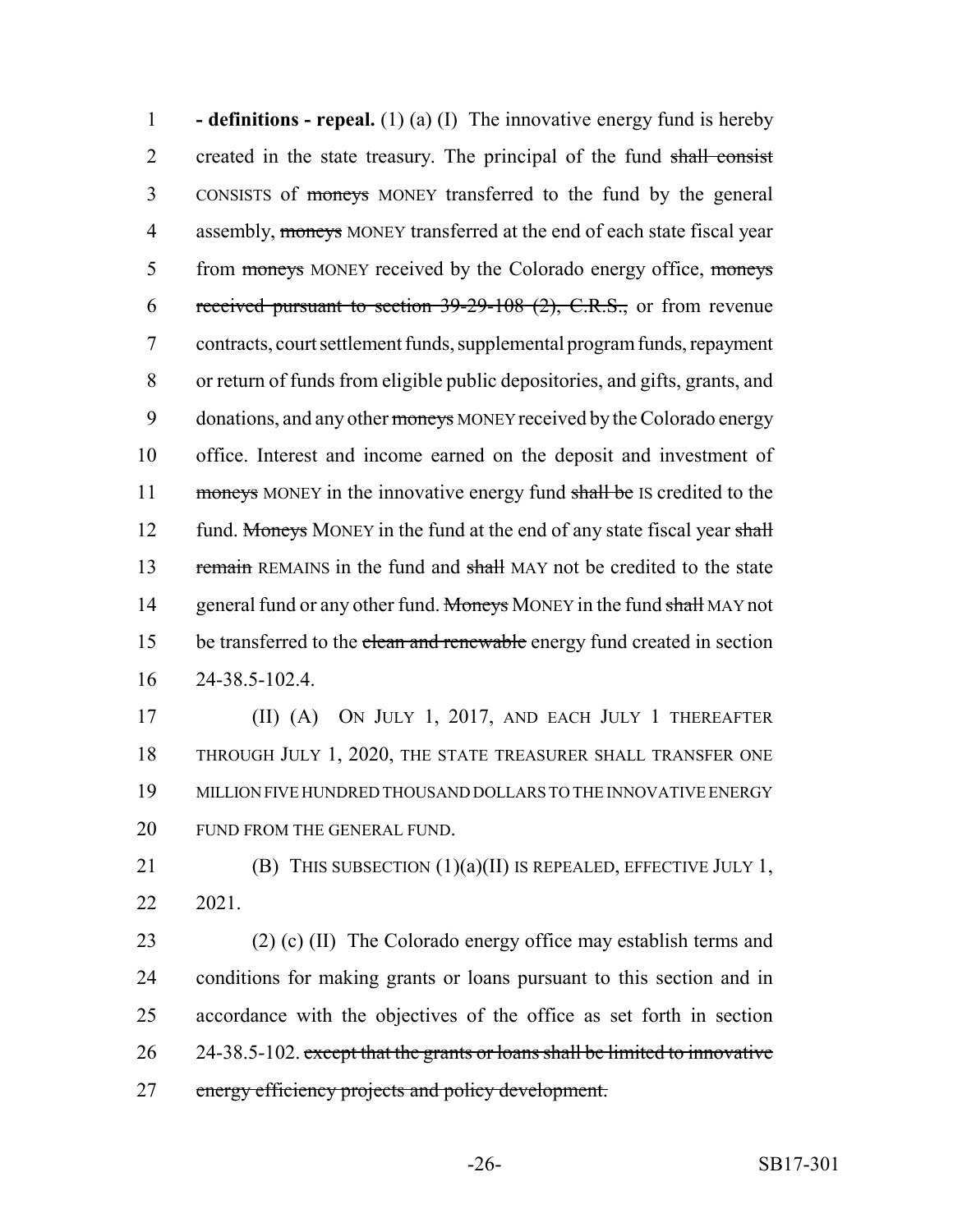**- definitions - repeal.** (1) (a) (I) The innovative energy fund is hereby created in the state treasury. The principal of the fund ~~shall consist~~ CONSISTS of ~~moneys~~ MONEY transferred to the fund by the general assembly, ~~moneys~~ MONEY transferred at the end of each state fiscal year from ~~moneys~~ MONEY received by the Colorado energy office, ~~moneys received pursuant to section 39-29-108 (2), C.R.S.,~~ or from revenue contracts, court settlement funds, supplemental program funds, repayment or return of funds from eligible public depositories, and gifts, grants, and donations, and any other ~~moneys~~ MONEY received by the Colorado energy office. Interest and income earned on the deposit and investment of ~~moneys~~ MONEY in the innovative energy fund ~~shall be~~ IS credited to the fund. ~~Moneys~~ MONEY in the fund at the end of any state fiscal year ~~shall remain~~ REMAINS in the fund and ~~shall~~ MAY not be credited to the state general fund or any other fund. ~~Moneys~~ MONEY in the fund ~~shall~~ MAY not be transferred to the ~~clean and renewable~~ energy fund created in section 24-38.5-102.4.

(II) (A) ON JULY 1, 2017, AND EACH JULY 1 THEREAFTER THROUGH JULY 1, 2020, THE STATE TREASURER SHALL TRANSFER ONE MILLION FIVE HUNDRED THOUSAND DOLLARS TO THE INNOVATIVE ENERGY FUND FROM THE GENERAL FUND.

(B) THIS SUBSECTION (1)(a)(II) IS REPEALED, EFFECTIVE JULY 1, 2021.

(2) (c) (II) The Colorado energy office may establish terms and conditions for making grants or loans pursuant to this section and in accordance with the objectives of the office as set forth in section 24-38.5-102. ~~except that the grants or loans shall be limited to innovative energy efficiency projects and policy development.~~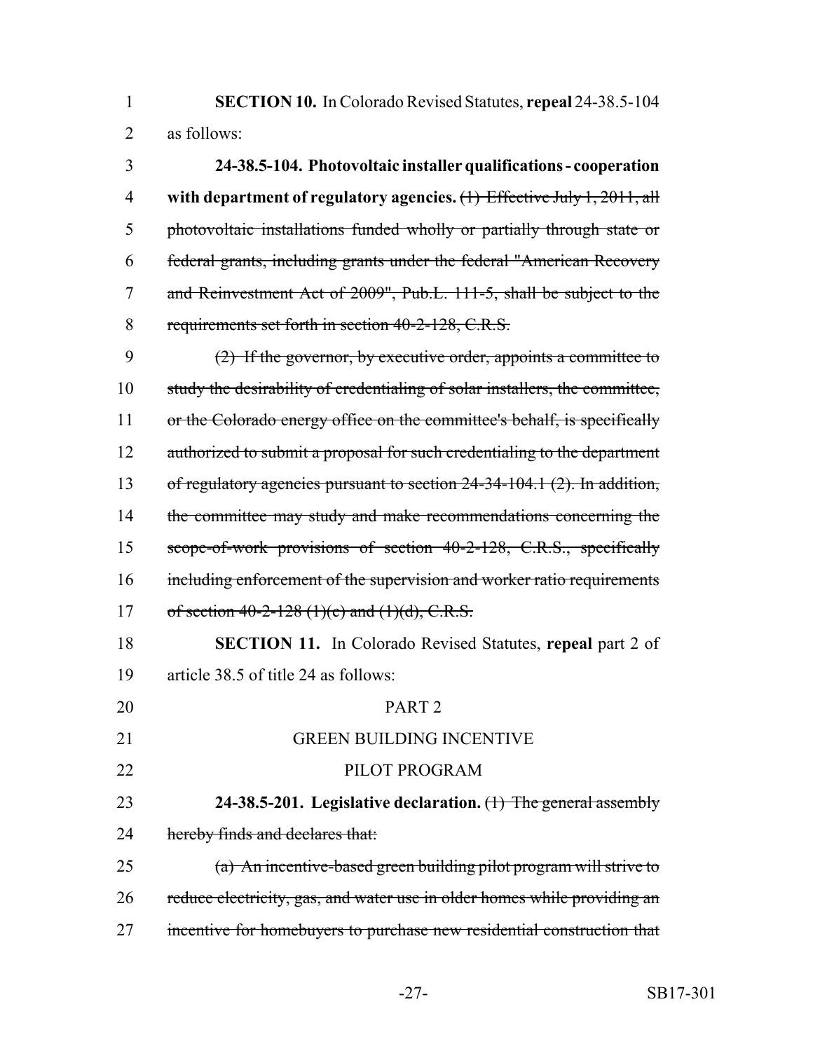**SECTION 10.** In Colorado Revised Statutes, **repeal** 24-38.5-104 as follows:

**24-38.5-104. Photovoltaic installer qualifications - cooperation with department of regulatory agencies.** ~~(1) Effective July 1, 2011, all photovoltaic installations funded wholly or partially through state or federal grants, including grants under the federal "American Recovery and Reinvestment Act of 2009", Pub.L. 111-5, shall be subject to the requirements set forth in section 40-2-128, C.R.S.~~

~~(2) If the governor, by executive order, appoints a committee to study the desirability of credentialing of solar installers, the committee, or the Colorado energy office on the committee's behalf, is specifically authorized to submit a proposal for such credentialing to the department of regulatory agencies pursuant to section 24-34-104.1 (2). In addition, the committee may study and make recommendations concerning the scope-of-work provisions of section 40-2-128, C.R.S., specifically including enforcement of the supervision and worker ratio requirements of section 40-2-128 (1)(c) and (1)(d), C.R.S.~~

**SECTION 11.** In Colorado Revised Statutes, **repeal** part 2 of article 38.5 of title 24 as follows:

PART 2

GREEN BUILDING INCENTIVE

PILOT PROGRAM

**24-38.5-201. Legislative declaration.** ~~(1) The general assembly hereby finds and declares that:~~

~~(a) An incentive-based green building pilot program will strive to reduce electricity, gas, and water use in older homes while providing an incentive for homebuyers to purchase new residential construction that~~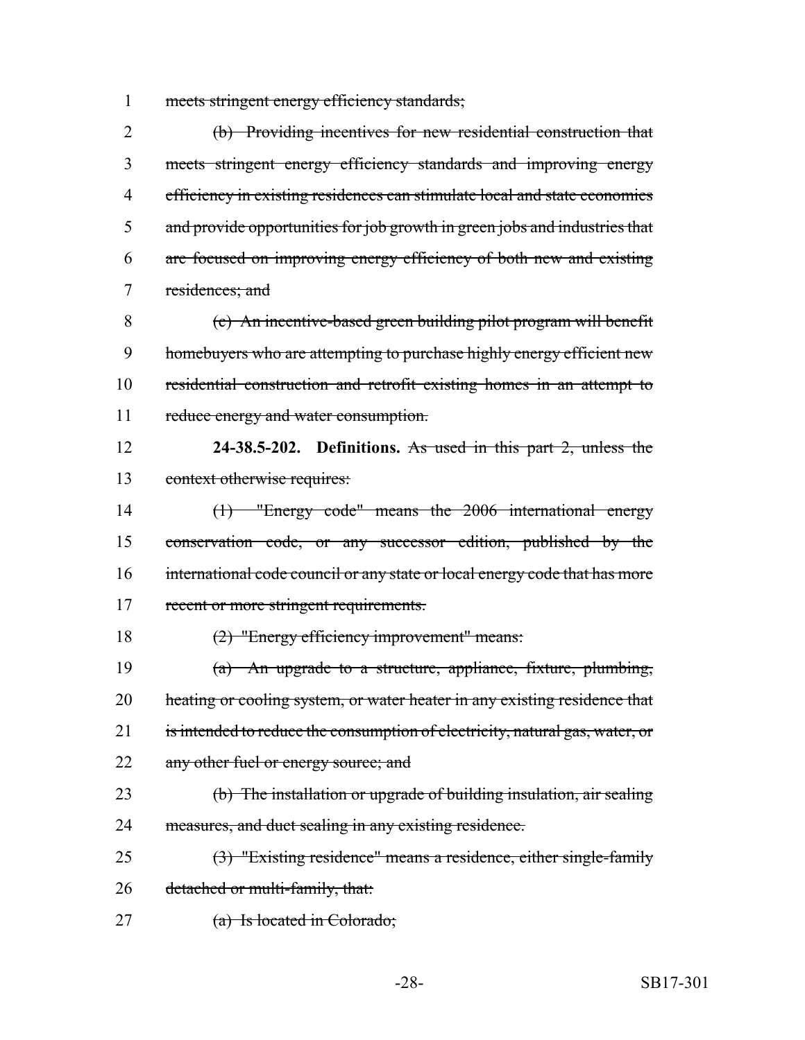1 meets stringent energy efficiency standards;

2 (b) Providing incentives for new residential construction that
3 meets stringent energy efficiency standards and improving energy
4 efficiency in existing residences can stimulate local and state economies
5 and provide opportunities for job growth in green jobs and industries that
6 are focused on improving energy efficiency of both new and existing
7 residences; and

8 (c) An incentive-based green building pilot program will benefit
9 homebuyers who are attempting to purchase highly energy efficient new
10 residential construction and retrofit existing homes in an attempt to
11 reduce energy and water consumption.

12 **24-38.5-202. Definitions.** As used in this part 2, unless the
13 context otherwise requires:

14 (1) "Energy code" means the 2006 international energy
15 conservation code, or any successor edition, published by the
16 international code council or any state or local energy code that has more
17 recent or more stringent requirements.

18 (2) "Energy efficiency improvement" means:

19 (a) An upgrade to a structure, appliance, fixture, plumbing,
20 heating or cooling system, or water heater in any existing residence that
21 is intended to reduce the consumption of electricity, natural gas, water, or
22 any other fuel or energy source; and

23 (b) The installation or upgrade of building insulation, air sealing
24 measures, and duct sealing in any existing residence.

25 (3) "Existing residence" means a residence, either single-family
26 detached or multi-family, that:

27 (a) Is located in Colorado;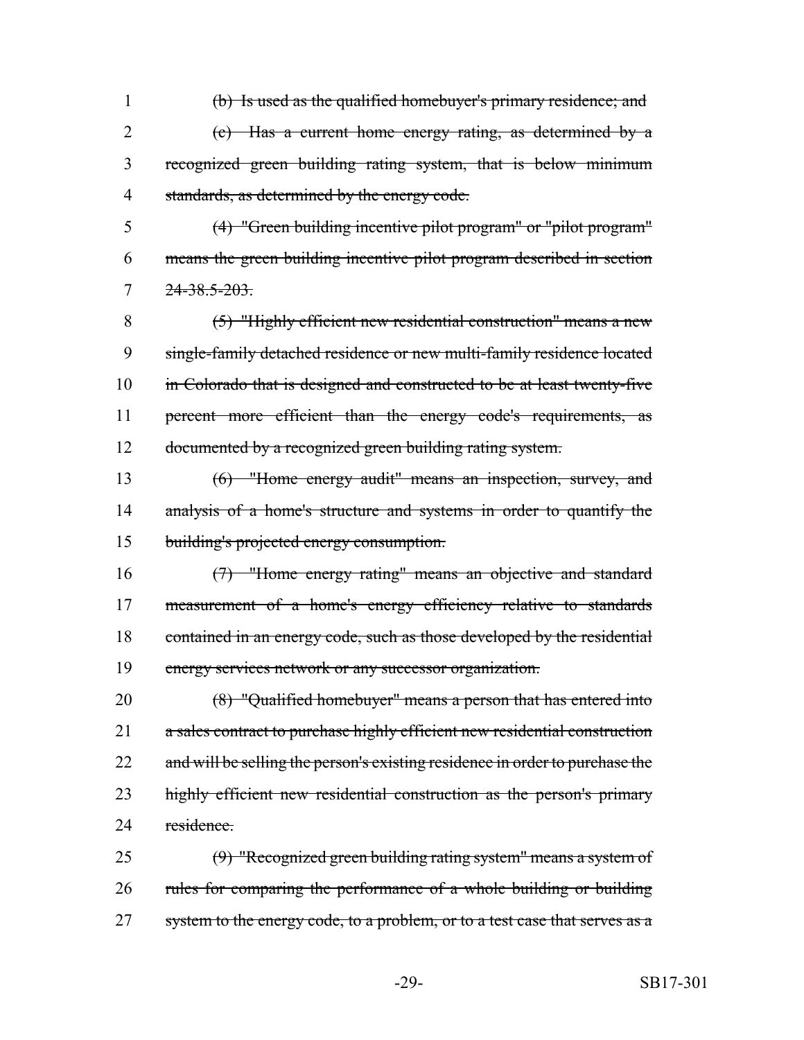1 ~~(b) Is used as the qualified homebuyer's primary residence; and~~
2 ~~(c) Has a current home energy rating, as determined by a~~
3 ~~recognized green building rating system, that is below minimum~~
4 ~~standards, as determined by the energy code.~~
5 ~~(4) "Green building incentive pilot program" or "pilot program"~~
6 ~~means the green building incentive pilot program described in section~~
7 ~~24-38.5-203.~~
8 ~~(5) "Highly efficient new residential construction" means a new~~
9 ~~single-family detached residence or new multi-family residence located~~
10 ~~in Colorado that is designed and constructed to be at least twenty-five~~
11 ~~percent more efficient than the energy code's requirements, as~~
12 ~~documented by a recognized green building rating system.~~
13 ~~(6) "Home energy audit" means an inspection, survey, and~~
14 ~~analysis of a home's structure and systems in order to quantify the~~
15 ~~building's projected energy consumption.~~
16 ~~(7) "Home energy rating" means an objective and standard~~
17 ~~measurement of a home's energy efficiency relative to standards~~
18 ~~contained in an energy code, such as those developed by the residential~~
19 ~~energy services network or any successor organization.~~
20 ~~(8) "Qualified homebuyer" means a person that has entered into~~
21 ~~a sales contract to purchase highly efficient new residential construction~~
22 ~~and will be selling the person's existing residence in order to purchase the~~
23 ~~highly efficient new residential construction as the person's primary~~
24 ~~residence.~~
25 ~~(9) "Recognized green building rating system" means a system of~~
26 ~~rules for comparing the performance of a whole building or building~~
27 ~~system to the energy code, to a problem, or to a test case that serves as a~~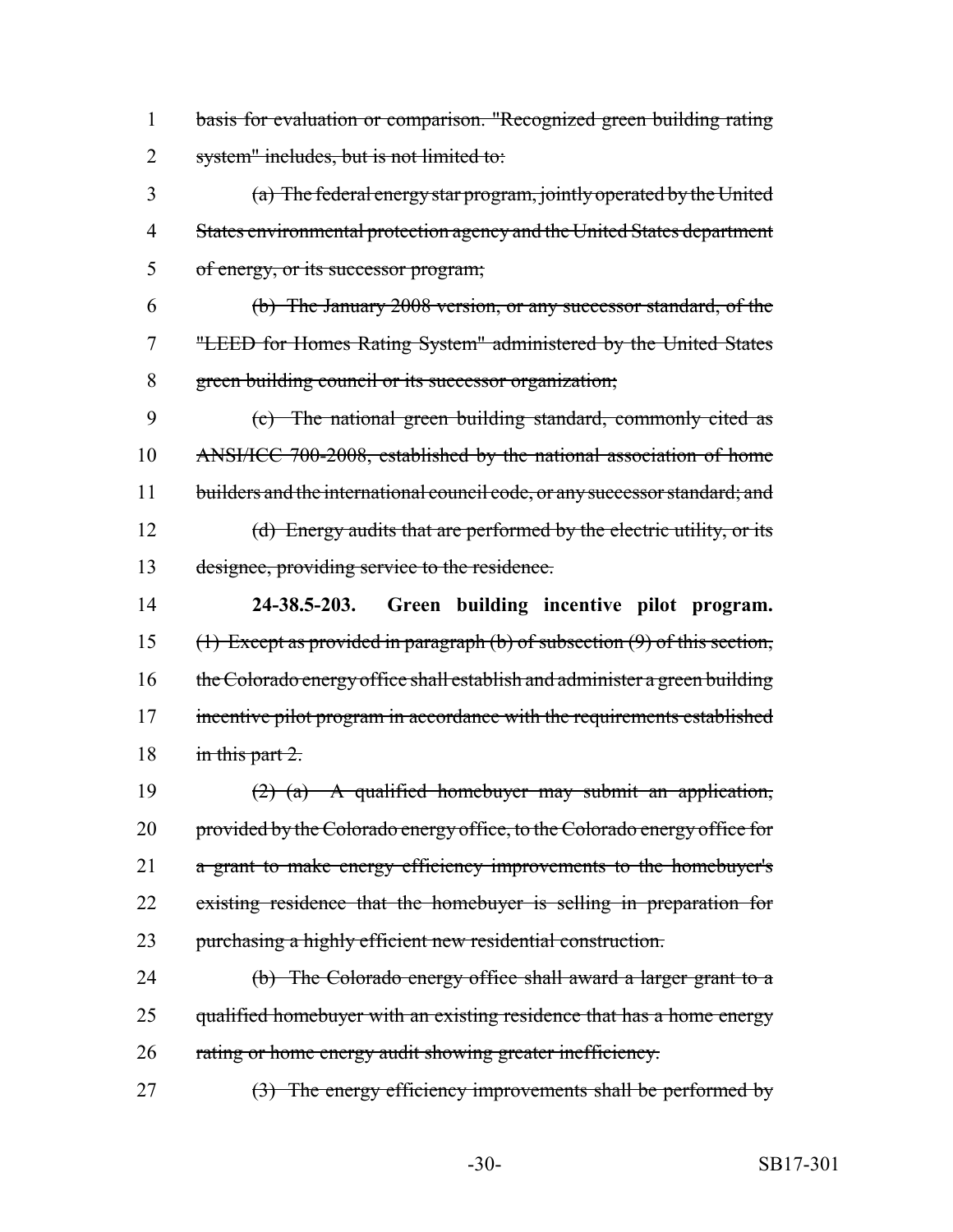basis for evaluation or comparison. "Recognized green building rating system" includes, but is not limited to:

(a) The federal energy star program, jointly operated by the United States environmental protection agency and the United States department of energy, or its successor program;

(b) The January 2008 version, or any successor standard, of the "LEED for Homes Rating System" administered by the United States green building council or its successor organization;

(c) The national green building standard, commonly cited as ANSI/ICC 700-2008, established by the national association of home builders and the international council code, or any successor standard; and

(d) Energy audits that are performed by the electric utility, or its designee, providing service to the residence.

**24-38.5-203. Green building incentive pilot program.** (1) Except as provided in paragraph (b) of subsection (9) of this section, the Colorado energy office shall establish and administer a green building incentive pilot program in accordance with the requirements established in this part 2.

(2) (a) A qualified homebuyer may submit an application, provided by the Colorado energy office, to the Colorado energy office for a grant to make energy efficiency improvements to the homebuyer's existing residence that the homebuyer is selling in preparation for purchasing a highly efficient new residential construction.

(b) The Colorado energy office shall award a larger grant to a qualified homebuyer with an existing residence that has a home energy rating or home energy audit showing greater inefficiency.

(3) The energy efficiency improvements shall be performed by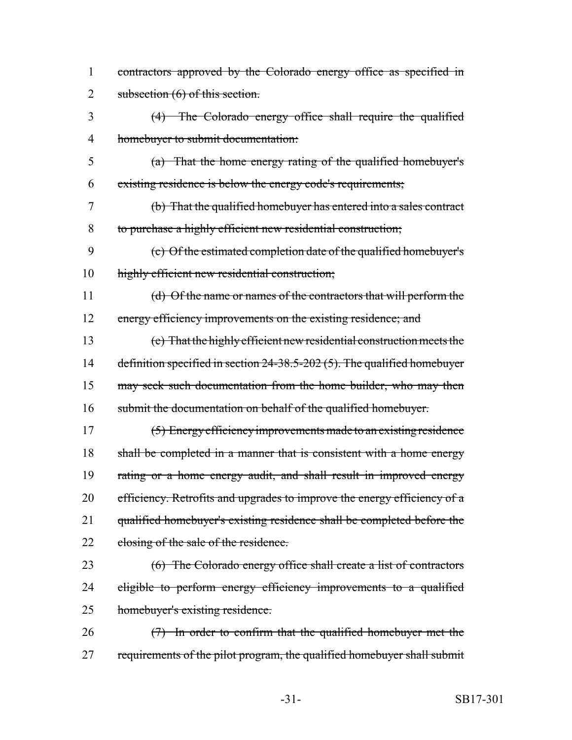1 ~~contractors approved by the Colorado energy office as specified in~~
2 ~~subsection (6) of this section.~~

3 ~~(4) The Colorado energy office shall require the qualified~~
4 ~~homebuyer to submit documentation:~~

5 ~~(a) That the home energy rating of the qualified homebuyer's~~
6 ~~existing residence is below the energy code's requirements;~~

7 ~~(b) That the qualified homebuyer has entered into a sales contract~~
8 ~~to purchase a highly efficient new residential construction;~~

9 ~~(c) Of the estimated completion date of the qualified homebuyer's~~
10 ~~highly efficient new residential construction;~~

11 ~~(d) Of the name or names of the contractors that will perform the~~
12 ~~energy efficiency improvements on the existing residence; and~~

13 ~~(e) That the highly efficient new residential construction meets the~~
14 ~~definition specified in section 24-38.5-202 (5). The qualified homebuyer~~
15 ~~may seek such documentation from the home builder, who may then~~
16 ~~submit the documentation on behalf of the qualified homebuyer.~~

17 ~~(5) Energy efficiency improvements made to an existing residence~~
18 ~~shall be completed in a manner that is consistent with a home energy~~
19 ~~rating or a home energy audit, and shall result in improved energy~~
20 ~~efficiency. Retrofits and upgrades to improve the energy efficiency of a~~
21 ~~qualified homebuyer's existing residence shall be completed before the~~
22 ~~closing of the sale of the residence.~~

23 ~~(6) The Colorado energy office shall create a list of contractors~~
24 ~~eligible to perform energy efficiency improvements to a qualified~~
25 ~~homebuyer's existing residence.~~

26 ~~(7) In order to confirm that the qualified homebuyer met the~~
27 ~~requirements of the pilot program, the qualified homebuyer shall submit~~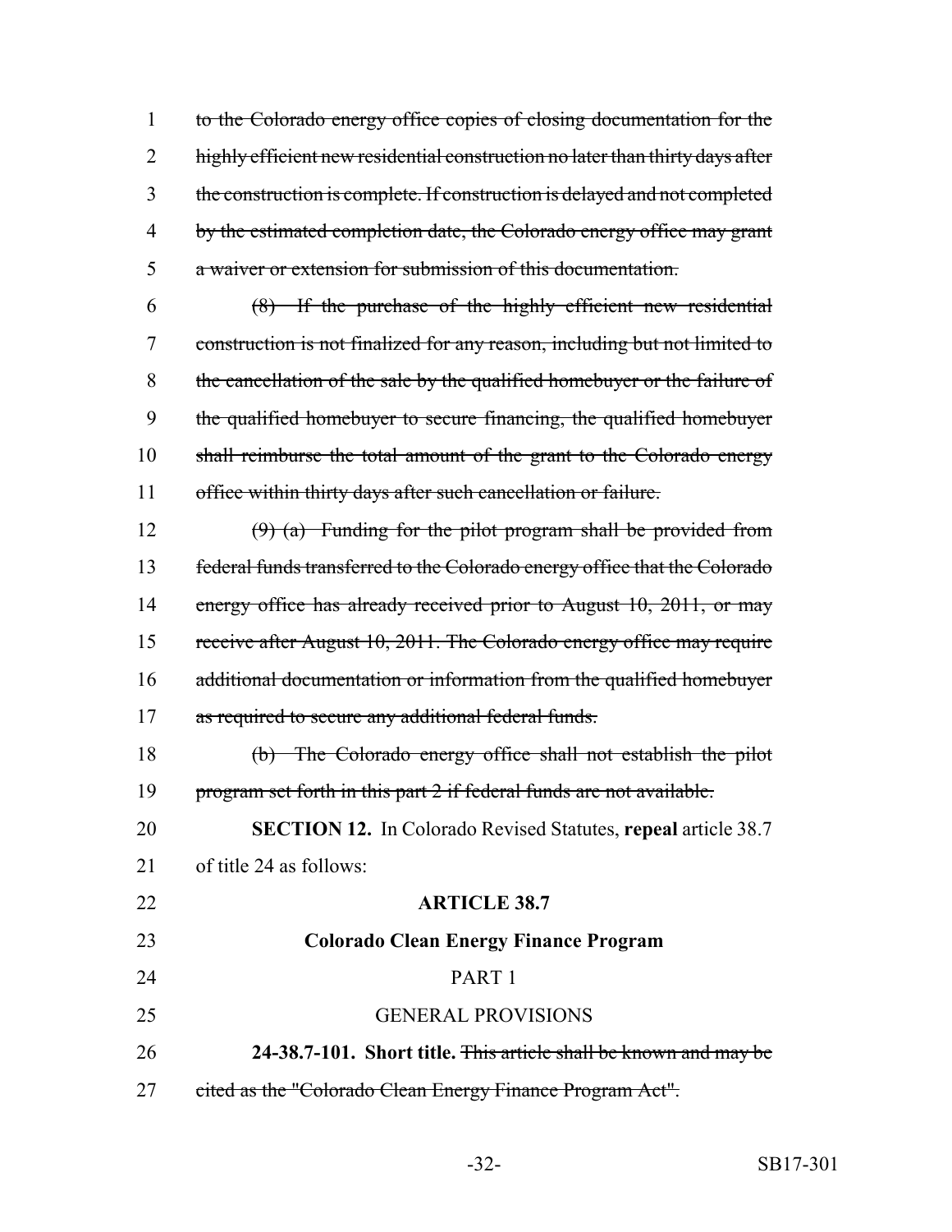~~to the Colorado energy office copies of closing documentation for the highly efficient new residential construction no later than thirty days after the construction is complete. If construction is delayed and not completed by the estimated completion date, the Colorado energy office may grant a waiver or extension for submission of this documentation.~~

~~(8) If the purchase of the highly efficient new residential construction is not finalized for any reason, including but not limited to the cancellation of the sale by the qualified homebuyer or the failure of the qualified homebuyer to secure financing, the qualified homebuyer shall reimburse the total amount of the grant to the Colorado energy office within thirty days after such cancellation or failure.~~

~~(9) (a) Funding for the pilot program shall be provided from federal funds transferred to the Colorado energy office that the Colorado energy office has already received prior to August 10, 2011, or may receive after August 10, 2011. The Colorado energy office may require additional documentation or information from the qualified homebuyer as required to secure any additional federal funds.~~

~~(b) The Colorado energy office shall not establish the pilot program set forth in this part 2 if federal funds are not available.~~

**SECTION 12.** In Colorado Revised Statutes, **repeal** article 38.7 of title 24 as follows:

**ARTICLE 38.7**

**Colorado Clean Energy Finance Program**

PART 1

GENERAL PROVISIONS

**24-38.7-101. Short title.** ~~This article shall be known and may be cited as the "Colorado Clean Energy Finance Program Act".~~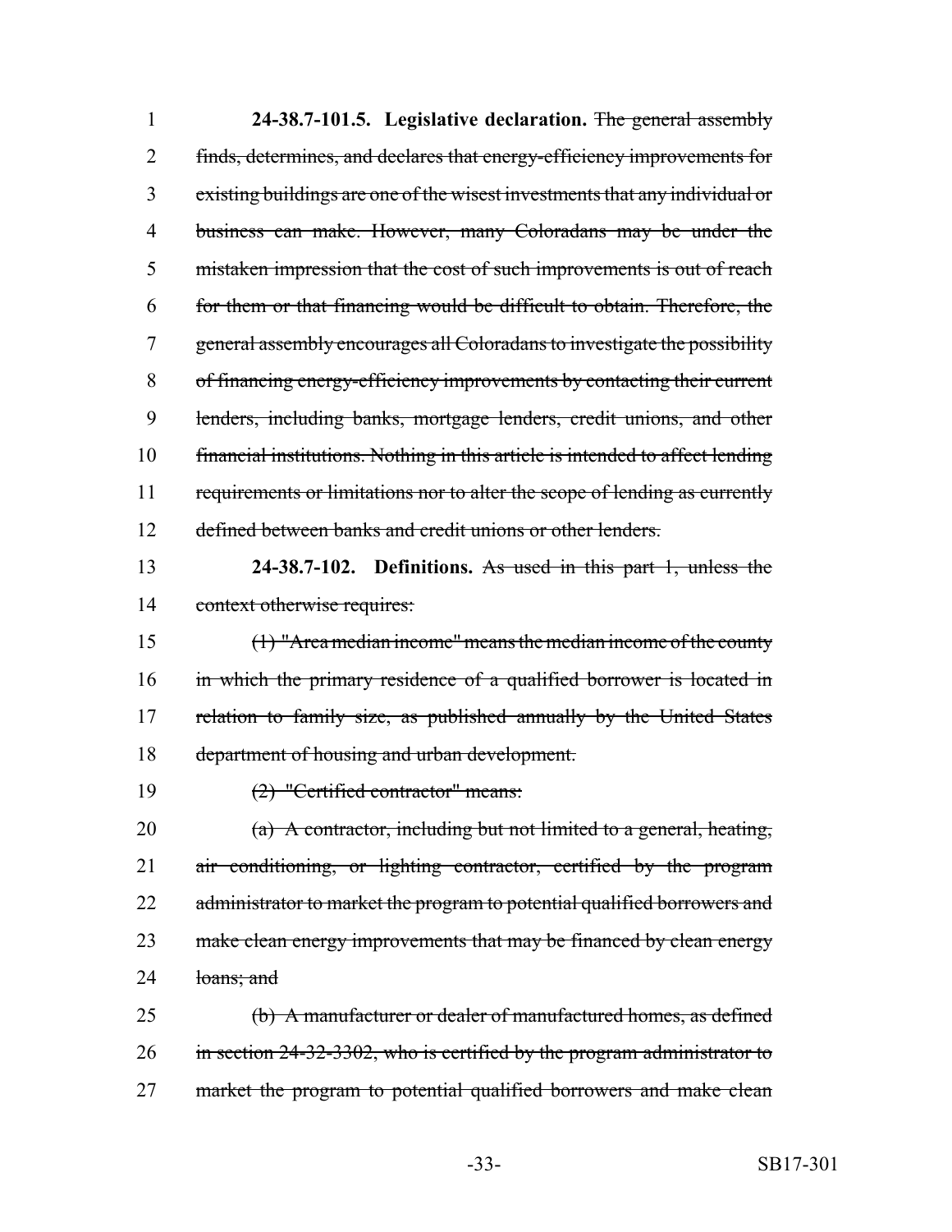**24-38.7-101.5. Legislative declaration.** ~~The general assembly finds, determines, and declares that energy-efficiency improvements for existing buildings are one of the wisest investments that any individual or business can make. However, many Coloradans may be under the mistaken impression that the cost of such improvements is out of reach for them or that financing would be difficult to obtain. Therefore, the general assembly encourages all Coloradans to investigate the possibility of financing energy-efficiency improvements by contacting their current lenders, including banks, mortgage lenders, credit unions, and other financial institutions. Nothing in this article is intended to affect lending requirements or limitations nor to alter the scope of lending as currently defined between banks and credit unions or other lenders.~~

**24-38.7-102. Definitions.** ~~As used in this part 1, unless the context otherwise requires:~~

~~(1) "Area median income" means the median income of the county in which the primary residence of a qualified borrower is located in relation to family size, as published annually by the United States department of housing and urban development.~~

~~(2) "Certified contractor" means:~~

~~(a) A contractor, including but not limited to a general, heating, air conditioning, or lighting contractor, certified by the program administrator to market the program to potential qualified borrowers and make clean energy improvements that may be financed by clean energy loans; and~~

~~(b) A manufacturer or dealer of manufactured homes, as defined in section 24-32-3302, who is certified by the program administrator to market the program to potential qualified borrowers and make clean~~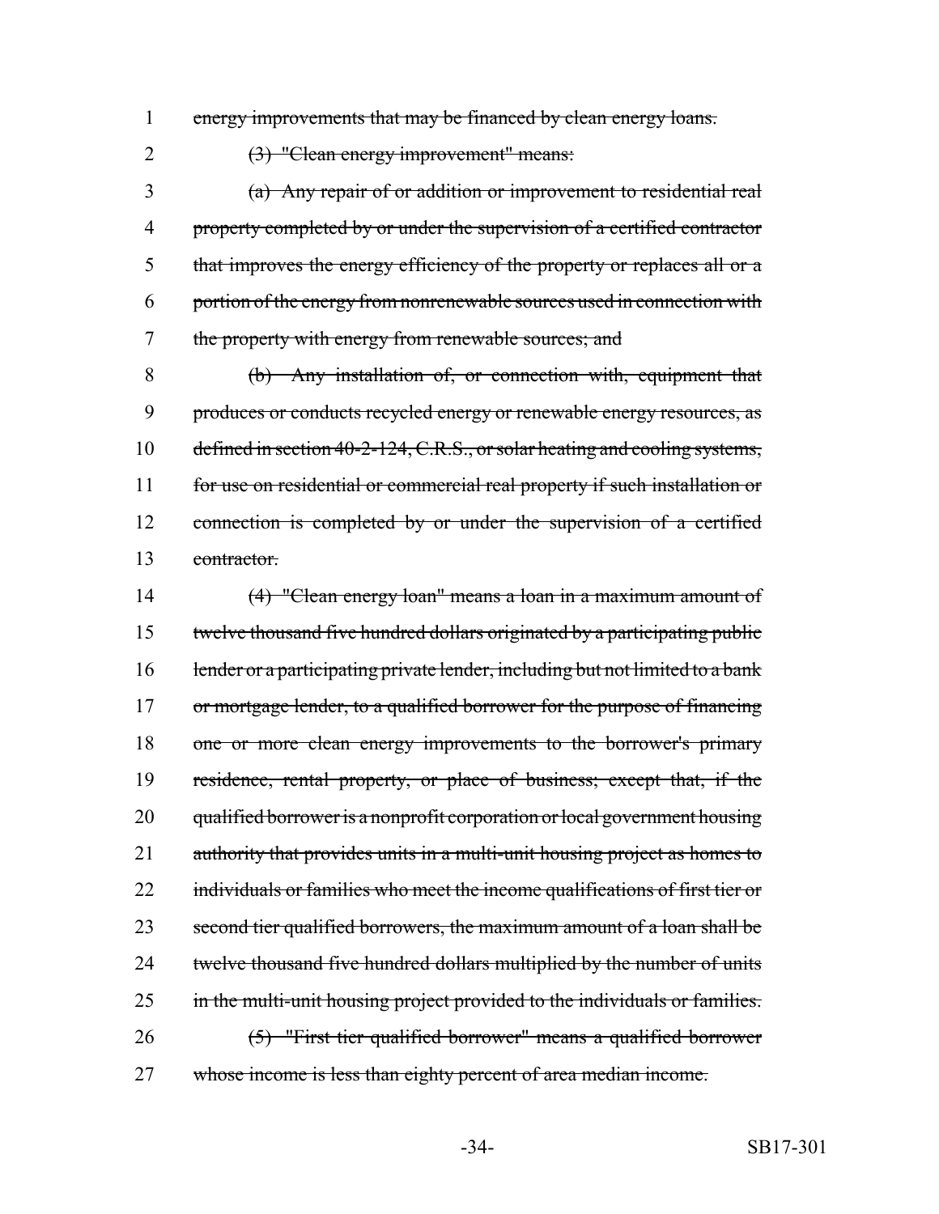1 ~~energy improvements that may be financed by clean energy loans.~~

2 ~~(3) "Clean energy improvement" means:~~

3 ~~(a) Any repair of or addition or improvement to residential real~~
4 ~~property completed by or under the supervision of a certified contractor~~
5 ~~that improves the energy efficiency of the property or replaces all or a~~
6 ~~portion of the energy from nonrenewable sources used in connection with~~
7 ~~the property with energy from renewable sources; and~~

8 ~~(b) Any installation of, or connection with, equipment that~~
9 ~~produces or conducts recycled energy or renewable energy resources, as~~
10 ~~defined in section 40-2-124, C.R.S., or solar heating and cooling systems,~~
11 ~~for use on residential or commercial real property if such installation or~~
12 ~~connection is completed by or under the supervision of a certified~~
13 ~~contractor.~~

14 ~~(4) "Clean energy loan" means a loan in a maximum amount of~~
15 ~~twelve thousand five hundred dollars originated by a participating public~~
16 ~~lender or a participating private lender, including but not limited to a bank~~
17 ~~or mortgage lender, to a qualified borrower for the purpose of financing~~
18 ~~one or more clean energy improvements to the borrower's primary~~
19 ~~residence, rental property, or place of business; except that, if the~~
20 ~~qualified borrower is a nonprofit corporation or local government housing~~
21 ~~authority that provides units in a multi-unit housing project as homes to~~
22 ~~individuals or families who meet the income qualifications of first tier or~~
23 ~~second tier qualified borrowers, the maximum amount of a loan shall be~~
24 ~~twelve thousand five hundred dollars multiplied by the number of units~~
25 ~~in the multi-unit housing project provided to the individuals or families.~~

26 ~~(5) "First tier qualified borrower" means a qualified borrower~~
27 ~~whose income is less than eighty percent of area median income.~~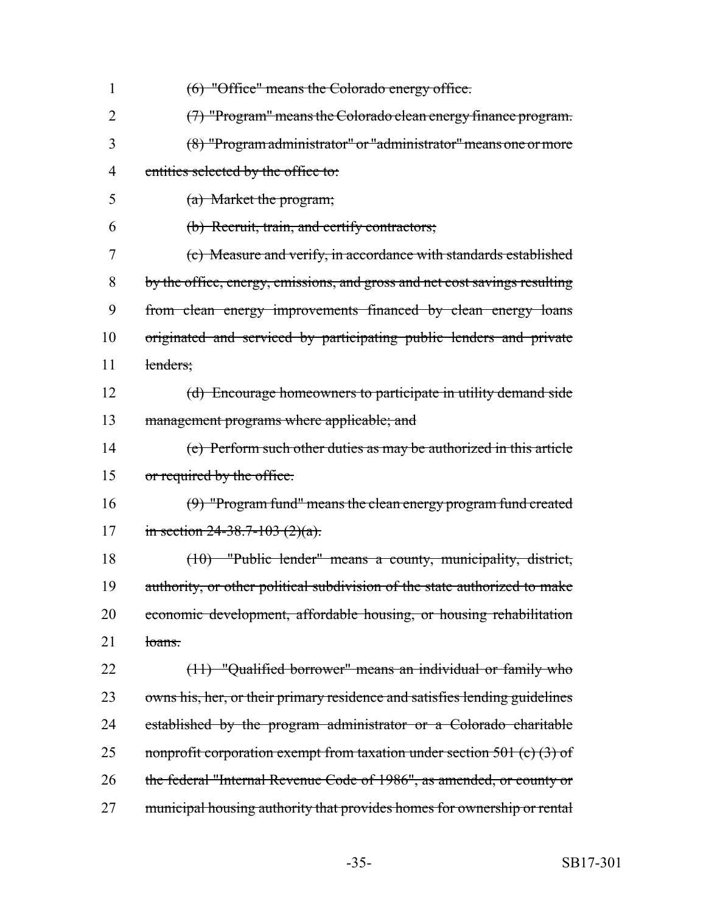(6) "Office" means the Colorado energy office.

(7) "Program" means the Colorado clean energy finance program.

(8) "Program administrator" or "administrator" means one or more entities selected by the office to:

(a) Market the program;

(b) Recruit, train, and certify contractors;

(c) Measure and verify, in accordance with standards established by the office, energy, emissions, and gross and net cost savings resulting from clean energy improvements financed by clean energy loans originated and serviced by participating public lenders and private lenders;

(d) Encourage homeowners to participate in utility demand side management programs where applicable; and

(e) Perform such other duties as may be authorized in this article or required by the office.

(9) "Program fund" means the clean energy program fund created in section 24-38.7-103 (2)(a).

(10) "Public lender" means a county, municipality, district, authority, or other political subdivision of the state authorized to make economic development, affordable housing, or housing rehabilitation loans.

(11) "Qualified borrower" means an individual or family who owns his, her, or their primary residence and satisfies lending guidelines established by the program administrator or a Colorado charitable nonprofit corporation exempt from taxation under section 501 (c) (3) of the federal "Internal Revenue Code of 1986", as amended, or county or municipal housing authority that provides homes for ownership or rental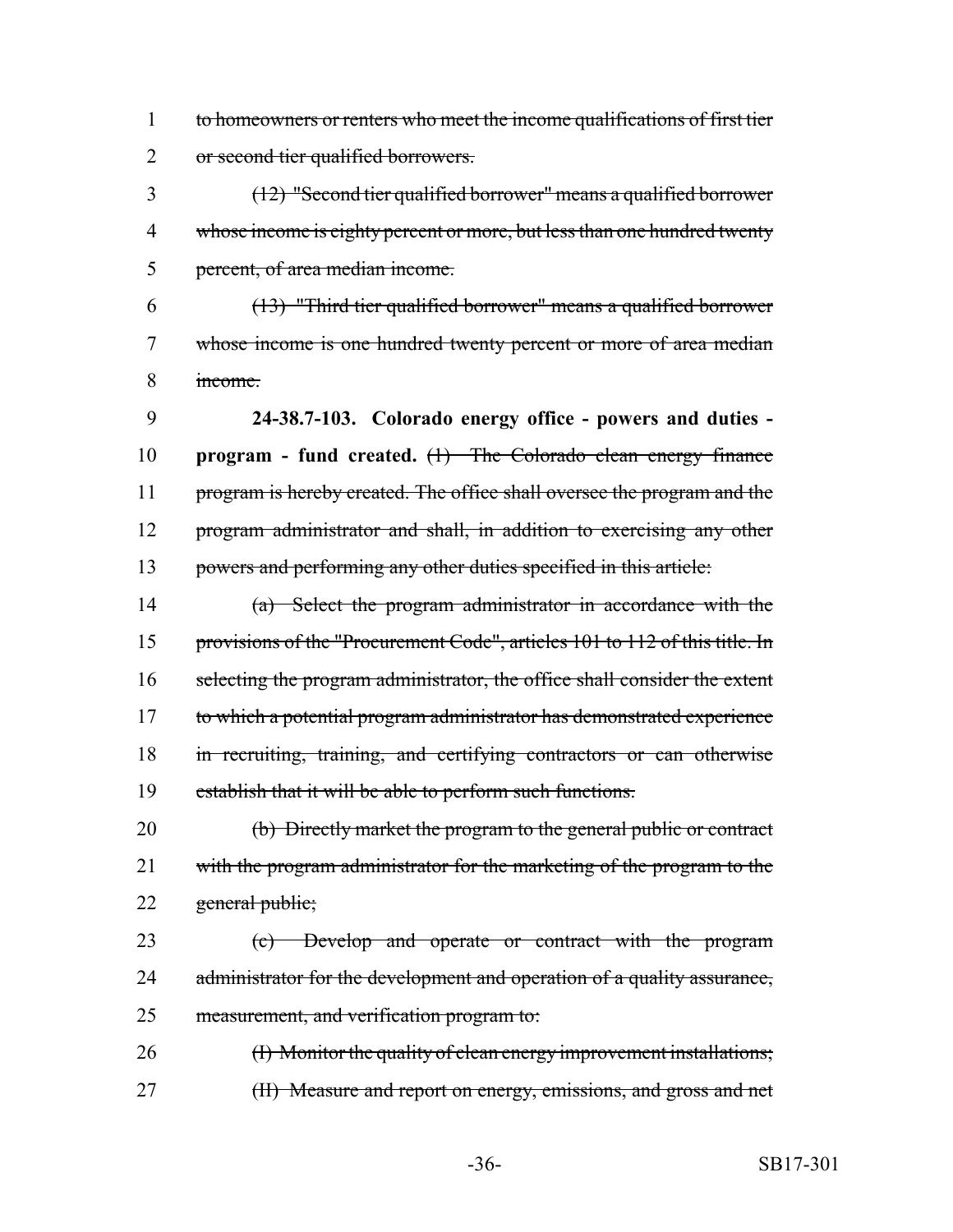to homeowners or renters who meet the income qualifications of first tier or second tier qualified borrowers.

(12) "Second tier qualified borrower" means a qualified borrower whose income is eighty percent or more, but less than one hundred twenty percent, of area median income.

(13) "Third tier qualified borrower" means a qualified borrower whose income is one hundred twenty percent or more of area median income.

**24-38.7-103. Colorado energy office - powers and duties - program - fund created.** (1) The Colorado clean energy finance program is hereby created. The office shall oversee the program and the program administrator and shall, in addition to exercising any other powers and performing any other duties specified in this article:

(a) Select the program administrator in accordance with the provisions of the "Procurement Code", articles 101 to 112 of this title. In selecting the program administrator, the office shall consider the extent to which a potential program administrator has demonstrated experience in recruiting, training, and certifying contractors or can otherwise establish that it will be able to perform such functions.

(b) Directly market the program to the general public or contract with the program administrator for the marketing of the program to the general public;

(c) Develop and operate or contract with the program administrator for the development and operation of a quality assurance, measurement, and verification program to:

(I) Monitor the quality of clean energy improvement installations;

(II) Measure and report on energy, emissions, and gross and net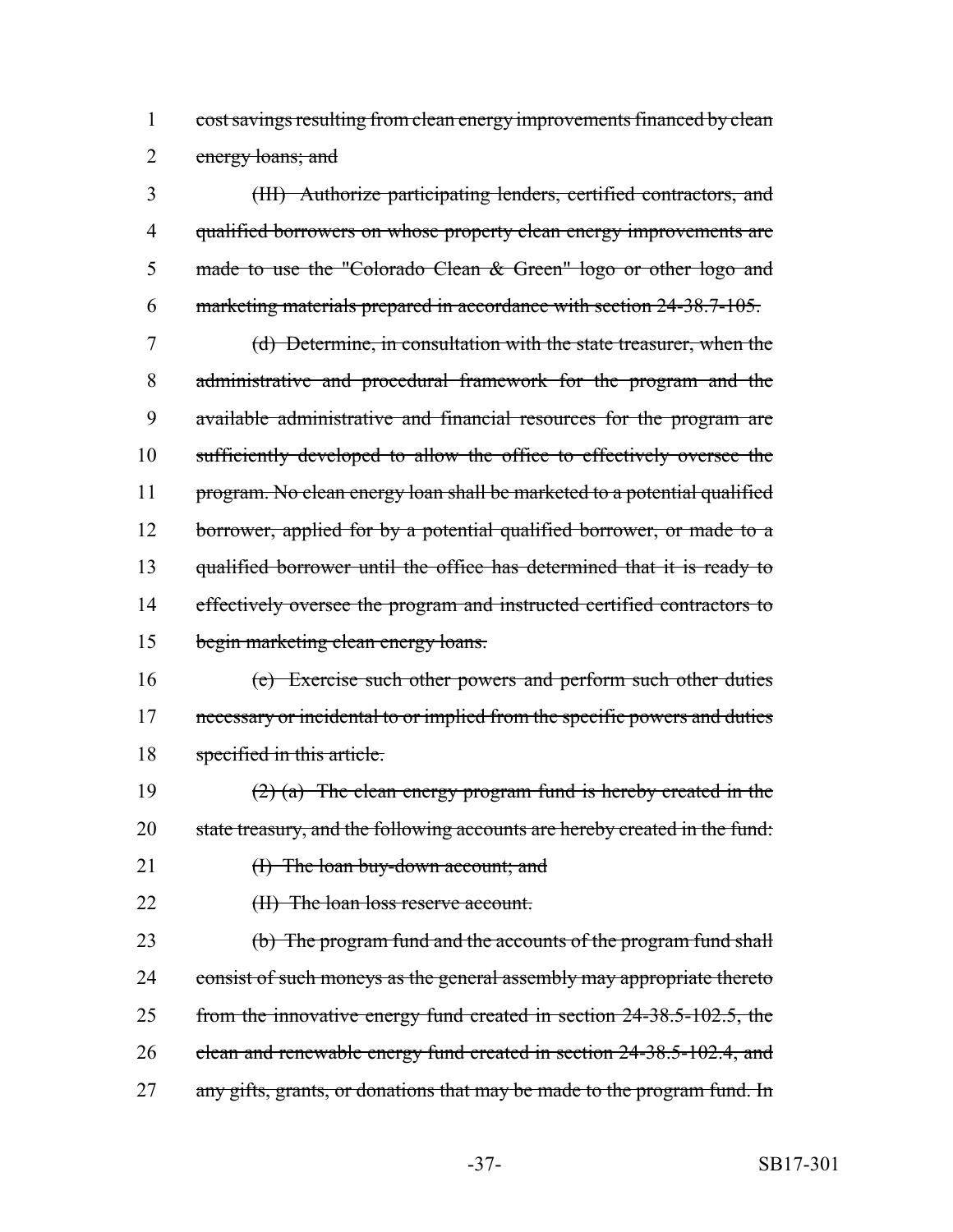~~cost savings resulting from clean energy improvements financed by clean energy loans; and~~

~~(III) Authorize participating lenders, certified contractors, and qualified borrowers on whose property clean energy improvements are made to use the "Colorado Clean & Green" logo or other logo and marketing materials prepared in accordance with section 24-38.7-105.~~

~~(d) Determine, in consultation with the state treasurer, when the administrative and procedural framework for the program and the available administrative and financial resources for the program are sufficiently developed to allow the office to effectively oversee the program. No clean energy loan shall be marketed to a potential qualified borrower, applied for by a potential qualified borrower, or made to a qualified borrower until the office has determined that it is ready to effectively oversee the program and instructed certified contractors to begin marketing clean energy loans.~~

~~(e) Exercise such other powers and perform such other duties necessary or incidental to or implied from the specific powers and duties specified in this article.~~

~~(2) (a) The clean energy program fund is hereby created in the state treasury, and the following accounts are hereby created in the fund:~~

~~(I) The loan buy-down account; and~~

~~(II) The loan loss reserve account.~~

~~(b) The program fund and the accounts of the program fund shall consist of such moneys as the general assembly may appropriate thereto from the innovative energy fund created in section 24-38.5-102.5, the clean and renewable energy fund created in section 24-38.5-102.4, and any gifts, grants, or donations that may be made to the program fund. In~~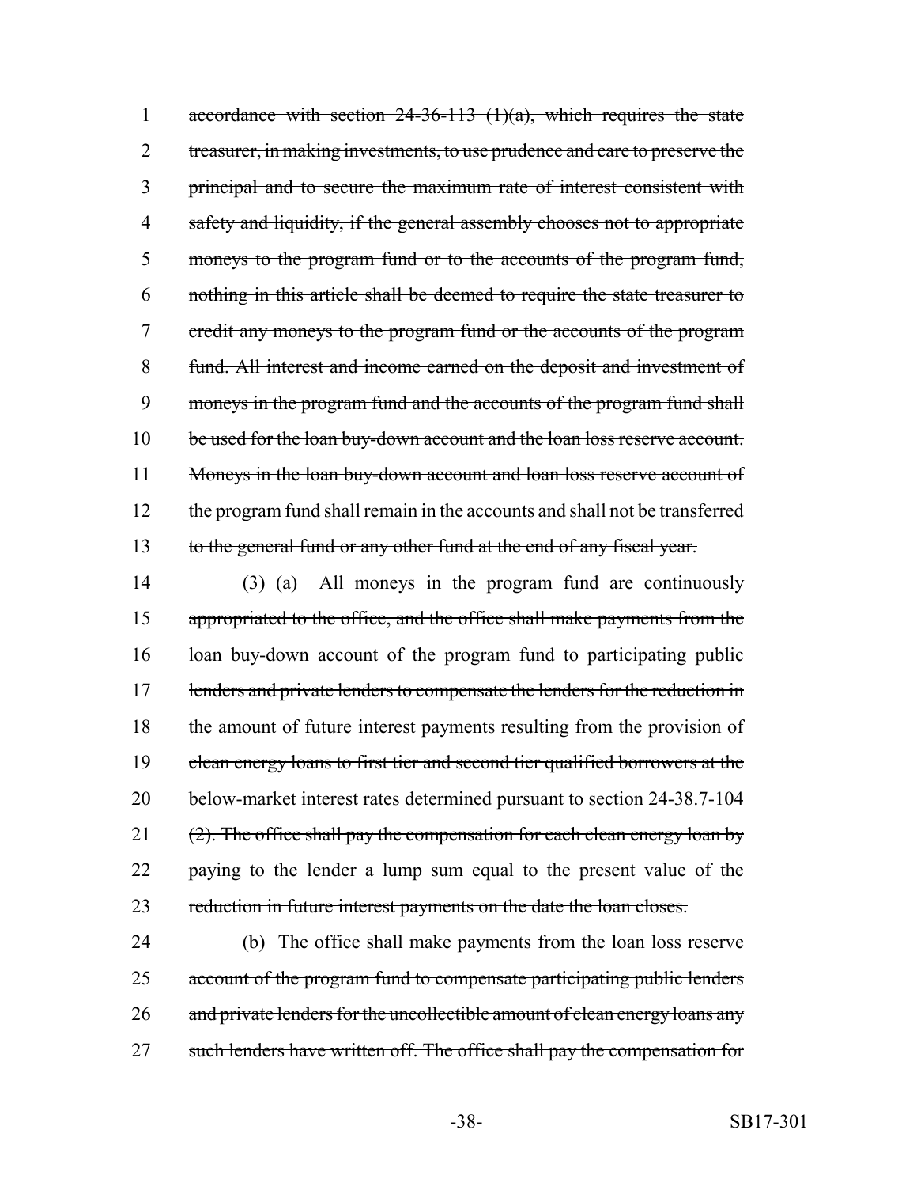~~accordance with section 24-36-113 (1)(a), which requires the state treasurer, in making investments, to use prudence and care to preserve the principal and to secure the maximum rate of interest consistent with safety and liquidity, if the general assembly chooses not to appropriate moneys to the program fund or to the accounts of the program fund, nothing in this article shall be deemed to require the state treasurer to credit any moneys to the program fund or the accounts of the program fund. All interest and income earned on the deposit and investment of moneys in the program fund and the accounts of the program fund shall be used for the loan buy-down account and the loan loss reserve account. Moneys in the loan buy-down account and loan loss reserve account of the program fund shall remain in the accounts and shall not be transferred to the general fund or any other fund at the end of any fiscal year.~~

~~(3) (a) All moneys in the program fund are continuously appropriated to the office, and the office shall make payments from the loan buy-down account of the program fund to participating public lenders and private lenders to compensate the lenders for the reduction in the amount of future interest payments resulting from the provision of clean energy loans to first tier and second tier qualified borrowers at the below-market interest rates determined pursuant to section 24-38.7-104 (2). The office shall pay the compensation for each clean energy loan by paying to the lender a lump sum equal to the present value of the reduction in future interest payments on the date the loan closes.~~

~~(b) The office shall make payments from the loan loss reserve account of the program fund to compensate participating public lenders and private lenders for the uncollectible amount of clean energy loans any such lenders have written off. The office shall pay the compensation for~~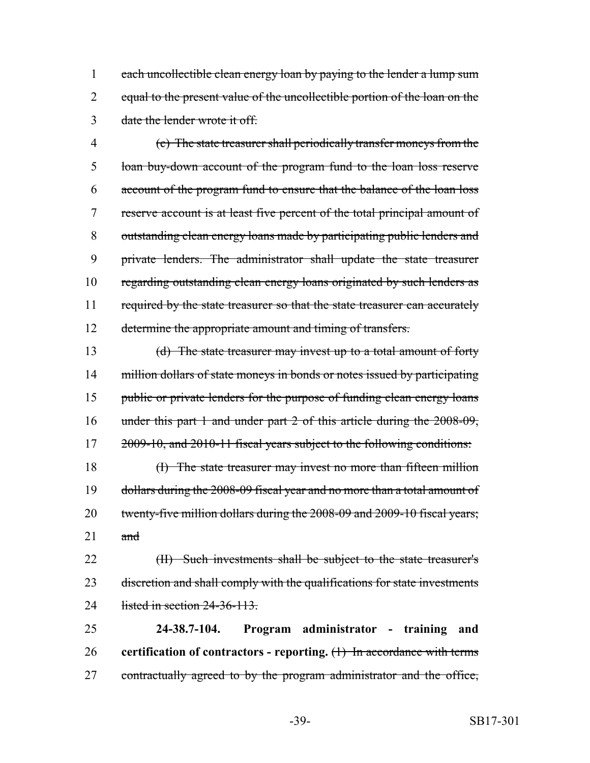1 ~~each uncollectible clean energy loan by paying to the lender a lump sum~~
2 ~~equal to the present value of the uncollectible portion of the loan on the~~
3 ~~date the lender wrote it off.~~

4 ~~(c) The state treasurer shall periodically transfer moneys from the~~
5 ~~loan buy-down account of the program fund to the loan loss reserve~~
6 ~~account of the program fund to ensure that the balance of the loan loss~~
7 ~~reserve account is at least five percent of the total principal amount of~~
8 ~~outstanding clean energy loans made by participating public lenders and~~
9 ~~private lenders. The administrator shall update the state treasurer~~
10 ~~regarding outstanding clean energy loans originated by such lenders as~~
11 ~~required by the state treasurer so that the state treasurer can accurately~~
12 ~~determine the appropriate amount and timing of transfers.~~

13 ~~(d) The state treasurer may invest up to a total amount of forty~~
14 ~~million dollars of state moneys in bonds or notes issued by participating~~
15 ~~public or private lenders for the purpose of funding clean energy loans~~
16 ~~under this part 1 and under part 2 of this article during the 2008-09,~~
17 ~~2009-10, and 2010-11 fiscal years subject to the following conditions:~~

18 ~~(I) The state treasurer may invest no more than fifteen million~~
19 ~~dollars during the 2008-09 fiscal year and no more than a total amount of~~
20 ~~twenty-five million dollars during the 2008-09 and 2009-10 fiscal years;~~
21 ~~and~~

22 ~~(II) Such investments shall be subject to the state treasurer's~~
23 ~~discretion and shall comply with the qualifications for state investments~~
24 ~~listed in section 24-36-113.~~

25 **24-38.7-104. Program administrator - training and**
26 **certification of contractors - reporting.** ~~(1) In accordance with terms~~
27 ~~contractually agreed to by the program administrator and the office,~~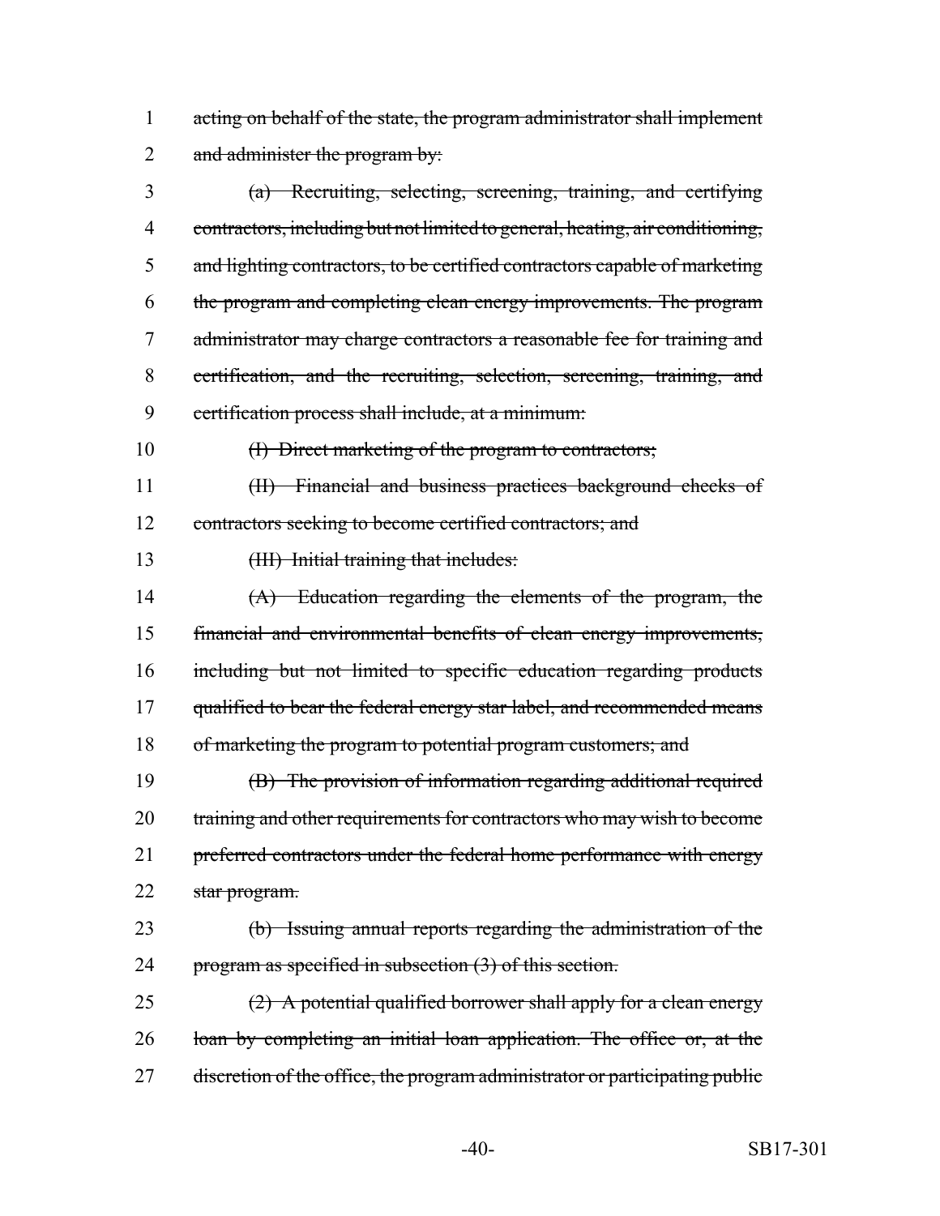1 acting on behalf of the state, the program administrator shall implement
2 and administer the program by:

3 (a) Recruiting, selecting, screening, training, and certifying
4 contractors, including but not limited to general, heating, air conditioning,
5 and lighting contractors, to be certified contractors capable of marketing
6 the program and completing clean energy improvements. The program
7 administrator may charge contractors a reasonable fee for training and
8 certification, and the recruiting, selection, screening, training, and
9 certification process shall include, at a minimum:

10 (I) Direct marketing of the program to contractors;

11 (II) Financial and business practices background checks of
12 contractors seeking to become certified contractors; and

13 (III) Initial training that includes:

14 (A) Education regarding the elements of the program, the
15 financial and environmental benefits of clean energy improvements,
16 including but not limited to specific education regarding products
17 qualified to bear the federal energy star label, and recommended means
18 of marketing the program to potential program customers; and

19 (B) The provision of information regarding additional required
20 training and other requirements for contractors who may wish to become
21 preferred contractors under the federal home performance with energy
22 star program.

23 (b) Issuing annual reports regarding the administration of the
24 program as specified in subsection (3) of this section.

25 (2) A potential qualified borrower shall apply for a clean energy
26 loan by completing an initial loan application. The office or, at the
27 discretion of the office, the program administrator or participating public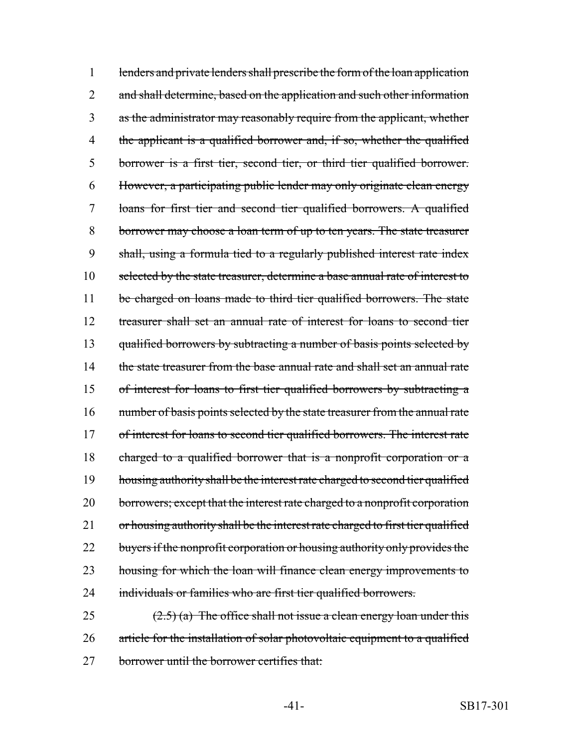lenders and private lenders shall prescribe the form of the loan application and shall determine, based on the application and such other information as the administrator may reasonably require from the applicant, whether the applicant is a qualified borrower and, if so, whether the qualified borrower is a first tier, second tier, or third tier qualified borrower. However, a participating public lender may only originate clean energy loans for first tier and second tier qualified borrowers. A qualified borrower may choose a loan term of up to ten years. The state treasurer shall, using a formula tied to a regularly published interest rate index selected by the state treasurer, determine a base annual rate of interest to be charged on loans made to third tier qualified borrowers. The state treasurer shall set an annual rate of interest for loans to second tier qualified borrowers by subtracting a number of basis points selected by the state treasurer from the base annual rate and shall set an annual rate of interest for loans to first tier qualified borrowers by subtracting a number of basis points selected by the state treasurer from the annual rate of interest for loans to second tier qualified borrowers. The interest rate charged to a qualified borrower that is a nonprofit corporation or a housing authority shall be the interest rate charged to second tier qualified borrowers; except that the interest rate charged to a nonprofit corporation or housing authority shall be the interest rate charged to first tier qualified buyers if the nonprofit corporation or housing authority only provides the housing for which the loan will finance clean energy improvements to individuals or families who are first tier qualified borrowers.

(2.5) (a) The office shall not issue a clean energy loan under this article for the installation of solar photovoltaic equipment to a qualified borrower until the borrower certifies that: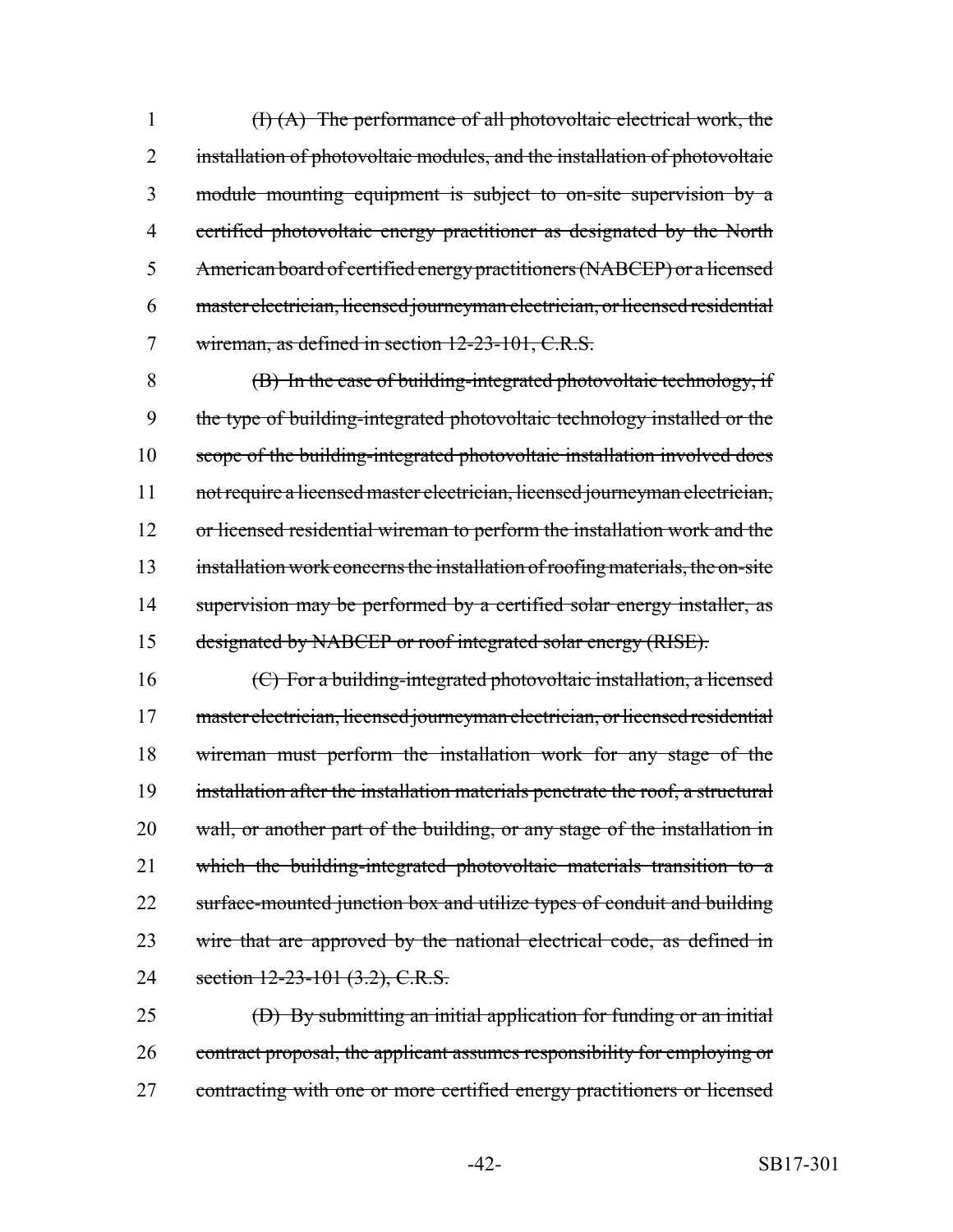(I) (A) The performance of all photovoltaic electrical work, the installation of photovoltaic modules, and the installation of photovoltaic module mounting equipment is subject to on-site supervision by a certified photovoltaic energy practitioner as designated by the North American board of certified energy practitioners (NABCEP) or a licensed master electrician, licensed journeyman electrician, or licensed residential wireman, as defined in section 12-23-101, C.R.S.

(B) In the case of building-integrated photovoltaic technology, if the type of building-integrated photovoltaic technology installed or the scope of the building-integrated photovoltaic installation involved does not require a licensed master electrician, licensed journeyman electrician, or licensed residential wireman to perform the installation work and the installation work concerns the installation of roofing materials, the on-site supervision may be performed by a certified solar energy installer, as designated by NABCEP or roof integrated solar energy (RISE).

(C) For a building-integrated photovoltaic installation, a licensed master electrician, licensed journeyman electrician, or licensed residential wireman must perform the installation work for any stage of the installation after the installation materials penetrate the roof, a structural wall, or another part of the building, or any stage of the installation in which the building-integrated photovoltaic materials transition to a surface-mounted junction box and utilize types of conduit and building wire that are approved by the national electrical code, as defined in section 12-23-101 (3.2), C.R.S.

(D) By submitting an initial application for funding or an initial contract proposal, the applicant assumes responsibility for employing or contracting with one or more certified energy practitioners or licensed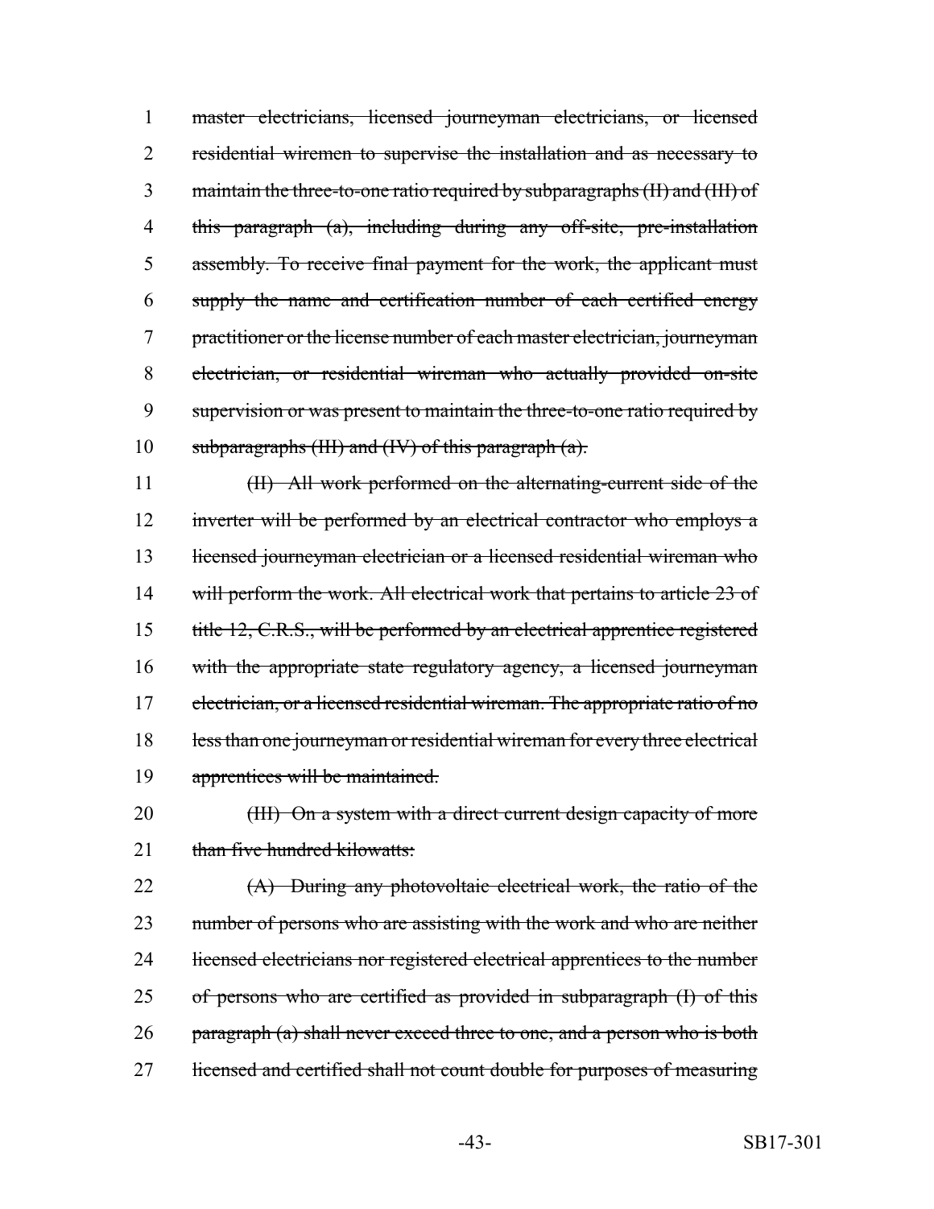master electricians, licensed journeyman electricians, or licensed residential wiremen to supervise the installation and as necessary to maintain the three-to-one ratio required by subparagraphs (II) and (III) of this paragraph (a), including during any off-site, pre-installation assembly. To receive final payment for the work, the applicant must supply the name and certification number of each certified energy practitioner or the license number of each master electrician, journeyman electrician, or residential wireman who actually provided on-site supervision or was present to maintain the three-to-one ratio required by subparagraphs (III) and (IV) of this paragraph (a).

(II) All work performed on the alternating-current side of the inverter will be performed by an electrical contractor who employs a licensed journeyman electrician or a licensed residential wireman who will perform the work. All electrical work that pertains to article 23 of title 12, C.R.S., will be performed by an electrical apprentice registered with the appropriate state regulatory agency, a licensed journeyman electrician, or a licensed residential wireman. The appropriate ratio of no less than one journeyman or residential wireman for every three electrical apprentices will be maintained.

(III) On a system with a direct current design capacity of more than five hundred kilowatts:

(A) During any photovoltaic electrical work, the ratio of the number of persons who are assisting with the work and who are neither licensed electricians nor registered electrical apprentices to the number of persons who are certified as provided in subparagraph (I) of this paragraph (a) shall never exceed three to one, and a person who is both licensed and certified shall not count double for purposes of measuring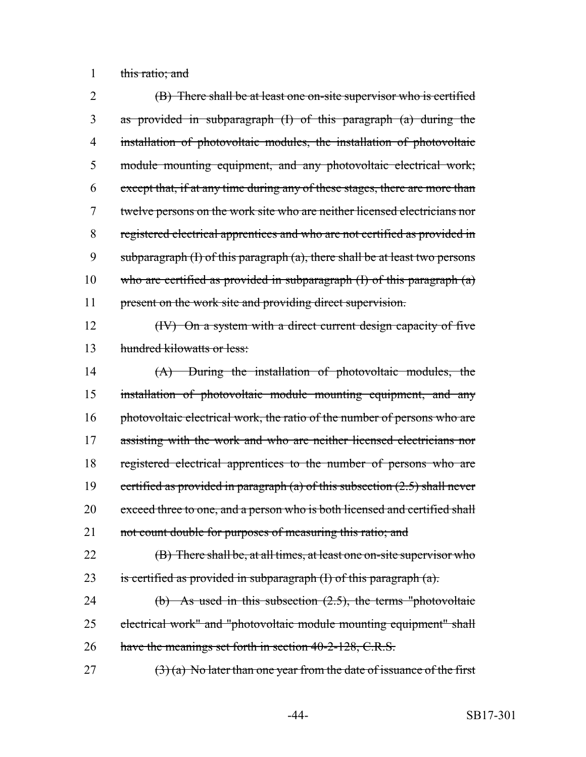1 this ratio; and

2 (B) There shall be at least one on-site supervisor who is certified
3 as provided in subparagraph (I) of this paragraph (a) during the
4 installation of photovoltaic modules, the installation of photovoltaic
5 module mounting equipment, and any photovoltaic electrical work;
6 except that, if at any time during any of these stages, there are more than
7 twelve persons on the work site who are neither licensed electricians nor
8 registered electrical apprentices and who are not certified as provided in
9 subparagraph (I) of this paragraph (a), there shall be at least two persons
10 who are certified as provided in subparagraph (I) of this paragraph (a)
11 present on the work site and providing direct supervision.

12 (IV) On a system with a direct current design capacity of five
13 hundred kilowatts or less:

14 (A) During the installation of photovoltaic modules, the
15 installation of photovoltaic module mounting equipment, and any
16 photovoltaic electrical work, the ratio of the number of persons who are
17 assisting with the work and who are neither licensed electricians nor
18 registered electrical apprentices to the number of persons who are
19 certified as provided in paragraph (a) of this subsection (2.5) shall never
20 exceed three to one, and a person who is both licensed and certified shall
21 not count double for purposes of measuring this ratio; and

22 (B) There shall be, at all times, at least one on-site supervisor who
23 is certified as provided in subparagraph (I) of this paragraph (a).

24 (b) As used in this subsection (2.5), the terms "photovoltaic
25 electrical work" and "photovoltaic module mounting equipment" shall
26 have the meanings set forth in section 40-2-128, C.R.S.

27 (3) (a) No later than one year from the date of issuance of the first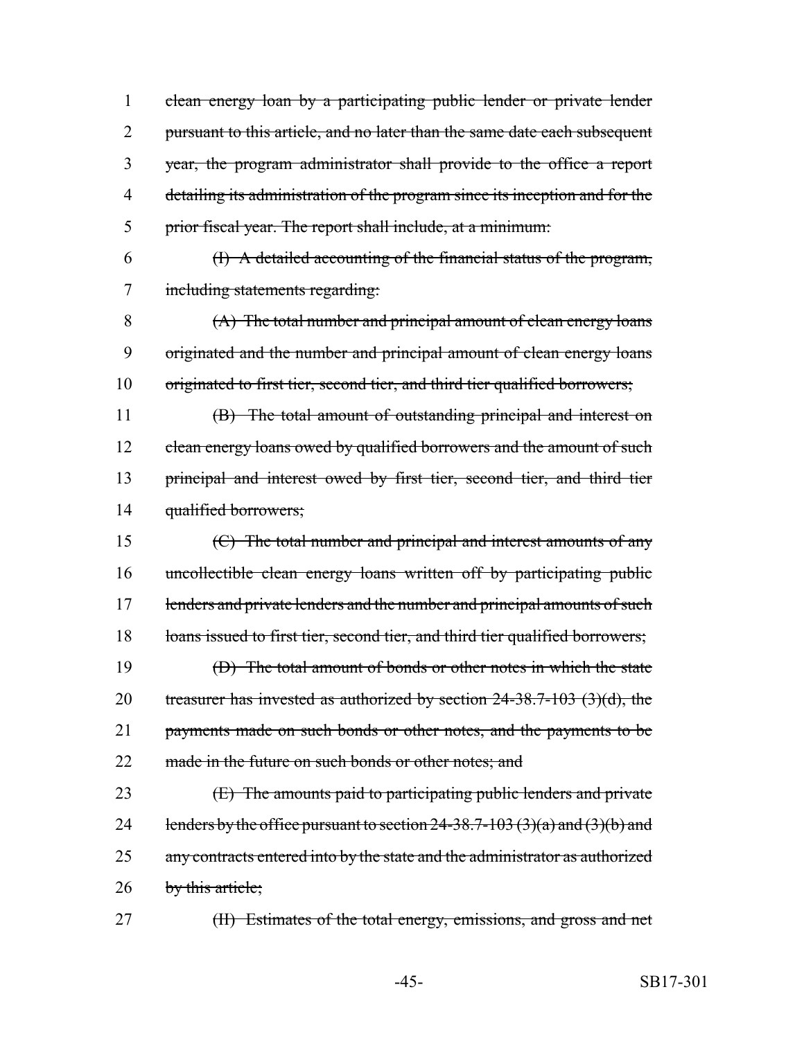1 clean energy loan by a participating public lender or private lender
2 pursuant to this article, and no later than the same date each subsequent
3 year, the program administrator shall provide to the office a report
4 detailing its administration of the program since its inception and for the
5 prior fiscal year. The report shall include, at a minimum:

6 (I) A detailed accounting of the financial status of the program,
7 including statements regarding:

8 (A) The total number and principal amount of clean energy loans
9 originated and the number and principal amount of clean energy loans
10 originated to first tier, second tier, and third tier qualified borrowers;

11 (B) The total amount of outstanding principal and interest on
12 clean energy loans owed by qualified borrowers and the amount of such
13 principal and interest owed by first tier, second tier, and third tier
14 qualified borrowers;

15 (C) The total number and principal and interest amounts of any
16 uncollectible clean energy loans written off by participating public
17 lenders and private lenders and the number and principal amounts of such
18 loans issued to first tier, second tier, and third tier qualified borrowers;

19 (D) The total amount of bonds or other notes in which the state
20 treasurer has invested as authorized by section 24-38.7-103 (3)(d), the
21 payments made on such bonds or other notes, and the payments to be
22 made in the future on such bonds or other notes; and

23 (E) The amounts paid to participating public lenders and private
24 lenders by the office pursuant to section 24-38.7-103 (3)(a) and (3)(b) and
25 any contracts entered into by the state and the administrator as authorized
26 by this article;

27 (II) Estimates of the total energy, emissions, and gross and net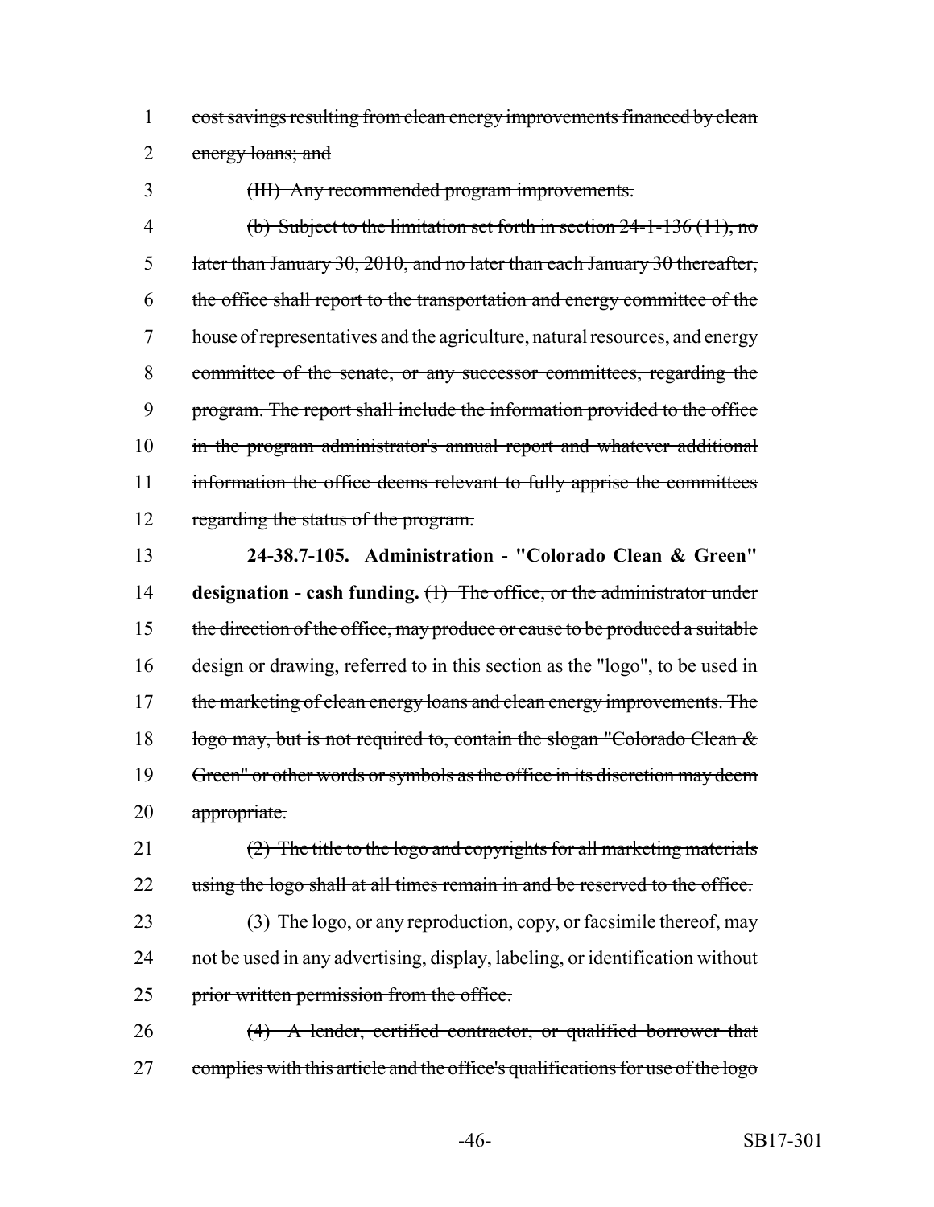cost savings resulting from clean energy improvements financed by clean energy loans; and

(III) Any recommended program improvements.

(b) Subject to the limitation set forth in section 24-1-136 (11), no later than January 30, 2010, and no later than each January 30 thereafter, the office shall report to the transportation and energy committee of the house of representatives and the agriculture, natural resources, and energy committee of the senate, or any successor committees, regarding the program. The report shall include the information provided to the office in the program administrator's annual report and whatever additional information the office deems relevant to fully apprise the committees regarding the status of the program.

**24-38.7-105. Administration - "Colorado Clean & Green" designation - cash funding.** (1) The office, or the administrator under the direction of the office, may produce or cause to be produced a suitable design or drawing, referred to in this section as the "logo", to be used in the marketing of clean energy loans and clean energy improvements. The logo may, but is not required to, contain the slogan "Colorado Clean & Green" or other words or symbols as the office in its discretion may deem appropriate.

(2) The title to the logo and copyrights for all marketing materials using the logo shall at all times remain in and be reserved to the office.

(3) The logo, or any reproduction, copy, or facsimile thereof, may not be used in any advertising, display, labeling, or identification without prior written permission from the office.

(4) A lender, certified contractor, or qualified borrower that complies with this article and the office's qualifications for use of the logo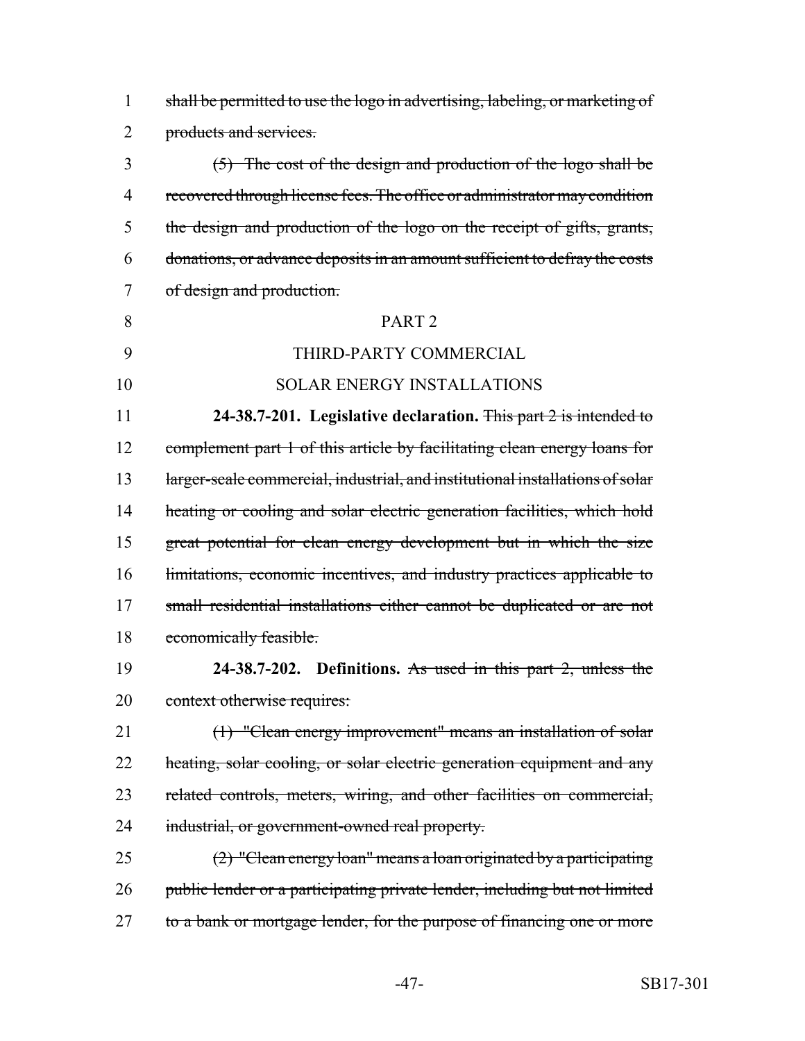shall be permitted to use the logo in advertising, labeling, or marketing of products and services.

(5) The cost of the design and production of the logo shall be recovered through license fees. The office or administrator may condition the design and production of the logo on the receipt of gifts, grants, donations, or advance deposits in an amount sufficient to defray the costs of design and production.

PART 2

THIRD-PARTY COMMERCIAL

SOLAR ENERGY INSTALLATIONS

**24-38.7-201. Legislative declaration.** This part 2 is intended to complement part 1 of this article by facilitating clean energy loans for larger-scale commercial, industrial, and institutional installations of solar heating or cooling and solar electric generation facilities, which hold great potential for clean energy development but in which the size limitations, economic incentives, and industry practices applicable to small residential installations either cannot be duplicated or are not economically feasible.

**24-38.7-202. Definitions.** As used in this part 2, unless the context otherwise requires:

(1) "Clean energy improvement" means an installation of solar heating, solar cooling, or solar electric generation equipment and any related controls, meters, wiring, and other facilities on commercial, industrial, or government-owned real property.

(2) "Clean energy loan" means a loan originated by a participating public lender or a participating private lender, including but not limited to a bank or mortgage lender, for the purpose of financing one or more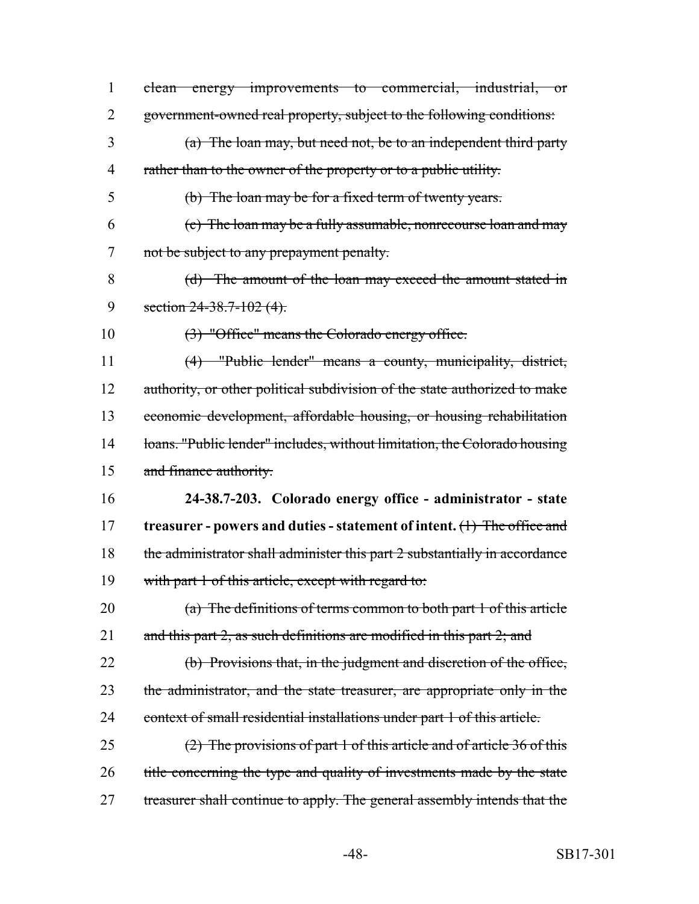~~clean energy improvements to commercial, industrial, or government-owned real property, subject to the following conditions:~~

~~(a) The loan may, but need not, be to an independent third party rather than to the owner of the property or to a public utility.~~

~~(b) The loan may be for a fixed term of twenty years.~~

~~(c) The loan may be a fully assumable, nonrecourse loan and may not be subject to any prepayment penalty.~~

~~(d) The amount of the loan may exceed the amount stated in section 24-38.7-102 (4).~~

~~(3) "Office" means the Colorado energy office.~~

~~(4) "Public lender" means a county, municipality, district, authority, or other political subdivision of the state authorized to make economic development, affordable housing, or housing rehabilitation loans. "Public lender" includes, without limitation, the Colorado housing and finance authority.~~

**24-38.7-203. Colorado energy office - administrator - state treasurer - powers and duties - statement of intent.** ~~(1) The office and the administrator shall administer this part 2 substantially in accordance with part 1 of this article, except with regard to:~~

~~(a) The definitions of terms common to both part 1 of this article and this part 2, as such definitions are modified in this part 2; and~~

~~(b) Provisions that, in the judgment and discretion of the office, the administrator, and the state treasurer, are appropriate only in the context of small residential installations under part 1 of this article.~~

~~(2) The provisions of part 1 of this article and of article 36 of this title concerning the type and quality of investments made by the state treasurer shall continue to apply. The general assembly intends that the~~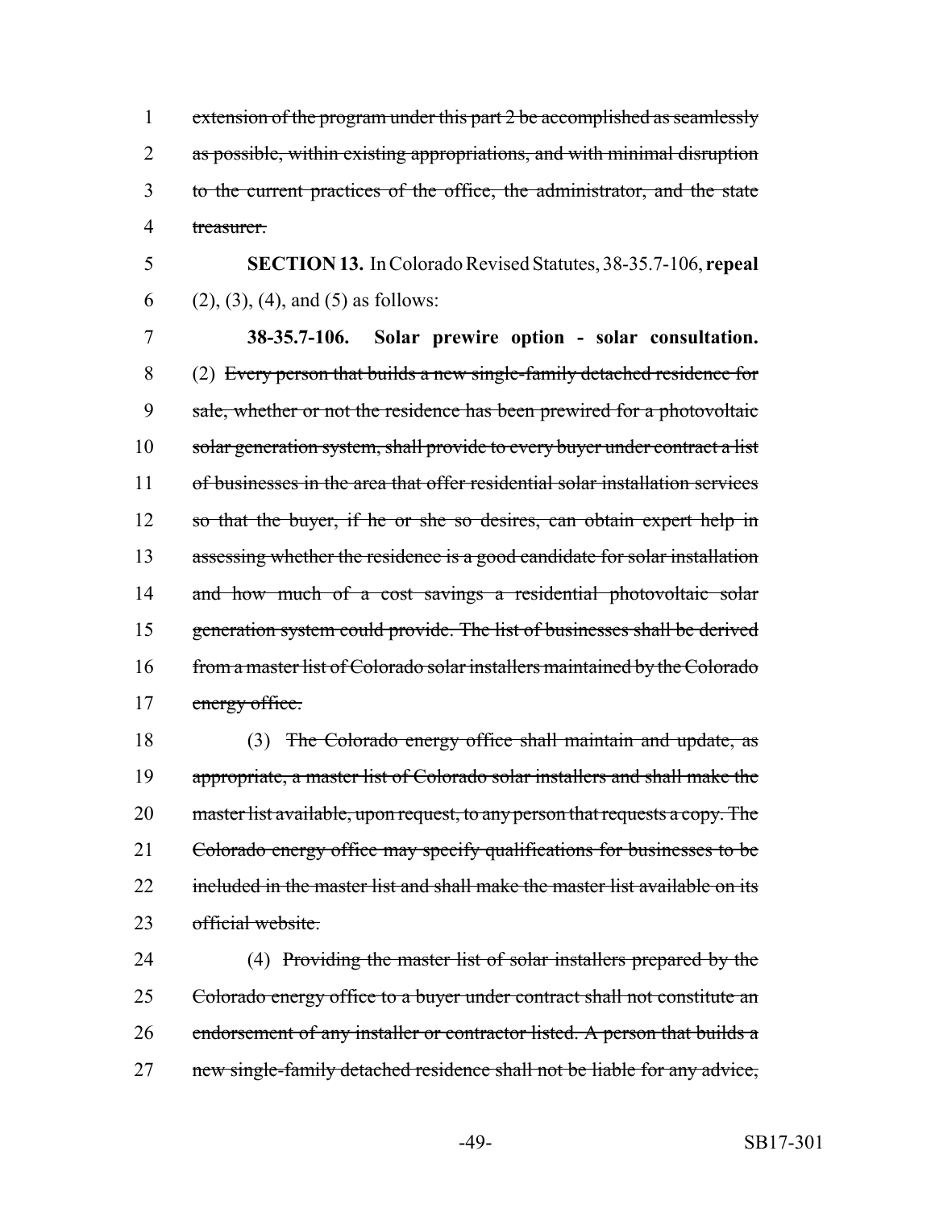~~extension of the program under this part 2 be accomplished as seamlessly as possible, within existing appropriations, and with minimal disruption to the current practices of the office, the administrator, and the state treasurer.~~

**SECTION 13.** In Colorado Revised Statutes, 38-35.7-106, **repeal** (2), (3), (4), and (5) as follows:

**38-35.7-106. Solar prewire option - solar consultation.** (2) ~~Every person that builds a new single-family detached residence for sale, whether or not the residence has been prewired for a photovoltaic solar generation system, shall provide to every buyer under contract a list of businesses in the area that offer residential solar installation services so that the buyer, if he or she so desires, can obtain expert help in assessing whether the residence is a good candidate for solar installation and how much of a cost savings a residential photovoltaic solar generation system could provide. The list of businesses shall be derived from a master list of Colorado solar installers maintained by the Colorado energy office.~~

(3) ~~The Colorado energy office shall maintain and update, as appropriate, a master list of Colorado solar installers and shall make the master list available, upon request, to any person that requests a copy. The Colorado energy office may specify qualifications for businesses to be included in the master list and shall make the master list available on its official website.~~

(4) ~~Providing the master list of solar installers prepared by the Colorado energy office to a buyer under contract shall not constitute an endorsement of any installer or contractor listed. A person that builds a new single-family detached residence shall not be liable for any advice,~~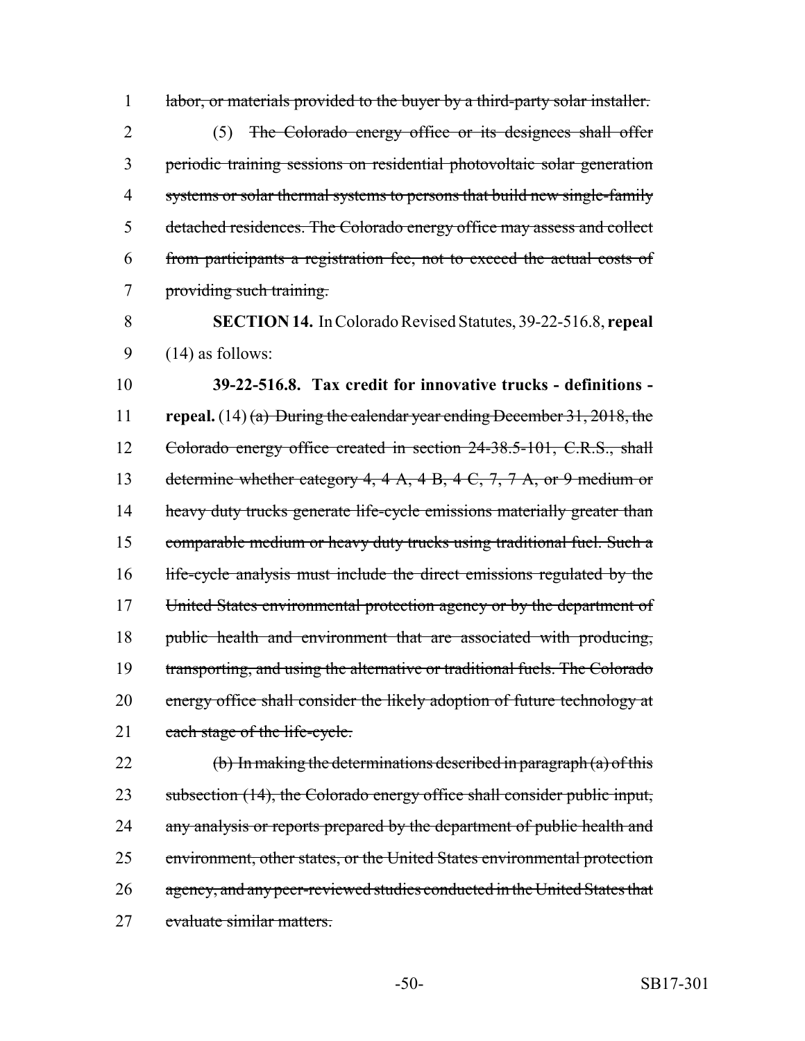labor, or materials provided to the buyer by a third-party solar installer.

(5) ~~The Colorado energy office or its designees shall offer periodic training sessions on residential photovoltaic solar generation systems or solar thermal systems to persons that build new single-family detached residences. The Colorado energy office may assess and collect from participants a registration fee, not to exceed the actual costs of providing such training.~~

**SECTION 14.** In Colorado Revised Statutes, 39-22-516.8, **repeal** (14) as follows:

**39-22-516.8. Tax credit for innovative trucks - definitions - repeal.** (14) ~~(a) During the calendar year ending December 31, 2018, the Colorado energy office created in section 24-38.5-101, C.R.S., shall determine whether category 4, 4 A, 4 B, 4 C, 7, 7 A, or 9 medium or heavy duty trucks generate life-cycle emissions materially greater than comparable medium or heavy duty trucks using traditional fuel. Such a life-cycle analysis must include the direct emissions regulated by the United States environmental protection agency or by the department of public health and environment that are associated with producing, transporting, and using the alternative or traditional fuels. The Colorado energy office shall consider the likely adoption of future technology at each stage of the life-cycle.~~

~~(b) In making the determinations described in paragraph (a) of this subsection (14), the Colorado energy office shall consider public input, any analysis or reports prepared by the department of public health and environment, other states, or the United States environmental protection agency, and any peer-reviewed studies conducted in the United States that evaluate similar matters.~~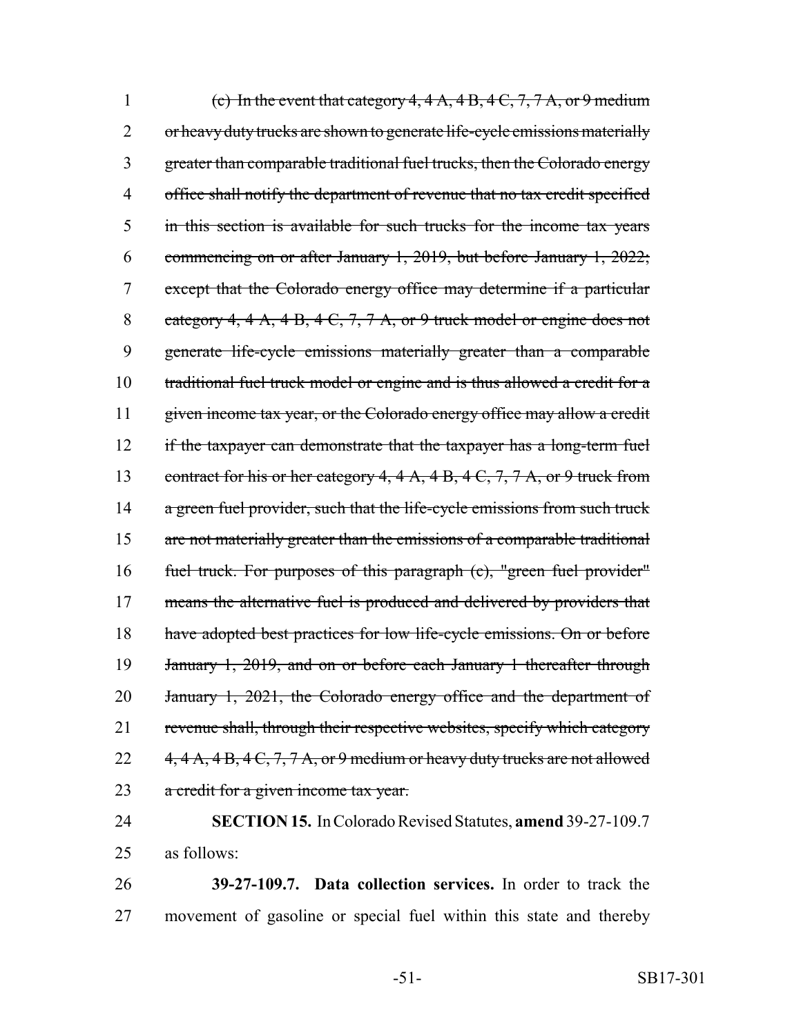~~(c) In the event that category 4, 4 A, 4 B, 4 C, 7, 7 A, or 9 medium or heavy duty trucks are shown to generate life-cycle emissions materially greater than comparable traditional fuel trucks, then the Colorado energy office shall notify the department of revenue that no tax credit specified in this section is available for such trucks for the income tax years commencing on or after January 1, 2019, but before January 1, 2022; except that the Colorado energy office may determine if a particular category 4, 4 A, 4 B, 4 C, 7, 7 A, or 9 truck model or engine does not generate life-cycle emissions materially greater than a comparable traditional fuel truck model or engine and is thus allowed a credit for a given income tax year, or the Colorado energy office may allow a credit if the taxpayer can demonstrate that the taxpayer has a long-term fuel contract for his or her category 4, 4 A, 4 B, 4 C, 7, 7 A, or 9 truck from a green fuel provider, such that the life-cycle emissions from such truck are not materially greater than the emissions of a comparable traditional fuel truck. For purposes of this paragraph (c), "green fuel provider" means the alternative fuel is produced and delivered by providers that have adopted best practices for low life-cycle emissions. On or before January 1, 2019, and on or before each January 1 thereafter through January 1, 2021, the Colorado energy office and the department of revenue shall, through their respective websites, specify which category 4, 4 A, 4 B, 4 C, 7, 7 A, or 9 medium or heavy duty trucks are not allowed a credit for a given income tax year.~~

**SECTION 15.** In Colorado Revised Statutes, **amend** 39-27-109.7 as follows:

**39-27-109.7. Data collection services.** In order to track the movement of gasoline or special fuel within this state and thereby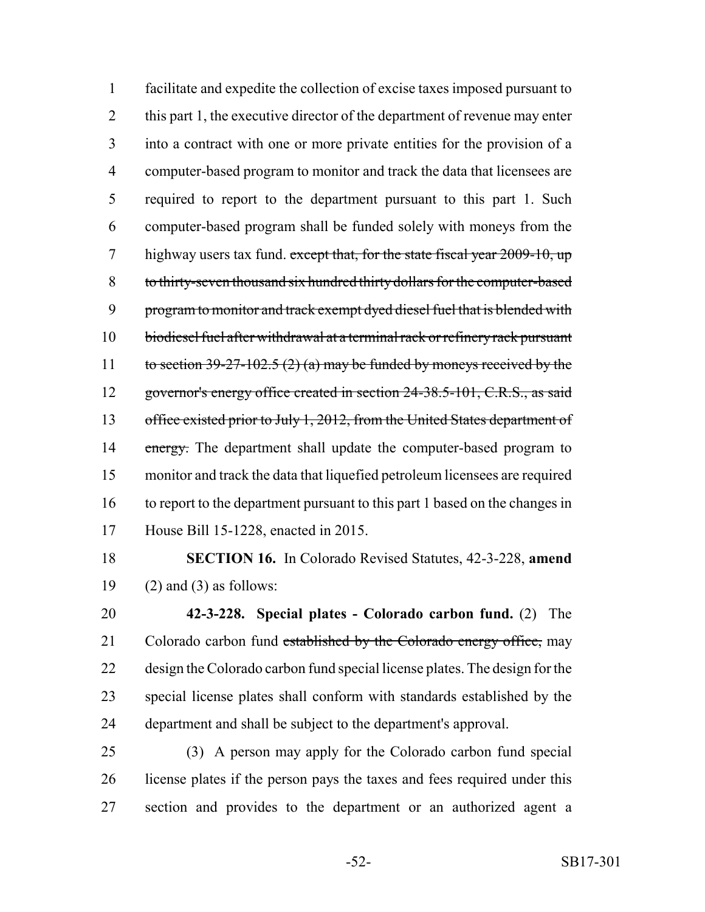facilitate and expedite the collection of excise taxes imposed pursuant to this part 1, the executive director of the department of revenue may enter into a contract with one or more private entities for the provision of a computer-based program to monitor and track the data that licensees are required to report to the department pursuant to this part 1. Such computer-based program shall be funded solely with moneys from the highway users tax fund. ~~except that, for the state fiscal year 2009-10, up to thirty-seven thousand six hundred thirty dollars for the computer-based program to monitor and track exempt dyed diesel fuel that is blended with biodiesel fuel after withdrawal at a terminal rack or refinery rack pursuant to section 39-27-102.5 (2) (a) may be funded by moneys received by the governor's energy office created in section 24-38.5-101, C.R.S., as said office existed prior to July 1, 2012, from the United States department of energy.~~ The department shall update the computer-based program to monitor and track the data that liquefied petroleum licensees are required to report to the department pursuant to this part 1 based on the changes in House Bill 15-1228, enacted in 2015.

**SECTION 16.** In Colorado Revised Statutes, 42-3-228, **amend** (2) and (3) as follows:

**42-3-228. Special plates - Colorado carbon fund.** (2) The Colorado carbon fund ~~established by the Colorado energy office,~~ may design the Colorado carbon fund special license plates. The design for the special license plates shall conform with standards established by the department and shall be subject to the department's approval.

(3) A person may apply for the Colorado carbon fund special license plates if the person pays the taxes and fees required under this section and provides to the department or an authorized agent a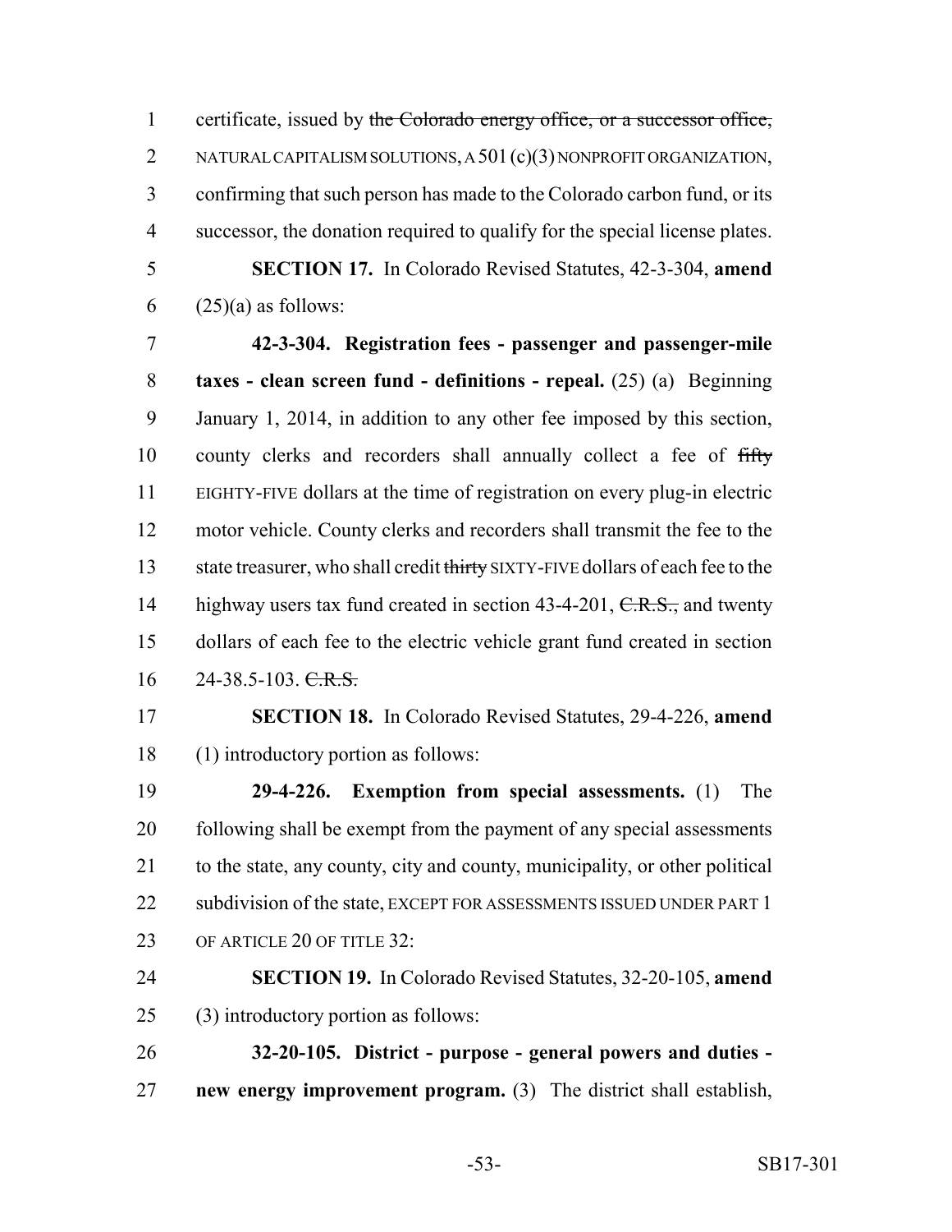certificate, issued by ~~the Colorado energy office, or a successor office,~~ NATURAL CAPITALISM SOLUTIONS, A 501 (c)(3) NONPROFIT ORGANIZATION, confirming that such person has made to the Colorado carbon fund, or its successor, the donation required to qualify for the special license plates.

**SECTION 17.** In Colorado Revised Statutes, 42-3-304, **amend** (25)(a) as follows:

**42-3-304. Registration fees - passenger and passenger-mile taxes - clean screen fund - definitions - repeal.** (25) (a) Beginning January 1, 2014, in addition to any other fee imposed by this section, county clerks and recorders shall annually collect a fee of ~~fifty~~ EIGHTY-FIVE dollars at the time of registration on every plug-in electric motor vehicle. County clerks and recorders shall transmit the fee to the state treasurer, who shall credit ~~thirty~~ SIXTY-FIVE dollars of each fee to the highway users tax fund created in section 43-4-201, ~~C.R.S.,~~ and twenty dollars of each fee to the electric vehicle grant fund created in section 24-38.5-103. ~~C.R.S.~~

**SECTION 18.** In Colorado Revised Statutes, 29-4-226, **amend** (1) introductory portion as follows:

**29-4-226. Exemption from special assessments.** (1) The following shall be exempt from the payment of any special assessments to the state, any county, city and county, municipality, or other political subdivision of the state, EXCEPT FOR ASSESSMENTS ISSUED UNDER PART 1 OF ARTICLE 20 OF TITLE 32:

**SECTION 19.** In Colorado Revised Statutes, 32-20-105, **amend** (3) introductory portion as follows:

**32-20-105. District - purpose - general powers and duties - new energy improvement program.** (3) The district shall establish,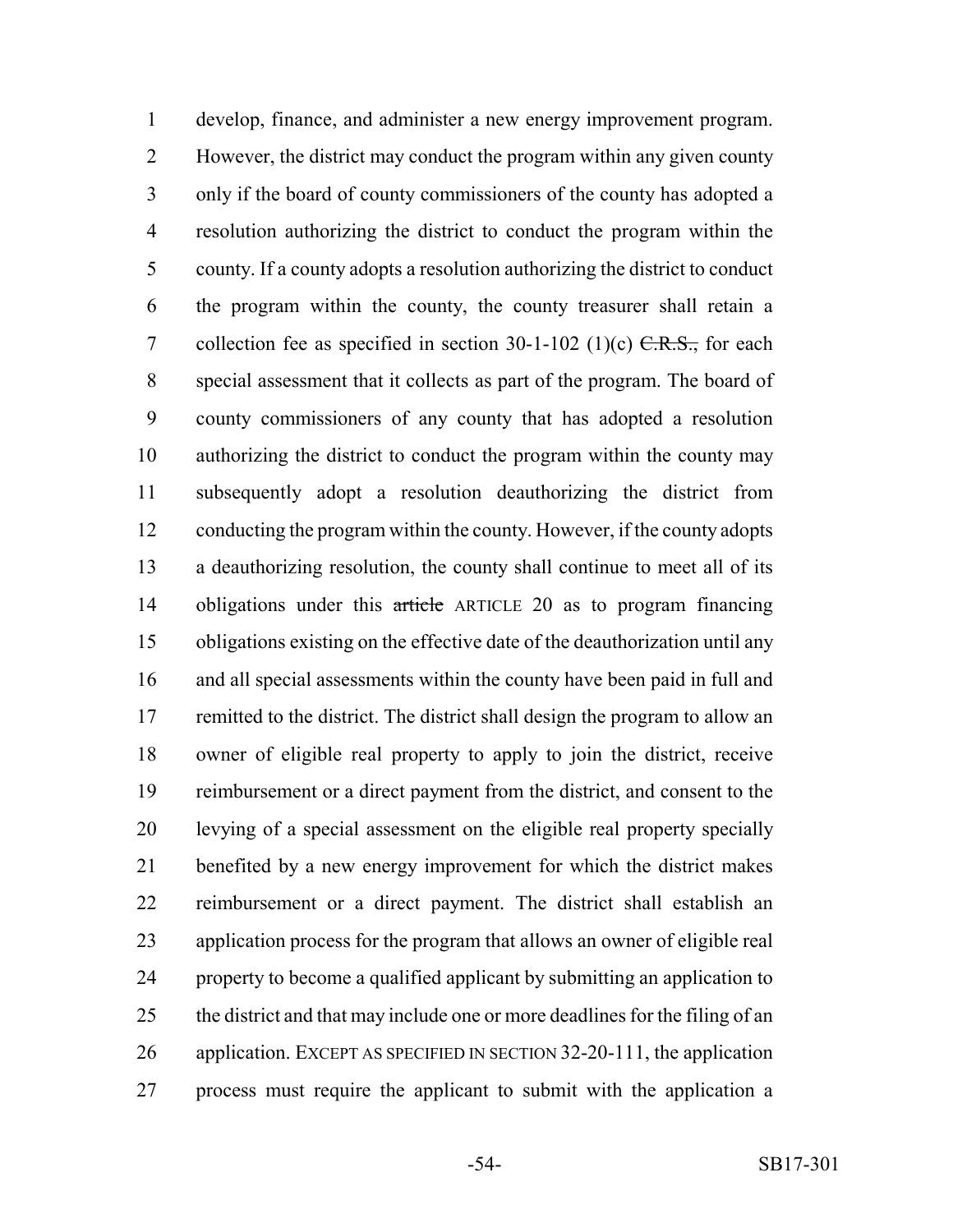develop, finance, and administer a new energy improvement program. However, the district may conduct the program within any given county only if the board of county commissioners of the county has adopted a resolution authorizing the district to conduct the program within the county. If a county adopts a resolution authorizing the district to conduct the program within the county, the county treasurer shall retain a collection fee as specified in section 30-1-102 (1)(c) ~~C.R.S.,~~ for each special assessment that it collects as part of the program. The board of county commissioners of any county that has adopted a resolution authorizing the district to conduct the program within the county may subsequently adopt a resolution deauthorizing the district from conducting the program within the county. However, if the county adopts a deauthorizing resolution, the county shall continue to meet all of its obligations under this ~~article~~ ARTICLE 20 as to program financing obligations existing on the effective date of the deauthorization until any and all special assessments within the county have been paid in full and remitted to the district. The district shall design the program to allow an owner of eligible real property to apply to join the district, receive reimbursement or a direct payment from the district, and consent to the levying of a special assessment on the eligible real property specially benefited by a new energy improvement for which the district makes reimbursement or a direct payment. The district shall establish an application process for the program that allows an owner of eligible real property to become a qualified applicant by submitting an application to the district and that may include one or more deadlines for the filing of an application. EXCEPT AS SPECIFIED IN SECTION 32-20-111, the application process must require the applicant to submit with the application a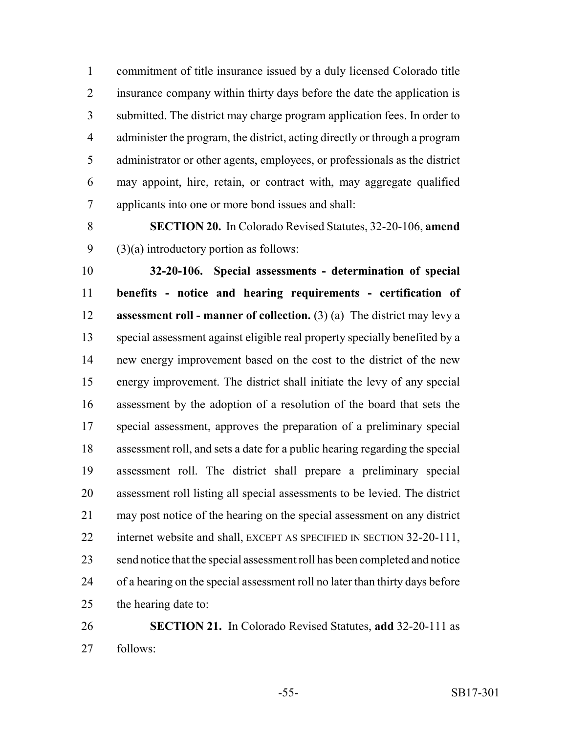commitment of title insurance issued by a duly licensed Colorado title insurance company within thirty days before the date the application is submitted. The district may charge program application fees. In order to administer the program, the district, acting directly or through a program administrator or other agents, employees, or professionals as the district may appoint, hire, retain, or contract with, may aggregate qualified applicants into one or more bond issues and shall:

**SECTION 20.** In Colorado Revised Statutes, 32-20-106, **amend** (3)(a) introductory portion as follows:

**32-20-106. Special assessments - determination of special benefits - notice and hearing requirements - certification of assessment roll - manner of collection.** (3) (a) The district may levy a special assessment against eligible real property specially benefited by a new energy improvement based on the cost to the district of the new energy improvement. The district shall initiate the levy of any special assessment by the adoption of a resolution of the board that sets the special assessment, approves the preparation of a preliminary special assessment roll, and sets a date for a public hearing regarding the special assessment roll. The district shall prepare a preliminary special assessment roll listing all special assessments to be levied. The district may post notice of the hearing on the special assessment on any district internet website and shall, EXCEPT AS SPECIFIED IN SECTION 32-20-111, send notice that the special assessment roll has been completed and notice of a hearing on the special assessment roll no later than thirty days before the hearing date to:

**SECTION 21.** In Colorado Revised Statutes, **add** 32-20-111 as follows: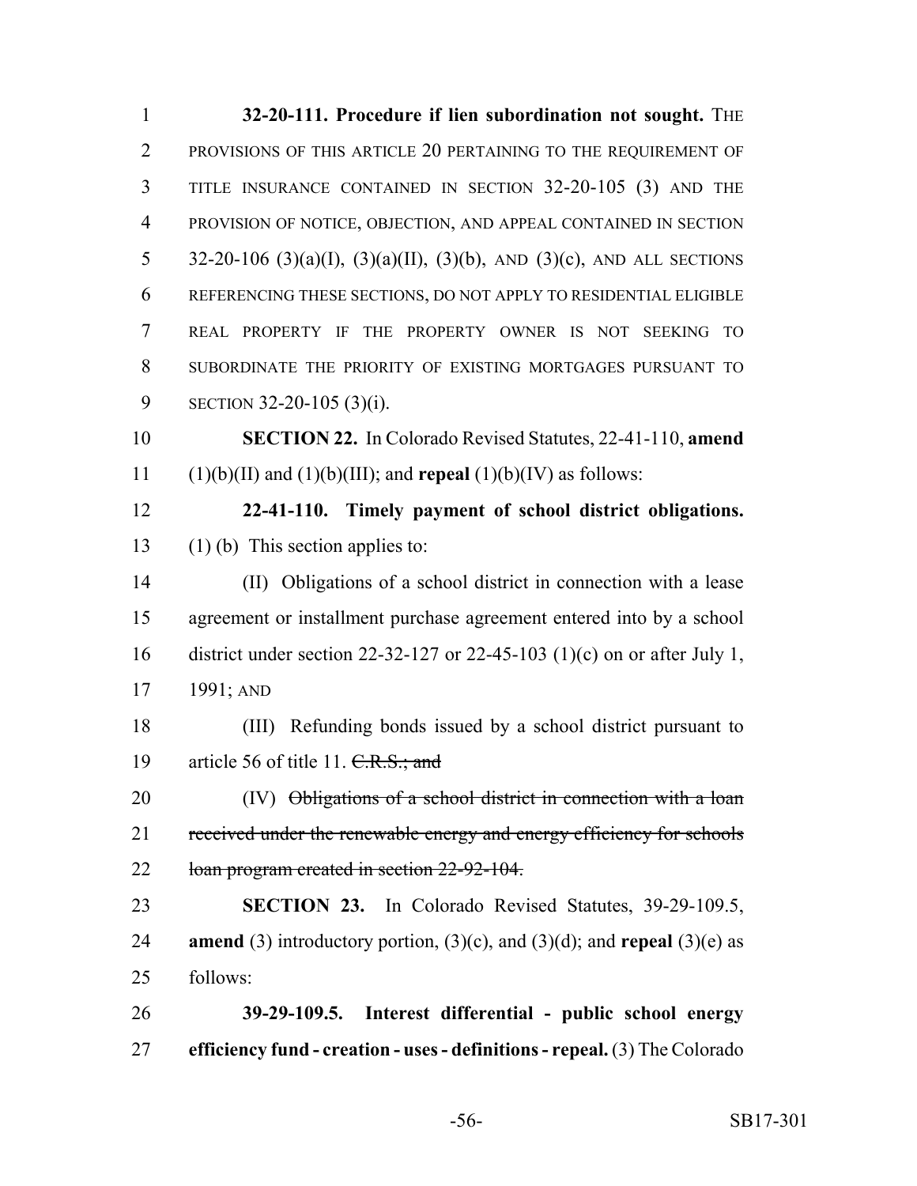**32-20-111. Procedure if lien subordination not sought.** THE PROVISIONS OF THIS ARTICLE 20 PERTAINING TO THE REQUIREMENT OF TITLE INSURANCE CONTAINED IN SECTION 32-20-105 (3) AND THE PROVISION OF NOTICE, OBJECTION, AND APPEAL CONTAINED IN SECTION 32-20-106 (3)(a)(I), (3)(a)(II), (3)(b), AND (3)(c), AND ALL SECTIONS REFERENCING THESE SECTIONS, DO NOT APPLY TO RESIDENTIAL ELIGIBLE REAL PROPERTY IF THE PROPERTY OWNER IS NOT SEEKING TO SUBORDINATE THE PRIORITY OF EXISTING MORTGAGES PURSUANT TO SECTION 32-20-105 (3)(i).

**SECTION 22.** In Colorado Revised Statutes, 22-41-110, **amend** (1)(b)(II) and (1)(b)(III); and **repeal** (1)(b)(IV) as follows:

**22-41-110. Timely payment of school district obligations.** (1) (b) This section applies to:

(II) Obligations of a school district in connection with a lease agreement or installment purchase agreement entered into by a school district under section 22-32-127 or 22-45-103 (1)(c) on or after July 1, 1991; AND

(III) Refunding bonds issued by a school district pursuant to article 56 of title 11. ~~C.R.S.; and~~

(IV) ~~Obligations of a school district in connection with a loan received under the renewable energy and energy efficiency for schools loan program created in section 22-92-104.~~

**SECTION 23.** In Colorado Revised Statutes, 39-29-109.5, **amend** (3) introductory portion, (3)(c), and (3)(d); and **repeal** (3)(e) as follows:

**39-29-109.5. Interest differential - public school energy efficiency fund - creation - uses - definitions - repeal.** (3) The Colorado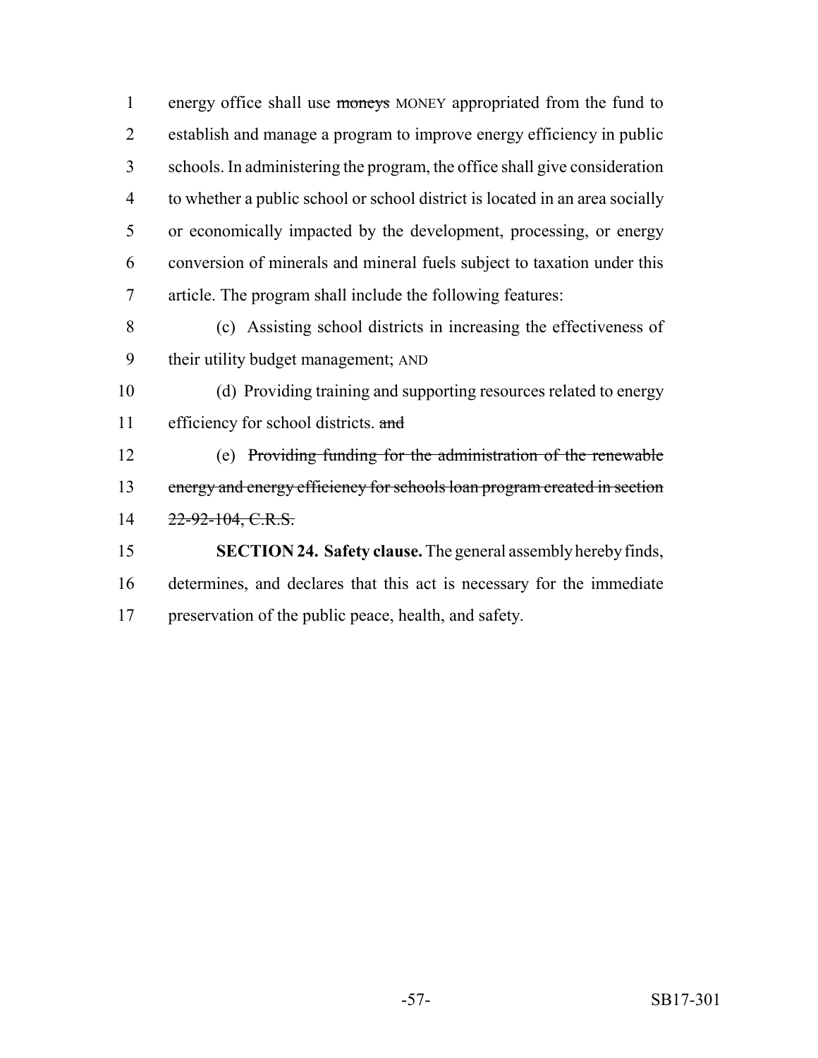energy office shall use ~~moneys~~ MONEY appropriated from the fund to establish and manage a program to improve energy efficiency in public schools. In administering the program, the office shall give consideration to whether a public school or school district is located in an area socially or economically impacted by the development, processing, or energy conversion of minerals and mineral fuels subject to taxation under this article. The program shall include the following features:

(c) Assisting school districts in increasing the effectiveness of their utility budget management; AND

(d) Providing training and supporting resources related to energy efficiency for school districts. ~~and~~

(e) ~~Providing funding for the administration of the renewable energy and energy efficiency for schools loan program created in section 22-92-104, C.R.S.~~

**SECTION 24. Safety clause.** The general assembly hereby finds, determines, and declares that this act is necessary for the immediate preservation of the public peace, health, and safety.